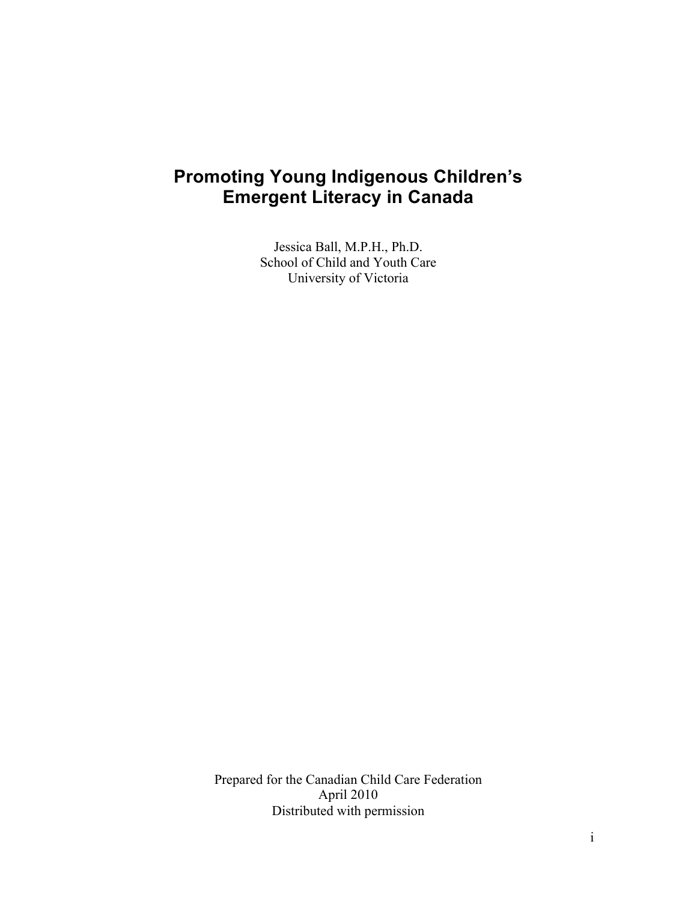# Promoting Young Indigenous Children's Emergent Literacy in Canada

Jessica Ball, M.P.H., Ph.D.
School of Child and Youth Care
University of Victoria

Prepared for the Canadian Child Care Federation
April 2010
Distributed with permission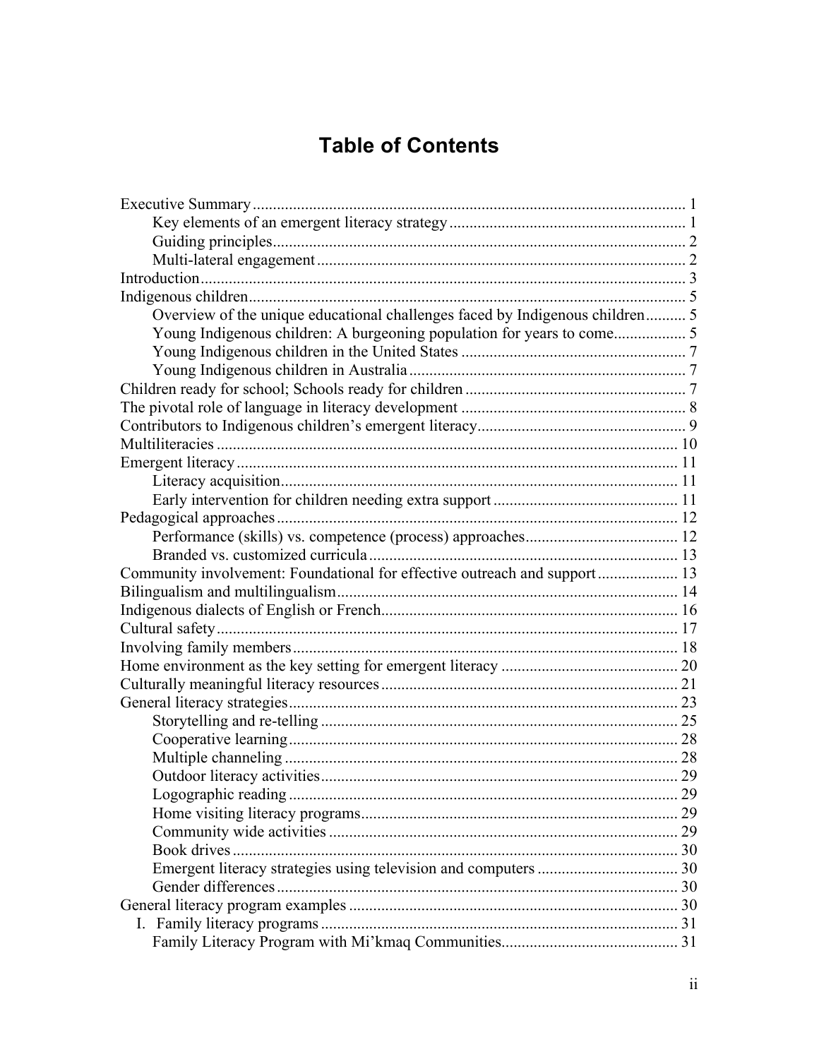# Table of Contents

Executive Summary ........................................................................................................ 1
- Key elements of an emergent literacy strategy ........................................................ 1
- Guiding principles.................................................................................................... 2
- Multi-lateral engagement ......................................................................................... 2

Introduction ..................................................................................................................... 3

Indigenous children ......................................................................................................... 5
- Overview of the unique educational challenges faced by Indigenous children.......... 5
- Young Indigenous children: A burgeoning population for years to come................. 5
- Young Indigenous children in the United States ...................................................... 7
- Young Indigenous children in Australia ................................................................... 7

Children ready for school; Schools ready for children ..................................................... 7

The pivotal role of language in literacy development ...................................................... 8

Contributors to Indigenous children's emergent literacy.................................................. 9

Multiliteracies ................................................................................................................ 10

Emergent literacy ........................................................................................................... 11
- Literacy acquisition................................................................................................ 11
- Early intervention for children needing extra support ............................................ 11

Pedagogical approaches ................................................................................................. 12
- Performance (skills) vs. competence (process) approaches..................................... 12
- Branded vs. customized curricula .......................................................................... 13

Community involvement: Foundational for effective outreach and support ................... 13

Bilingualism and multilingualism................................................................................... 14

Indigenous dialects of English or French........................................................................ 16

Cultural safety ................................................................................................................ 17

Involving family members .............................................................................................. 18

Home environment as the key setting for emergent literacy ........................................... 20

Culturally meaningful literacy resources ........................................................................ 21

General literacy strategies .............................................................................................. 23
- Storytelling and re-telling ...................................................................................... 25
- Cooperative learning.............................................................................................. 28
- Multiple channeling ............................................................................................... 28
- Outdoor literacy activities...................................................................................... 29
- Logographic reading .............................................................................................. 29
- Home visiting literacy programs............................................................................ 29
- Community wide activities .................................................................................... 29
- Book drives ........................................................................................................... 30
- Emergent literacy strategies using television and computers ................................. 30
- Gender differences ................................................................................................. 30

General literacy program examples ............................................................................... 30
- I. Family literacy programs ..................................................................................... 31
  - Family Literacy Program with Mi'kmaq Communities.......................................... 31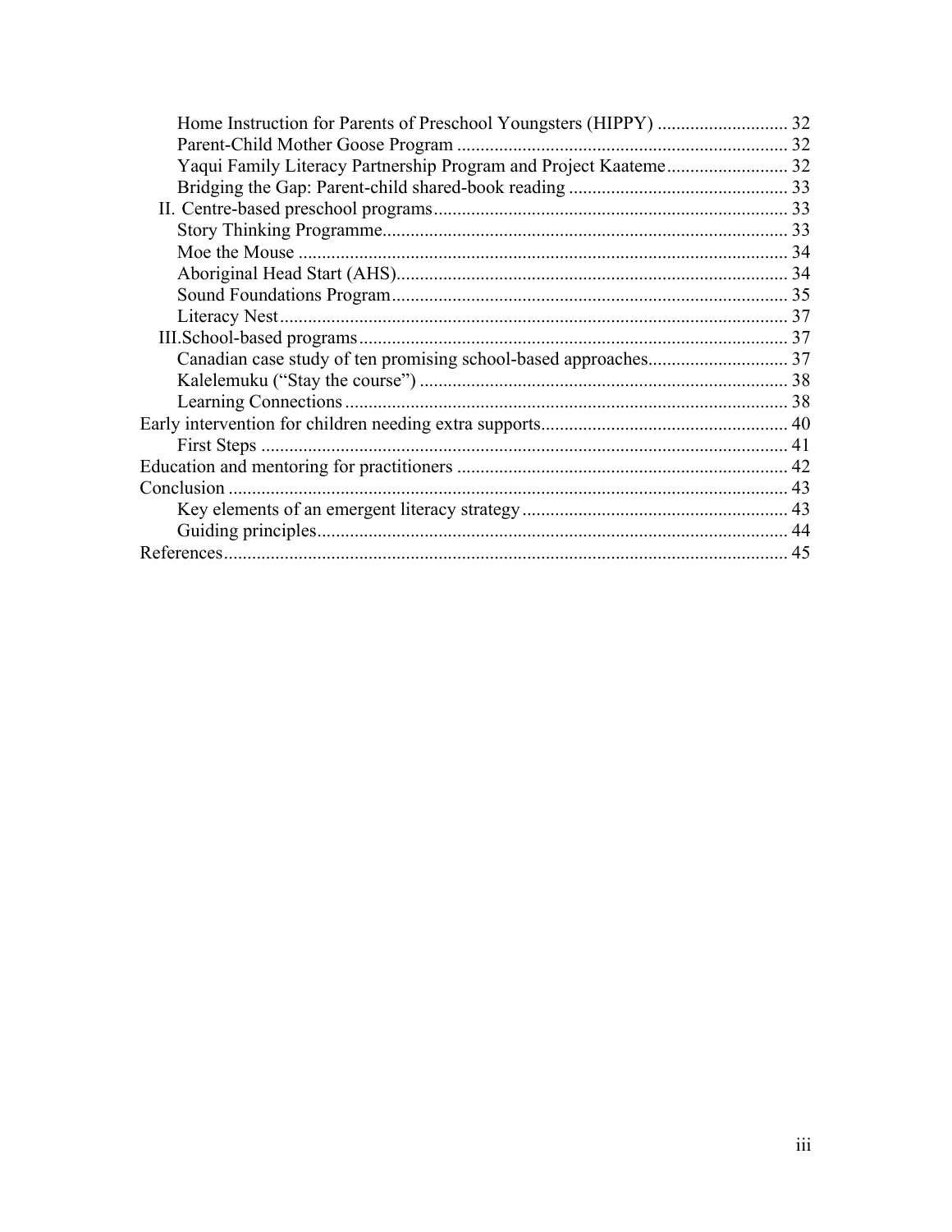Home Instruction for Parents of Preschool Youngsters (HIPPY) ........................... 32
Parent-Child Mother Goose Program ...................................................................... 32
Yaqui Family Literacy Partnership Program and Project Kaateme......................... 32
Bridging the Gap: Parent-child shared-book reading .............................................. 33
II. Centre-based preschool programs........................................................................... 33
Story Thinking Programme...................................................................................... 33
Moe the Mouse ........................................................................................................ 34
Aboriginal Head Start (AHS)................................................................................... 34
Sound Foundations Program.................................................................................... 35
Literacy Nest............................................................................................................ 37
III.School-based programs........................................................................................... 37
Canadian case study of ten promising school-based approaches............................. 37
Kalelemuku ("Stay the course") .............................................................................. 38
Learning Connections .............................................................................................. 38
Early intervention for children needing extra supports.................................................... 40
First Steps ................................................................................................................ 41
Education and mentoring for practitioners ...................................................................... 42
Conclusion ....................................................................................................................... 43
Key elements of an emergent literacy strategy ........................................................ 43
Guiding principles.................................................................................................... 44
References........................................................................................................................ 45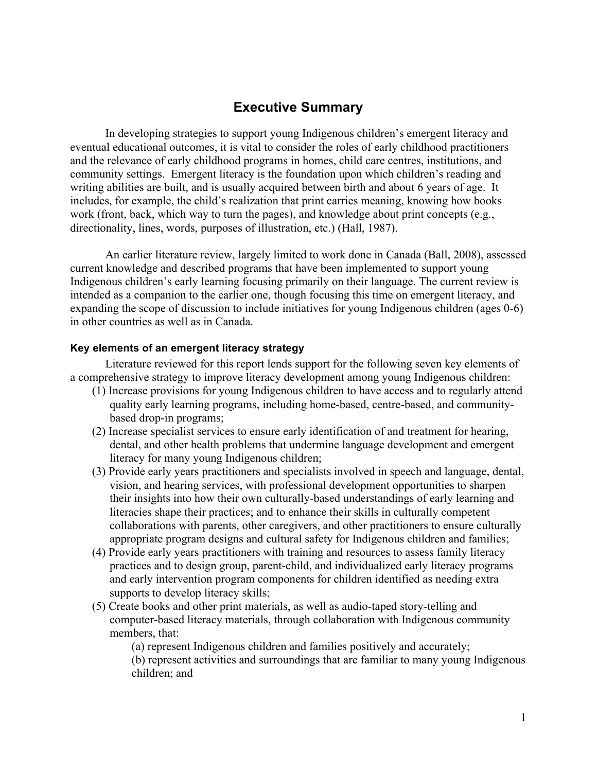## Executive Summary

In developing strategies to support young Indigenous children's emergent literacy and eventual educational outcomes, it is vital to consider the roles of early childhood practitioners and the relevance of early childhood programs in homes, child care centres, institutions, and community settings. Emergent literacy is the foundation upon which children's reading and writing abilities are built, and is usually acquired between birth and about 6 years of age. It includes, for example, the child's realization that print carries meaning, knowing how books work (front, back, which way to turn the pages), and knowledge about print concepts (e.g., directionality, lines, words, purposes of illustration, etc.) (Hall, 1987).

An earlier literature review, largely limited to work done in Canada (Ball, 2008), assessed current knowledge and described programs that have been implemented to support young Indigenous children's early learning focusing primarily on their language. The current review is intended as a companion to the earlier one, though focusing this time on emergent literacy, and expanding the scope of discussion to include initiatives for young Indigenous children (ages 0-6) in other countries as well as in Canada.

#### Key elements of an emergent literacy strategy

Literature reviewed for this report lends support for the following seven key elements of a comprehensive strategy to improve literacy development among young Indigenous children:

(1) Increase provisions for young Indigenous children to have access and to regularly attend quality early learning programs, including home-based, centre-based, and community-based drop-in programs;

(2) Increase specialist services to ensure early identification of and treatment for hearing, dental, and other health problems that undermine language development and emergent literacy for many young Indigenous children;

(3) Provide early years practitioners and specialists involved in speech and language, dental, vision, and hearing services, with professional development opportunities to sharpen their insights into how their own culturally-based understandings of early learning and literacies shape their practices; and to enhance their skills in culturally competent collaborations with parents, other caregivers, and other practitioners to ensure culturally appropriate program designs and cultural safety for Indigenous children and families;

(4) Provide early years practitioners with training and resources to assess family literacy practices and to design group, parent-child, and individualized early literacy programs and early intervention program components for children identified as needing extra supports to develop literacy skills;

(5) Create books and other print materials, as well as audio-taped story-telling and computer-based literacy materials, through collaboration with Indigenous community members, that:

(a) represent Indigenous children and families positively and accurately;

(b) represent activities and surroundings that are familiar to many young Indigenous children; and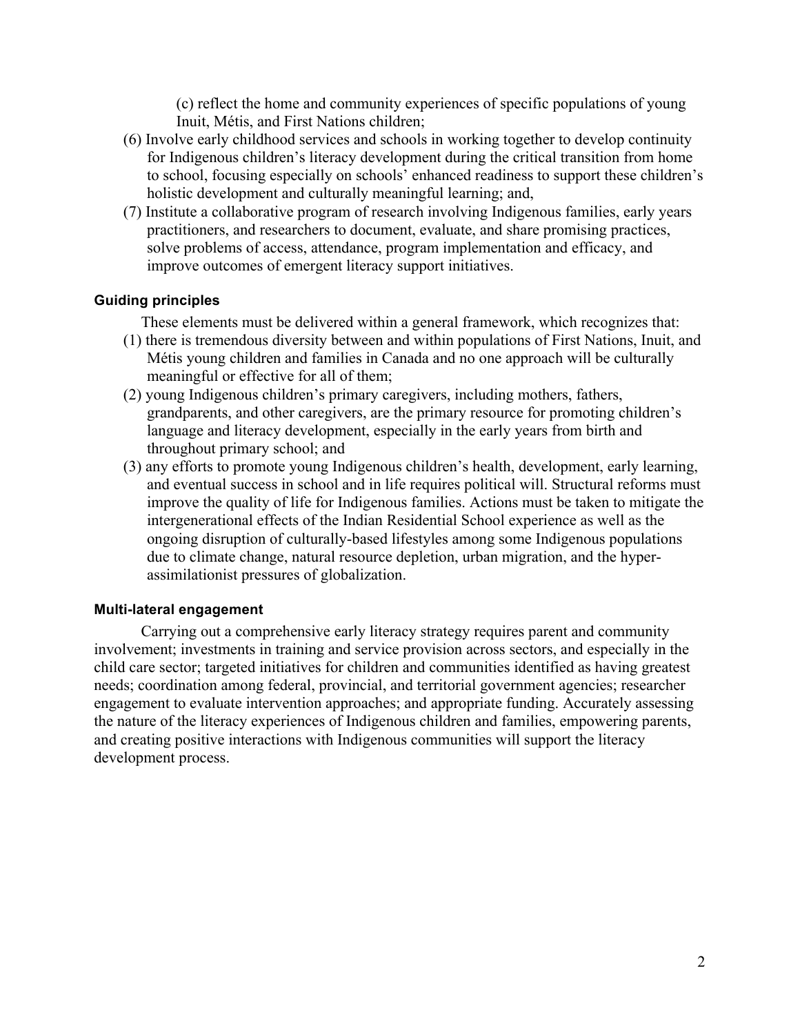(c) reflect the home and community experiences of specific populations of young Inuit, Métis, and First Nations children;

(6) Involve early childhood services and schools in working together to develop continuity for Indigenous children's literacy development during the critical transition from home to school, focusing especially on schools' enhanced readiness to support these children's holistic development and culturally meaningful learning; and,

(7) Institute a collaborative program of research involving Indigenous families, early years practitioners, and researchers to document, evaluate, and share promising practices, solve problems of access, attendance, program implementation and efficacy, and improve outcomes of emergent literacy support initiatives.

#### Guiding principles

These elements must be delivered within a general framework, which recognizes that:

(1) there is tremendous diversity between and within populations of First Nations, Inuit, and Métis young children and families in Canada and no one approach will be culturally meaningful or effective for all of them;

(2) young Indigenous children's primary caregivers, including mothers, fathers, grandparents, and other caregivers, are the primary resource for promoting children's language and literacy development, especially in the early years from birth and throughout primary school; and

(3) any efforts to promote young Indigenous children's health, development, early learning, and eventual success in school and in life requires political will. Structural reforms must improve the quality of life for Indigenous families. Actions must be taken to mitigate the intergenerational effects of the Indian Residential School experience as well as the ongoing disruption of culturally-based lifestyles among some Indigenous populations due to climate change, natural resource depletion, urban migration, and the hyper-assimilationist pressures of globalization.

#### Multi-lateral engagement

Carrying out a comprehensive early literacy strategy requires parent and community involvement; investments in training and service provision across sectors, and especially in the child care sector; targeted initiatives for children and communities identified as having greatest needs; coordination among federal, provincial, and territorial government agencies; researcher engagement to evaluate intervention approaches; and appropriate funding. Accurately assessing the nature of the literacy experiences of Indigenous children and families, empowering parents, and creating positive interactions with Indigenous communities will support the literacy development process.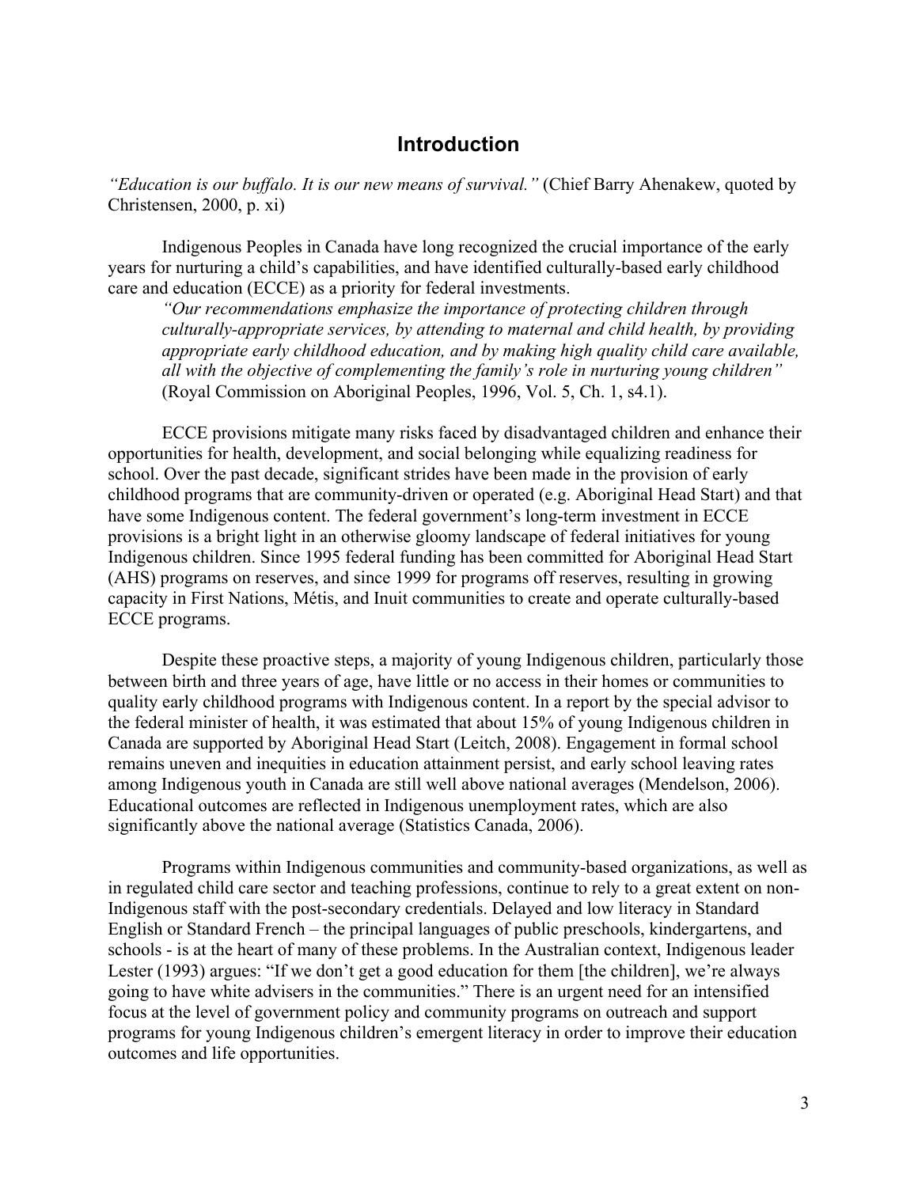## Introduction

*"Education is our buffalo. It is our new means of survival."* (Chief Barry Ahenakew, quoted by Christensen, 2000, p. xi)

Indigenous Peoples in Canada have long recognized the crucial importance of the early years for nurturing a child's capabilities, and have identified culturally-based early childhood care and education (ECCE) as a priority for federal investments.

> *"Our recommendations emphasize the importance of protecting children through culturally-appropriate services, by attending to maternal and child health, by providing appropriate early childhood education, and by making high quality child care available, all with the objective of complementing the family's role in nurturing young children"* (Royal Commission on Aboriginal Peoples, 1996, Vol. 5, Ch. 1, s4.1).

ECCE provisions mitigate many risks faced by disadvantaged children and enhance their opportunities for health, development, and social belonging while equalizing readiness for school. Over the past decade, significant strides have been made in the provision of early childhood programs that are community-driven or operated (e.g. Aboriginal Head Start) and that have some Indigenous content. The federal government's long-term investment in ECCE provisions is a bright light in an otherwise gloomy landscape of federal initiatives for young Indigenous children. Since 1995 federal funding has been committed for Aboriginal Head Start (AHS) programs on reserves, and since 1999 for programs off reserves, resulting in growing capacity in First Nations, Métis, and Inuit communities to create and operate culturally-based ECCE programs.

Despite these proactive steps, a majority of young Indigenous children, particularly those between birth and three years of age, have little or no access in their homes or communities to quality early childhood programs with Indigenous content. In a report by the special advisor to the federal minister of health, it was estimated that about 15% of young Indigenous children in Canada are supported by Aboriginal Head Start (Leitch, 2008). Engagement in formal school remains uneven and inequities in education attainment persist, and early school leaving rates among Indigenous youth in Canada are still well above national averages (Mendelson, 2006). Educational outcomes are reflected in Indigenous unemployment rates, which are also significantly above the national average (Statistics Canada, 2006).

Programs within Indigenous communities and community-based organizations, as well as in regulated child care sector and teaching professions, continue to rely to a great extent on non-Indigenous staff with the post-secondary credentials. Delayed and low literacy in Standard English or Standard French – the principal languages of public preschools, kindergartens, and schools - is at the heart of many of these problems. In the Australian context, Indigenous leader Lester (1993) argues: "If we don't get a good education for them [the children], we're always going to have white advisers in the communities." There is an urgent need for an intensified focus at the level of government policy and community programs on outreach and support programs for young Indigenous children's emergent literacy in order to improve their education outcomes and life opportunities.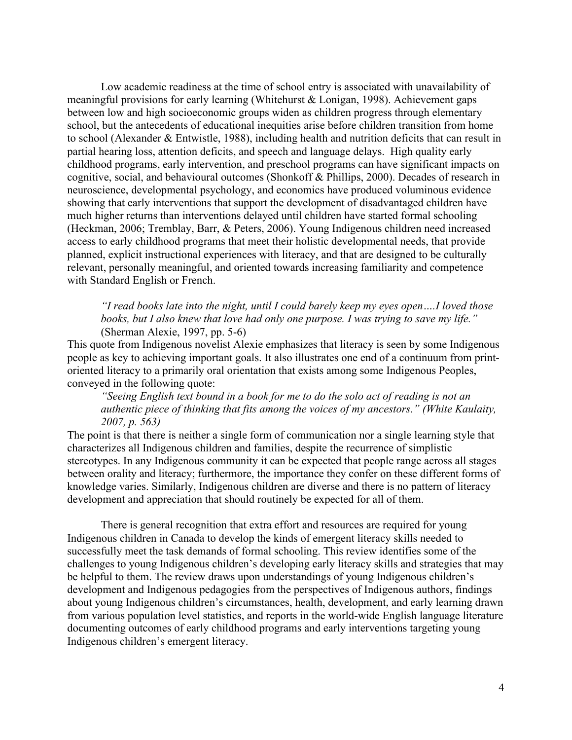Low academic readiness at the time of school entry is associated with unavailability of meaningful provisions for early learning (Whitehurst & Lonigan, 1998). Achievement gaps between low and high socioeconomic groups widen as children progress through elementary school, but the antecedents of educational inequities arise before children transition from home to school (Alexander & Entwistle, 1988), including health and nutrition deficits that can result in partial hearing loss, attention deficits, and speech and language delays. High quality early childhood programs, early intervention, and preschool programs can have significant impacts on cognitive, social, and behavioural outcomes (Shonkoff & Phillips, 2000). Decades of research in neuroscience, developmental psychology, and economics have produced voluminous evidence showing that early interventions that support the development of disadvantaged children have much higher returns than interventions delayed until children have started formal schooling (Heckman, 2006; Tremblay, Barr, & Peters, 2006). Young Indigenous children need increased access to early childhood programs that meet their holistic developmental needs, that provide planned, explicit instructional experiences with literacy, and that are designed to be culturally relevant, personally meaningful, and oriented towards increasing familiarity and competence with Standard English or French.

> *"I read books late into the night, until I could barely keep my eyes open….I loved those books, but I also knew that love had only one purpose. I was trying to save my life."* (Sherman Alexie, 1997, pp. 5-6)

This quote from Indigenous novelist Alexie emphasizes that literacy is seen by some Indigenous people as key to achieving important goals. It also illustrates one end of a continuum from print-oriented literacy to a primarily oral orientation that exists among some Indigenous Peoples, conveyed in the following quote:

> *"Seeing English text bound in a book for me to do the solo act of reading is not an authentic piece of thinking that fits among the voices of my ancestors." (White Kaulaity, 2007, p. 563)*

The point is that there is neither a single form of communication nor a single learning style that characterizes all Indigenous children and families, despite the recurrence of simplistic stereotypes. In any Indigenous community it can be expected that people range across all stages between orality and literacy; furthermore, the importance they confer on these different forms of knowledge varies. Similarly, Indigenous children are diverse and there is no pattern of literacy development and appreciation that should routinely be expected for all of them.

There is general recognition that extra effort and resources are required for young Indigenous children in Canada to develop the kinds of emergent literacy skills needed to successfully meet the task demands of formal schooling. This review identifies some of the challenges to young Indigenous children's developing early literacy skills and strategies that may be helpful to them. The review draws upon understandings of young Indigenous children's development and Indigenous pedagogies from the perspectives of Indigenous authors, findings about young Indigenous children's circumstances, health, development, and early learning drawn from various population level statistics, and reports in the world-wide English language literature documenting outcomes of early childhood programs and early interventions targeting young Indigenous children's emergent literacy.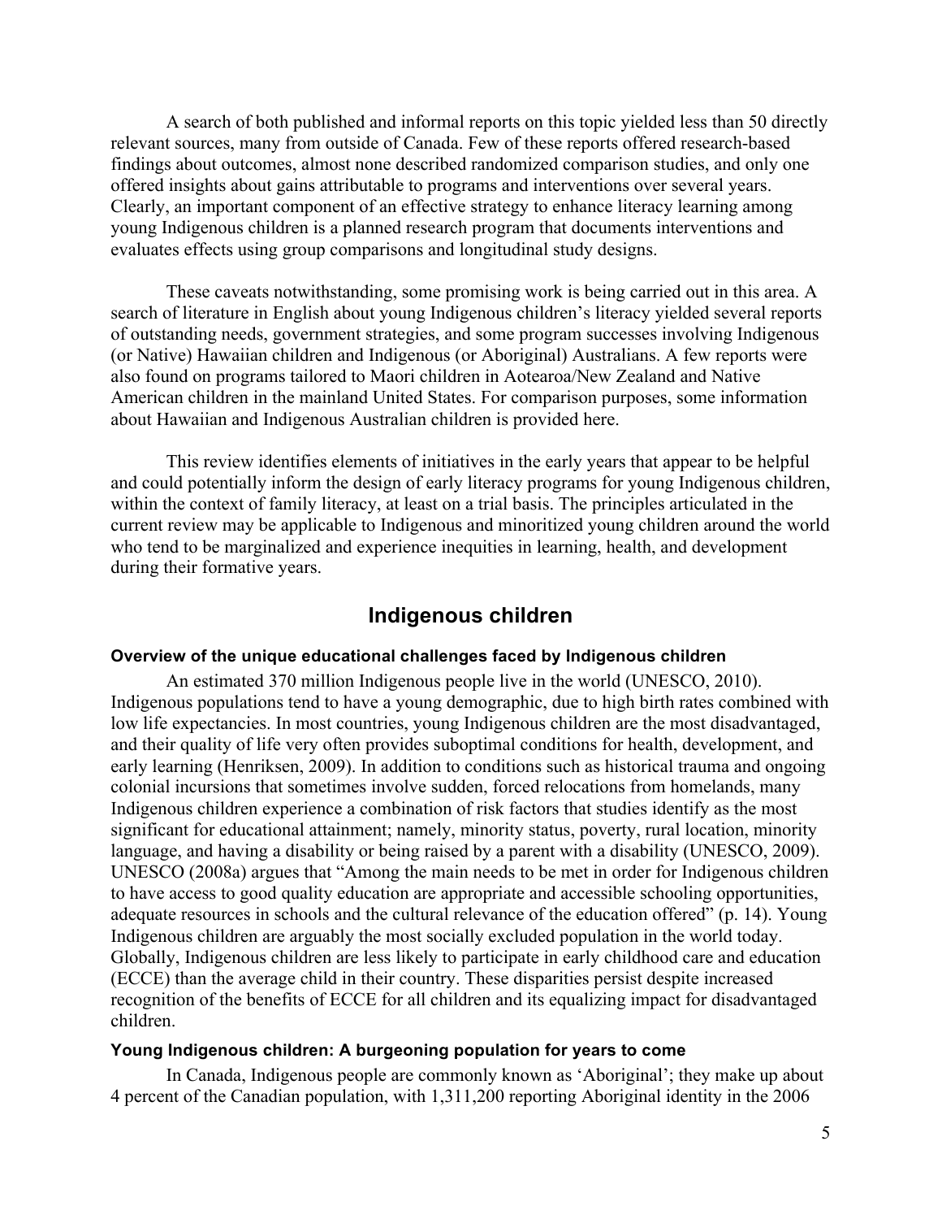A search of both published and informal reports on this topic yielded less than 50 directly relevant sources, many from outside of Canada. Few of these reports offered research-based findings about outcomes, almost none described randomized comparison studies, and only one offered insights about gains attributable to programs and interventions over several years. Clearly, an important component of an effective strategy to enhance literacy learning among young Indigenous children is a planned research program that documents interventions and evaluates effects using group comparisons and longitudinal study designs.

These caveats notwithstanding, some promising work is being carried out in this area. A search of literature in English about young Indigenous children's literacy yielded several reports of outstanding needs, government strategies, and some program successes involving Indigenous (or Native) Hawaiian children and Indigenous (or Aboriginal) Australians. A few reports were also found on programs tailored to Maori children in Aotearoa/New Zealand and Native American children in the mainland United States. For comparison purposes, some information about Hawaiian and Indigenous Australian children is provided here.

This review identifies elements of initiatives in the early years that appear to be helpful and could potentially inform the design of early literacy programs for young Indigenous children, within the context of family literacy, at least on a trial basis. The principles articulated in the current review may be applicable to Indigenous and minoritized young children around the world who tend to be marginalized and experience inequities in learning, health, and development during their formative years.

## Indigenous children

### Overview of the unique educational challenges faced by Indigenous children

An estimated 370 million Indigenous people live in the world (UNESCO, 2010). Indigenous populations tend to have a young demographic, due to high birth rates combined with low life expectancies. In most countries, young Indigenous children are the most disadvantaged, and their quality of life very often provides suboptimal conditions for health, development, and early learning (Henriksen, 2009). In addition to conditions such as historical trauma and ongoing colonial incursions that sometimes involve sudden, forced relocations from homelands, many Indigenous children experience a combination of risk factors that studies identify as the most significant for educational attainment; namely, minority status, poverty, rural location, minority language, and having a disability or being raised by a parent with a disability (UNESCO, 2009). UNESCO (2008a) argues that "Among the main needs to be met in order for Indigenous children to have access to good quality education are appropriate and accessible schooling opportunities, adequate resources in schools and the cultural relevance of the education offered" (p. 14). Young Indigenous children are arguably the most socially excluded population in the world today. Globally, Indigenous children are less likely to participate in early childhood care and education (ECCE) than the average child in their country. These disparities persist despite increased recognition of the benefits of ECCE for all children and its equalizing impact for disadvantaged children.

### Young Indigenous children: A burgeoning population for years to come

In Canada, Indigenous people are commonly known as 'Aboriginal'; they make up about 4 percent of the Canadian population, with 1,311,200 reporting Aboriginal identity in the 2006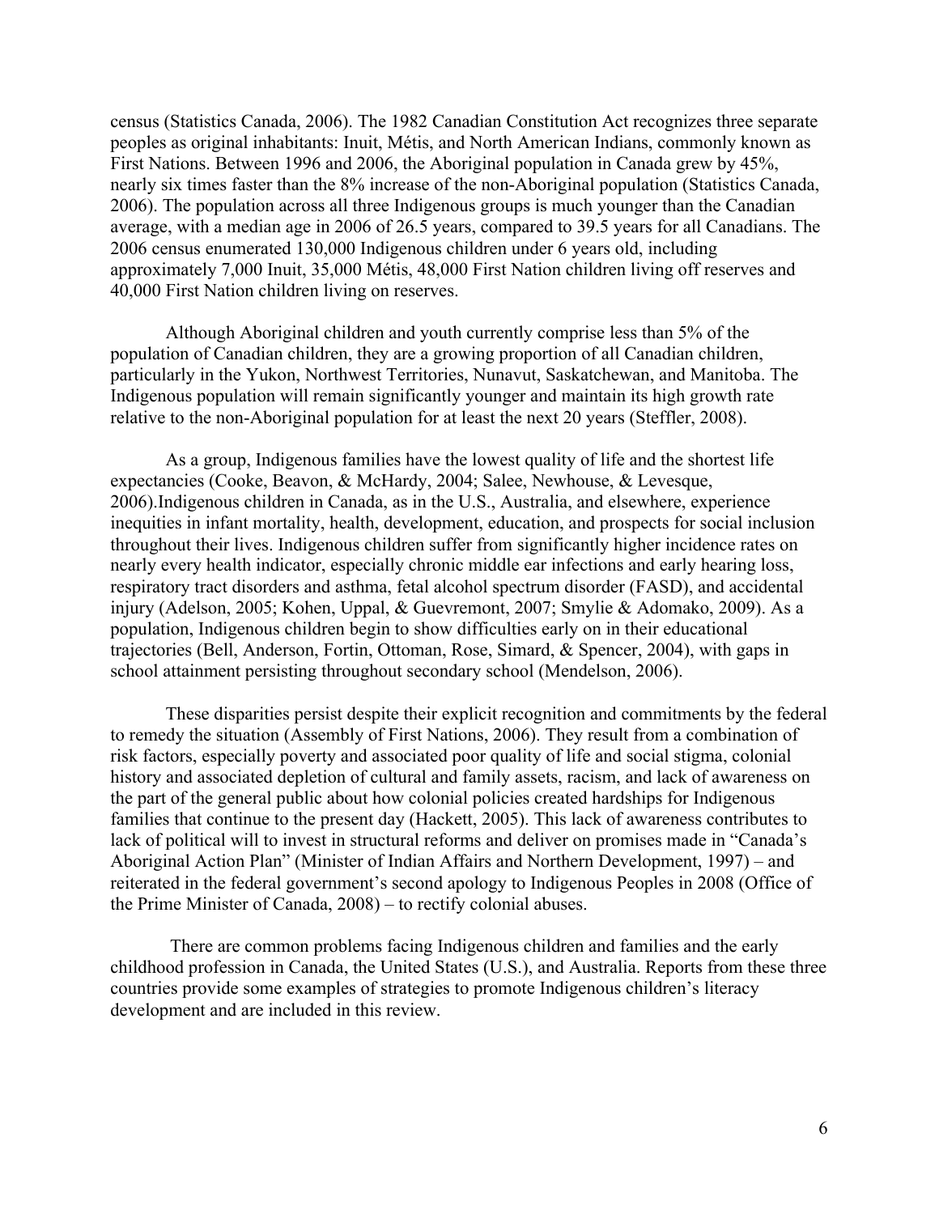census (Statistics Canada, 2006). The 1982 Canadian Constitution Act recognizes three separate peoples as original inhabitants: Inuit, Métis, and North American Indians, commonly known as First Nations. Between 1996 and 2006, the Aboriginal population in Canada grew by 45%, nearly six times faster than the 8% increase of the non-Aboriginal population (Statistics Canada, 2006). The population across all three Indigenous groups is much younger than the Canadian average, with a median age in 2006 of 26.5 years, compared to 39.5 years for all Canadians. The 2006 census enumerated 130,000 Indigenous children under 6 years old, including approximately 7,000 Inuit, 35,000 Métis, 48,000 First Nation children living off reserves and 40,000 First Nation children living on reserves.

Although Aboriginal children and youth currently comprise less than 5% of the population of Canadian children, they are a growing proportion of all Canadian children, particularly in the Yukon, Northwest Territories, Nunavut, Saskatchewan, and Manitoba. The Indigenous population will remain significantly younger and maintain its high growth rate relative to the non-Aboriginal population for at least the next 20 years (Steffler, 2008).

As a group, Indigenous families have the lowest quality of life and the shortest life expectancies (Cooke, Beavon, & McHardy, 2004; Salee, Newhouse, & Levesque, 2006).Indigenous children in Canada, as in the U.S., Australia, and elsewhere, experience inequities in infant mortality, health, development, education, and prospects for social inclusion throughout their lives. Indigenous children suffer from significantly higher incidence rates on nearly every health indicator, especially chronic middle ear infections and early hearing loss, respiratory tract disorders and asthma, fetal alcohol spectrum disorder (FASD), and accidental injury (Adelson, 2005; Kohen, Uppal, & Guevremont, 2007; Smylie & Adomako, 2009). As a population, Indigenous children begin to show difficulties early on in their educational trajectories (Bell, Anderson, Fortin, Ottoman, Rose, Simard, & Spencer, 2004), with gaps in school attainment persisting throughout secondary school (Mendelson, 2006).

These disparities persist despite their explicit recognition and commitments by the federal to remedy the situation (Assembly of First Nations, 2006). They result from a combination of risk factors, especially poverty and associated poor quality of life and social stigma, colonial history and associated depletion of cultural and family assets, racism, and lack of awareness on the part of the general public about how colonial policies created hardships for Indigenous families that continue to the present day (Hackett, 2005). This lack of awareness contributes to lack of political will to invest in structural reforms and deliver on promises made in "Canada's Aboriginal Action Plan" (Minister of Indian Affairs and Northern Development, 1997) – and reiterated in the federal government's second apology to Indigenous Peoples in 2008 (Office of the Prime Minister of Canada, 2008) – to rectify colonial abuses.

There are common problems facing Indigenous children and families and the early childhood profession in Canada, the United States (U.S.), and Australia. Reports from these three countries provide some examples of strategies to promote Indigenous children's literacy development and are included in this review.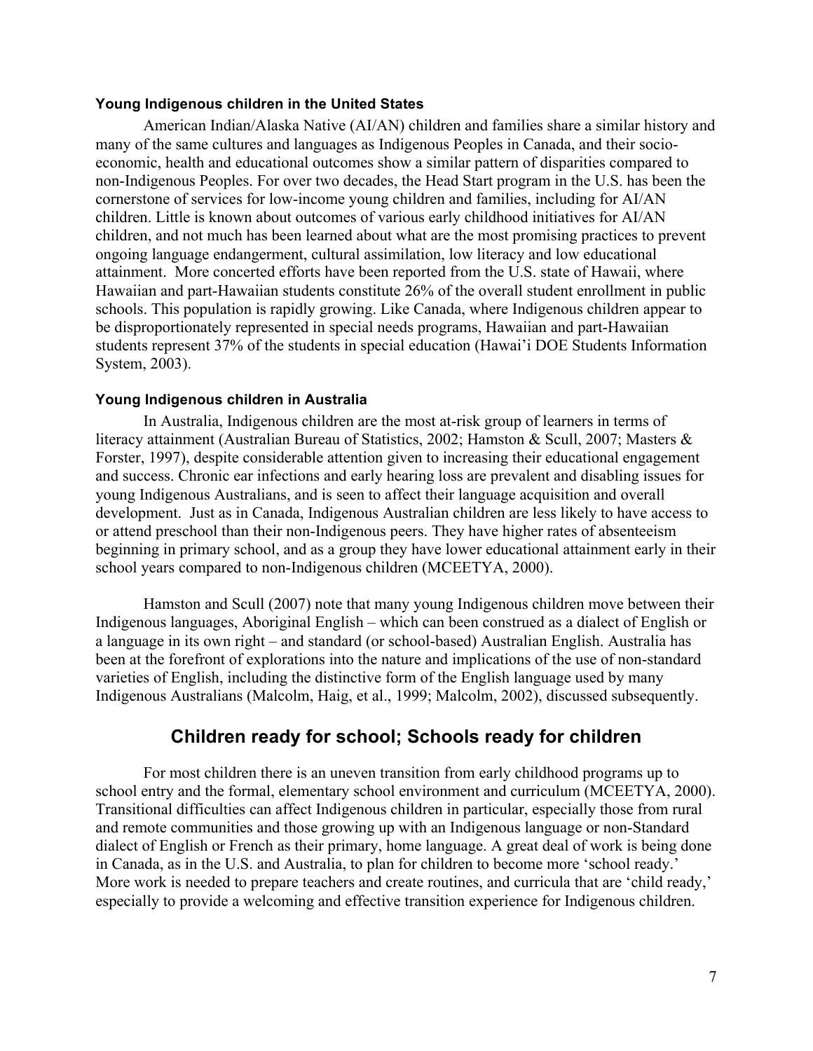#### Young Indigenous children in the United States

American Indian/Alaska Native (AI/AN) children and families share a similar history and many of the same cultures and languages as Indigenous Peoples in Canada, and their socio-economic, health and educational outcomes show a similar pattern of disparities compared to non-Indigenous Peoples. For over two decades, the Head Start program in the U.S. has been the cornerstone of services for low-income young children and families, including for AI/AN children. Little is known about outcomes of various early childhood initiatives for AI/AN children, and not much has been learned about what are the most promising practices to prevent ongoing language endangerment, cultural assimilation, low literacy and low educational attainment. More concerted efforts have been reported from the U.S. state of Hawaii, where Hawaiian and part-Hawaiian students constitute 26% of the overall student enrollment in public schools. This population is rapidly growing. Like Canada, where Indigenous children appear to be disproportionately represented in special needs programs, Hawaiian and part-Hawaiian students represent 37% of the students in special education (Hawai'i DOE Students Information System, 2003).

#### Young Indigenous children in Australia

In Australia, Indigenous children are the most at-risk group of learners in terms of literacy attainment (Australian Bureau of Statistics, 2002; Hamston & Scull, 2007; Masters & Forster, 1997), despite considerable attention given to increasing their educational engagement and success. Chronic ear infections and early hearing loss are prevalent and disabling issues for young Indigenous Australians, and is seen to affect their language acquisition and overall development. Just as in Canada, Indigenous Australian children are less likely to have access to or attend preschool than their non-Indigenous peers. They have higher rates of absenteeism beginning in primary school, and as a group they have lower educational attainment early in their school years compared to non-Indigenous children (MCEETYA, 2000).

Hamston and Scull (2007) note that many young Indigenous children move between their Indigenous languages, Aboriginal English – which can been construed as a dialect of English or a language in its own right – and standard (or school-based) Australian English. Australia has been at the forefront of explorations into the nature and implications of the use of non-standard varieties of English, including the distinctive form of the English language used by many Indigenous Australians (Malcolm, Haig, et al., 1999; Malcolm, 2002), discussed subsequently.

## Children ready for school; Schools ready for children

For most children there is an uneven transition from early childhood programs up to school entry and the formal, elementary school environment and curriculum (MCEETYA, 2000). Transitional difficulties can affect Indigenous children in particular, especially those from rural and remote communities and those growing up with an Indigenous language or non-Standard dialect of English or French as their primary, home language. A great deal of work is being done in Canada, as in the U.S. and Australia, to plan for children to become more 'school ready.' More work is needed to prepare teachers and create routines, and curricula that are 'child ready,' especially to provide a welcoming and effective transition experience for Indigenous children.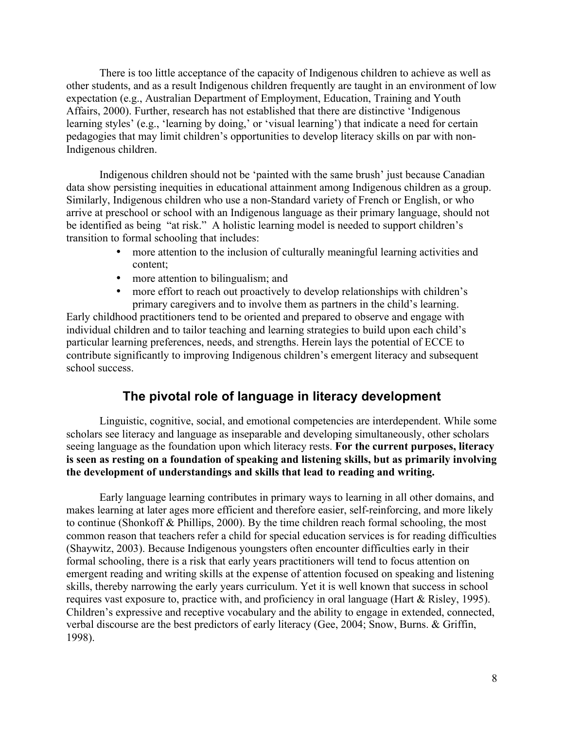There is too little acceptance of the capacity of Indigenous children to achieve as well as other students, and as a result Indigenous children frequently are taught in an environment of low expectation (e.g., Australian Department of Employment, Education, Training and Youth Affairs, 2000). Further, research has not established that there are distinctive 'Indigenous learning styles' (e.g., 'learning by doing,' or 'visual learning') that indicate a need for certain pedagogies that may limit children's opportunities to develop literacy skills on par with non-Indigenous children.

Indigenous children should not be 'painted with the same brush' just because Canadian data show persisting inequities in educational attainment among Indigenous children as a group. Similarly, Indigenous children who use a non-Standard variety of French or English, or who arrive at preschool or school with an Indigenous language as their primary language, should not be identified as being "at risk." A holistic learning model is needed to support children's transition to formal schooling that includes:

- more attention to the inclusion of culturally meaningful learning activities and content;
- more attention to bilingualism; and
- more effort to reach out proactively to develop relationships with children's primary caregivers and to involve them as partners in the child's learning.

Early childhood practitioners tend to be oriented and prepared to observe and engage with individual children and to tailor teaching and learning strategies to build upon each child's particular learning preferences, needs, and strengths. Herein lays the potential of ECCE to contribute significantly to improving Indigenous children's emergent literacy and subsequent school success.

## The pivotal role of language in literacy development

Linguistic, cognitive, social, and emotional competencies are interdependent. While some scholars see literacy and language as inseparable and developing simultaneously, other scholars seeing language as the foundation upon which literacy rests. **For the current purposes, literacy is seen as resting on a foundation of speaking and listening skills, but as primarily involving the development of understandings and skills that lead to reading and writing.**

Early language learning contributes in primary ways to learning in all other domains, and makes learning at later ages more efficient and therefore easier, self-reinforcing, and more likely to continue (Shonkoff & Phillips, 2000). By the time children reach formal schooling, the most common reason that teachers refer a child for special education services is for reading difficulties (Shaywitz, 2003). Because Indigenous youngsters often encounter difficulties early in their formal schooling, there is a risk that early years practitioners will tend to focus attention on emergent reading and writing skills at the expense of attention focused on speaking and listening skills, thereby narrowing the early years curriculum. Yet it is well known that success in school requires vast exposure to, practice with, and proficiency in oral language (Hart & Risley, 1995). Children's expressive and receptive vocabulary and the ability to engage in extended, connected, verbal discourse are the best predictors of early literacy (Gee, 2004; Snow, Burns. & Griffin, 1998).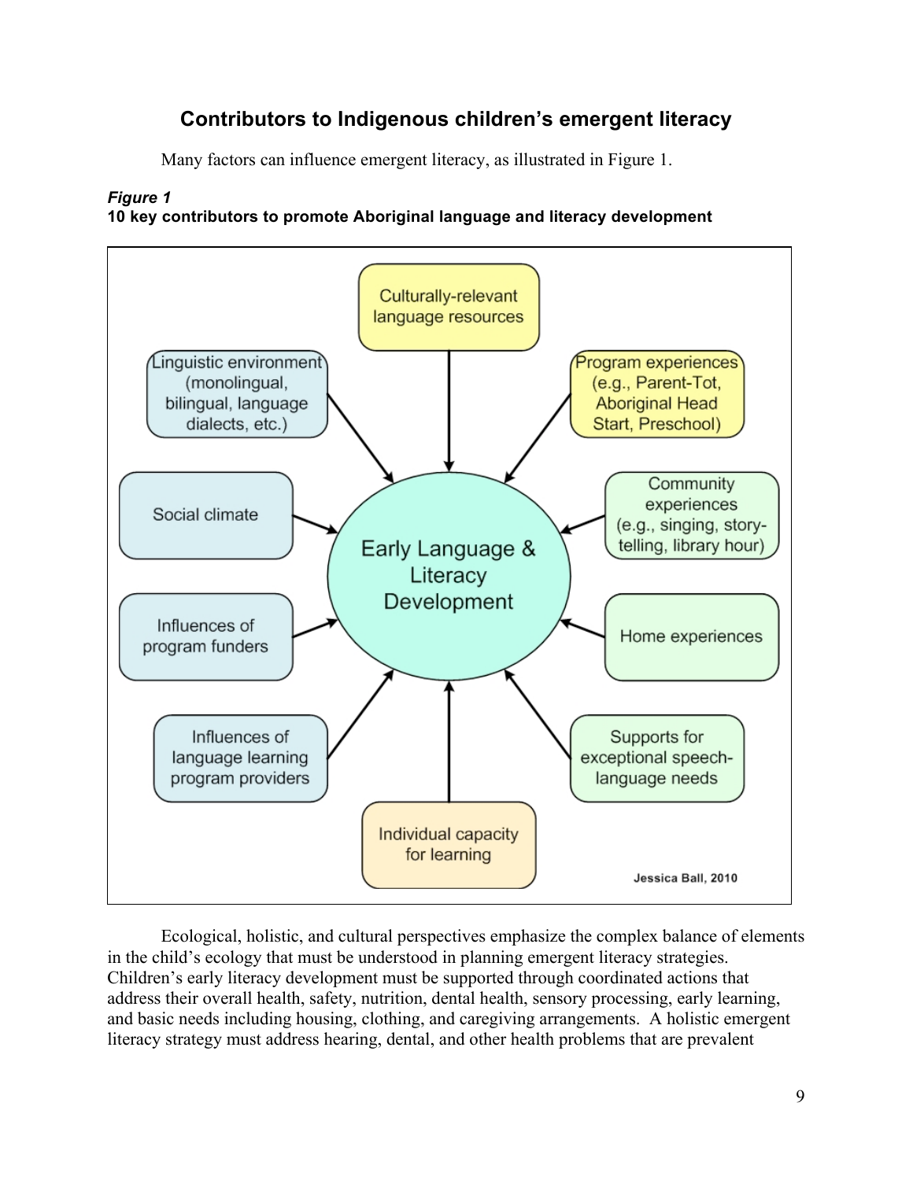## Contributors to Indigenous children's emergent literacy

Many factors can influence emergent literacy, as illustrated in Figure 1.

***Figure 1***
**10 key contributors to promote Aboriginal language and literacy development**

Early Language & Literacy Development

Culturally-relevant language resources

Program experiences (e.g., Parent-Tot, Aboriginal Head Start, Preschool)

Community experiences (e.g., singing, story-telling, library hour)

Home experiences

Supports for exceptional speech-language needs

Individual capacity for learning

Influences of language learning program providers

Influences of program funders

Social climate

Linguistic environment (monolingual, bilingual, language dialects, etc.)

Jessica Ball, 2010

Ecological, holistic, and cultural perspectives emphasize the complex balance of elements in the child's ecology that must be understood in planning emergent literacy strategies. Children's early literacy development must be supported through coordinated actions that address their overall health, safety, nutrition, dental health, sensory processing, early learning, and basic needs including housing, clothing, and caregiving arrangements. A holistic emergent literacy strategy must address hearing, dental, and other health problems that are prevalent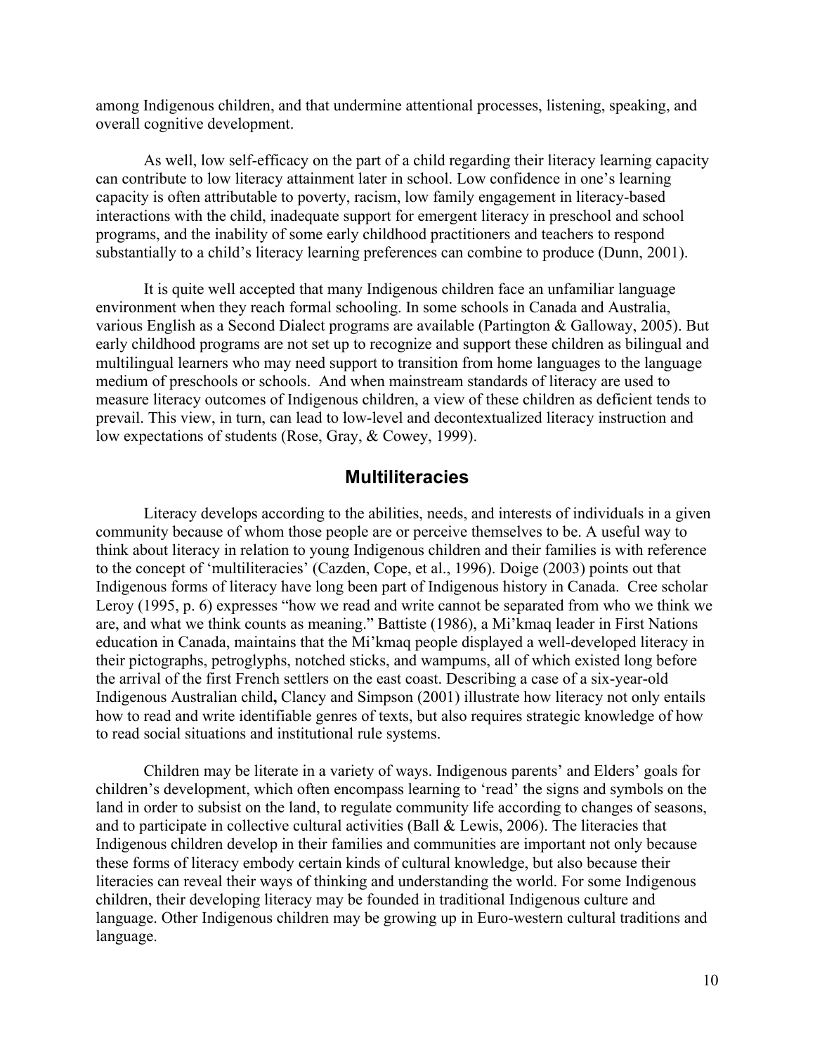among Indigenous children, and that undermine attentional processes, listening, speaking, and overall cognitive development.

As well, low self-efficacy on the part of a child regarding their literacy learning capacity can contribute to low literacy attainment later in school. Low confidence in one's learning capacity is often attributable to poverty, racism, low family engagement in literacy-based interactions with the child, inadequate support for emergent literacy in preschool and school programs, and the inability of some early childhood practitioners and teachers to respond substantially to a child's literacy learning preferences can combine to produce (Dunn, 2001).

It is quite well accepted that many Indigenous children face an unfamiliar language environment when they reach formal schooling. In some schools in Canada and Australia, various English as a Second Dialect programs are available (Partington & Galloway, 2005). But early childhood programs are not set up to recognize and support these children as bilingual and multilingual learners who may need support to transition from home languages to the language medium of preschools or schools. And when mainstream standards of literacy are used to measure literacy outcomes of Indigenous children, a view of these children as deficient tends to prevail. This view, in turn, can lead to low-level and decontextualized literacy instruction and low expectations of students (Rose, Gray, & Cowey, 1999).

## Multiliteracies

Literacy develops according to the abilities, needs, and interests of individuals in a given community because of whom those people are or perceive themselves to be. A useful way to think about literacy in relation to young Indigenous children and their families is with reference to the concept of 'multiliteracies' (Cazden, Cope, et al., 1996). Doige (2003) points out that Indigenous forms of literacy have long been part of Indigenous history in Canada. Cree scholar Leroy (1995, p. 6) expresses "how we read and write cannot be separated from who we think we are, and what we think counts as meaning." Battiste (1986), a Mi'kmaq leader in First Nations education in Canada, maintains that the Mi'kmaq people displayed a well-developed literacy in their pictographs, petroglyphs, notched sticks, and wampums, all of which existed long before the arrival of the first French settlers on the east coast. Describing a case of a six-year-old Indigenous Australian child**,** Clancy and Simpson (2001) illustrate how literacy not only entails how to read and write identifiable genres of texts, but also requires strategic knowledge of how to read social situations and institutional rule systems.

Children may be literate in a variety of ways. Indigenous parents' and Elders' goals for children's development, which often encompass learning to 'read' the signs and symbols on the land in order to subsist on the land, to regulate community life according to changes of seasons, and to participate in collective cultural activities (Ball & Lewis, 2006). The literacies that Indigenous children develop in their families and communities are important not only because these forms of literacy embody certain kinds of cultural knowledge, but also because their literacies can reveal their ways of thinking and understanding the world. For some Indigenous children, their developing literacy may be founded in traditional Indigenous culture and language. Other Indigenous children may be growing up in Euro-western cultural traditions and language.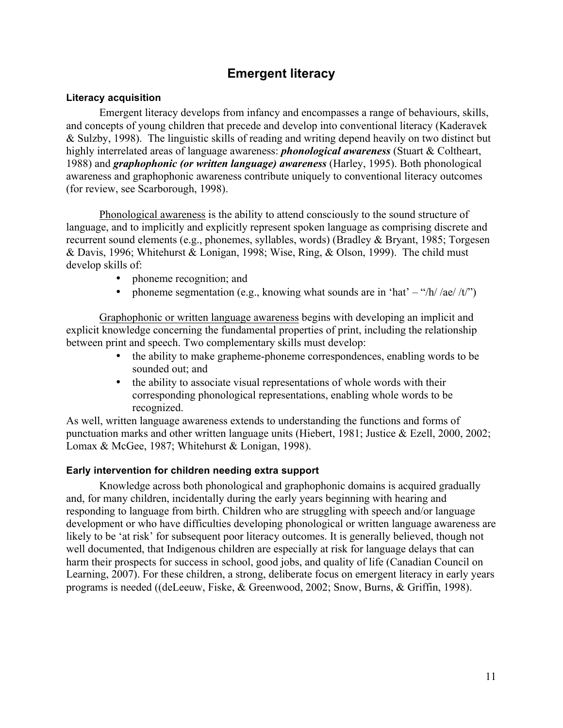# Emergent literacy

### Literacy acquisition

Emergent literacy develops from infancy and encompasses a range of behaviours, skills, and concepts of young children that precede and develop into conventional literacy (Kaderavek & Sulzby, 1998). The linguistic skills of reading and writing depend heavily on two distinct but highly interrelated areas of language awareness: ***phonological awareness*** (Stuart & Coltheart, 1988) and ***graphophonic (or written language) awareness*** (Harley, 1995). Both phonological awareness and graphophonic awareness contribute uniquely to conventional literacy outcomes (for review, see Scarborough, 1998).

<u>Phonological awareness</u> is the ability to attend consciously to the sound structure of language, and to implicitly and explicitly represent spoken language as comprising discrete and recurrent sound elements (e.g., phonemes, syllables, words) (Bradley & Bryant, 1985; Torgesen & Davis, 1996; Whitehurst & Lonigan, 1998; Wise, Ring, & Olson, 1999). The child must develop skills of:

- phoneme recognition; and
- phoneme segmentation (e.g., knowing what sounds are in 'hat' – "/h/ /ae/ /t/")

<u>Graphophonic or written language awareness</u> begins with developing an implicit and explicit knowledge concerning the fundamental properties of print, including the relationship between print and speech. Two complementary skills must develop:

- the ability to make grapheme-phoneme correspondences, enabling words to be sounded out; and
- the ability to associate visual representations of whole words with their corresponding phonological representations, enabling whole words to be recognized.

As well, written language awareness extends to understanding the functions and forms of punctuation marks and other written language units (Hiebert, 1981; Justice & Ezell, 2000, 2002; Lomax & McGee, 1987; Whitehurst & Lonigan, 1998).

### Early intervention for children needing extra support

Knowledge across both phonological and graphophonic domains is acquired gradually and, for many children, incidentally during the early years beginning with hearing and responding to language from birth. Children who are struggling with speech and/or language development or who have difficulties developing phonological or written language awareness are likely to be 'at risk' for subsequent poor literacy outcomes. It is generally believed, though not well documented, that Indigenous children are especially at risk for language delays that can harm their prospects for success in school, good jobs, and quality of life (Canadian Council on Learning, 2007). For these children, a strong, deliberate focus on emergent literacy in early years programs is needed ((deLeeuw, Fiske, & Greenwood, 2002; Snow, Burns, & Griffin, 1998).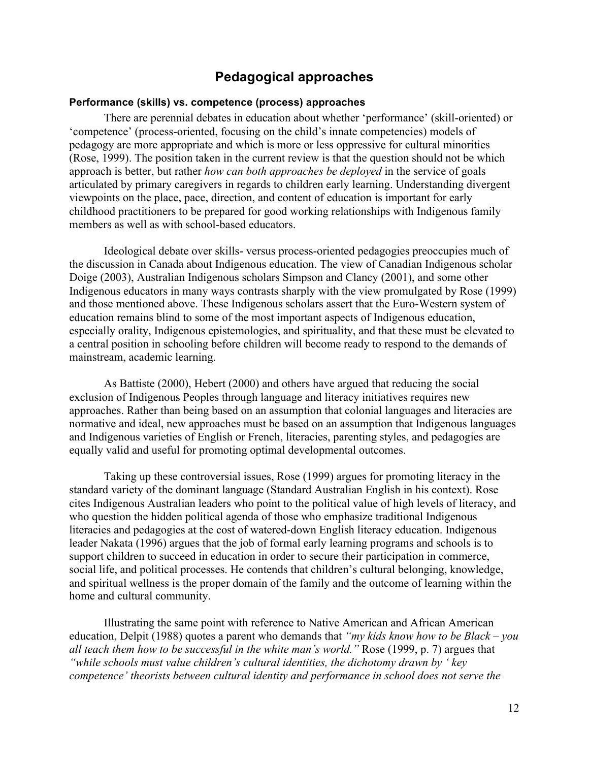## Pedagogical approaches

### Performance (skills) vs. competence (process) approaches

There are perennial debates in education about whether 'performance' (skill-oriented) or 'competence' (process-oriented, focusing on the child's innate competencies) models of pedagogy are more appropriate and which is more or less oppressive for cultural minorities (Rose, 1999). The position taken in the current review is that the question should not be which approach is better, but rather *how can both approaches be deployed* in the service of goals articulated by primary caregivers in regards to children early learning. Understanding divergent viewpoints on the place, pace, direction, and content of education is important for early childhood practitioners to be prepared for good working relationships with Indigenous family members as well as with school-based educators.

Ideological debate over skills- versus process-oriented pedagogies preoccupies much of the discussion in Canada about Indigenous education. The view of Canadian Indigenous scholar Doige (2003), Australian Indigenous scholars Simpson and Clancy (2001), and some other Indigenous educators in many ways contrasts sharply with the view promulgated by Rose (1999) and those mentioned above. These Indigenous scholars assert that the Euro-Western system of education remains blind to some of the most important aspects of Indigenous education, especially orality, Indigenous epistemologies, and spirituality, and that these must be elevated to a central position in schooling before children will become ready to respond to the demands of mainstream, academic learning.

As Battiste (2000), Hebert (2000) and others have argued that reducing the social exclusion of Indigenous Peoples through language and literacy initiatives requires new approaches. Rather than being based on an assumption that colonial languages and literacies are normative and ideal, new approaches must be based on an assumption that Indigenous languages and Indigenous varieties of English or French, literacies, parenting styles, and pedagogies are equally valid and useful for promoting optimal developmental outcomes.

Taking up these controversial issues, Rose (1999) argues for promoting literacy in the standard variety of the dominant language (Standard Australian English in his context). Rose cites Indigenous Australian leaders who point to the political value of high levels of literacy, and who question the hidden political agenda of those who emphasize traditional Indigenous literacies and pedagogies at the cost of watered-down English literacy education. Indigenous leader Nakata (1996) argues that the job of formal early learning programs and schools is to support children to succeed in education in order to secure their participation in commerce, social life, and political processes. He contends that children's cultural belonging, knowledge, and spiritual wellness is the proper domain of the family and the outcome of learning within the home and cultural community.

Illustrating the same point with reference to Native American and African American education, Delpit (1988) quotes a parent who demands that *"my kids know how to be Black – you all teach them how to be successful in the white man's world."* Rose (1999, p. 7) argues that *"while schools must value children's cultural identities, the dichotomy drawn by ' key competence' theorists between cultural identity and performance in school does not serve the*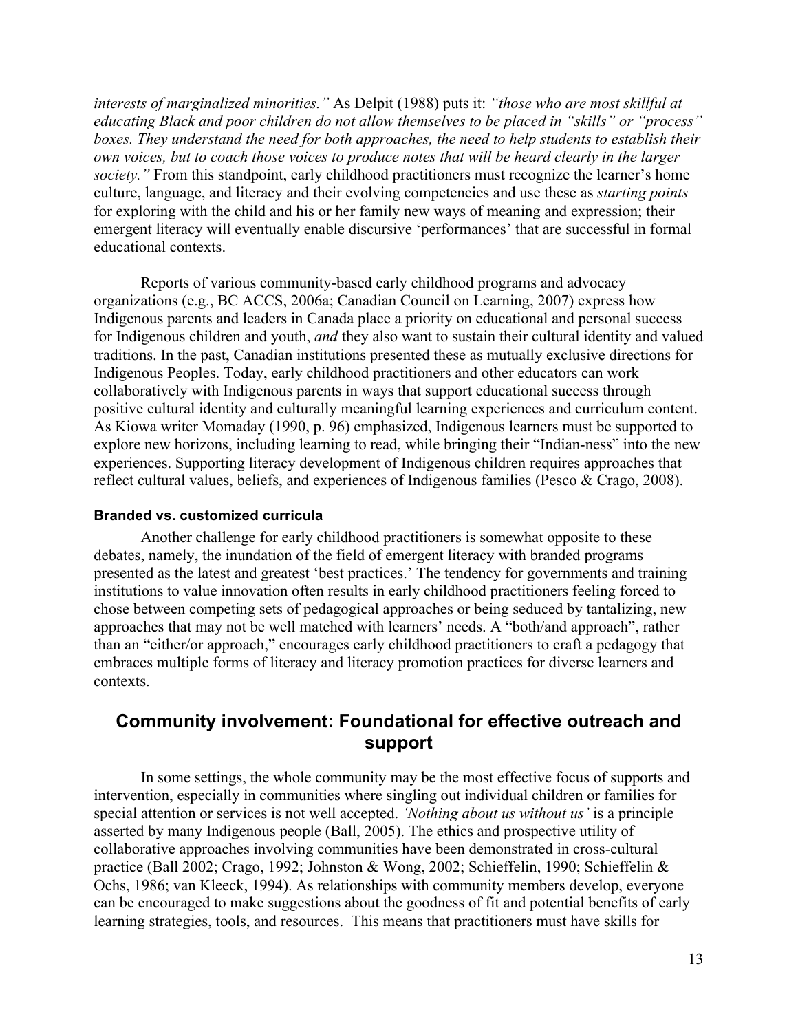*interests of marginalized minorities."* As Delpit (1988) puts it: *"those who are most skillful at educating Black and poor children do not allow themselves to be placed in "skills" or "process" boxes. They understand the need for both approaches, the need to help students to establish their own voices, but to coach those voices to produce notes that will be heard clearly in the larger society."* From this standpoint, early childhood practitioners must recognize the learner's home culture, language, and literacy and their evolving competencies and use these as *starting points* for exploring with the child and his or her family new ways of meaning and expression; their emergent literacy will eventually enable discursive 'performances' that are successful in formal educational contexts.

Reports of various community-based early childhood programs and advocacy organizations (e.g., BC ACCS, 2006a; Canadian Council on Learning, 2007) express how Indigenous parents and leaders in Canada place a priority on educational and personal success for Indigenous children and youth, *and* they also want to sustain their cultural identity and valued traditions. In the past, Canadian institutions presented these as mutually exclusive directions for Indigenous Peoples. Today, early childhood practitioners and other educators can work collaboratively with Indigenous parents in ways that support educational success through positive cultural identity and culturally meaningful learning experiences and curriculum content. As Kiowa writer Momaday (1990, p. 96) emphasized, Indigenous learners must be supported to explore new horizons, including learning to read, while bringing their "Indian-ness" into the new experiences. Supporting literacy development of Indigenous children requires approaches that reflect cultural values, beliefs, and experiences of Indigenous families (Pesco & Crago, 2008).

#### Branded vs. customized curricula

Another challenge for early childhood practitioners is somewhat opposite to these debates, namely, the inundation of the field of emergent literacy with branded programs presented as the latest and greatest 'best practices.' The tendency for governments and training institutions to value innovation often results in early childhood practitioners feeling forced to chose between competing sets of pedagogical approaches or being seduced by tantalizing, new approaches that may not be well matched with learners' needs. A "both/and approach", rather than an "either/or approach," encourages early childhood practitioners to craft a pedagogy that embraces multiple forms of literacy and literacy promotion practices for diverse learners and contexts.

## Community involvement: Foundational for effective outreach and support

In some settings, the whole community may be the most effective focus of supports and intervention, especially in communities where singling out individual children or families for special attention or services is not well accepted. *'Nothing about us without us'* is a principle asserted by many Indigenous people (Ball, 2005). The ethics and prospective utility of collaborative approaches involving communities have been demonstrated in cross-cultural practice (Ball 2002; Crago, 1992; Johnston & Wong, 2002; Schieffelin, 1990; Schieffelin & Ochs, 1986; van Kleeck, 1994). As relationships with community members develop, everyone can be encouraged to make suggestions about the goodness of fit and potential benefits of early learning strategies, tools, and resources. This means that practitioners must have skills for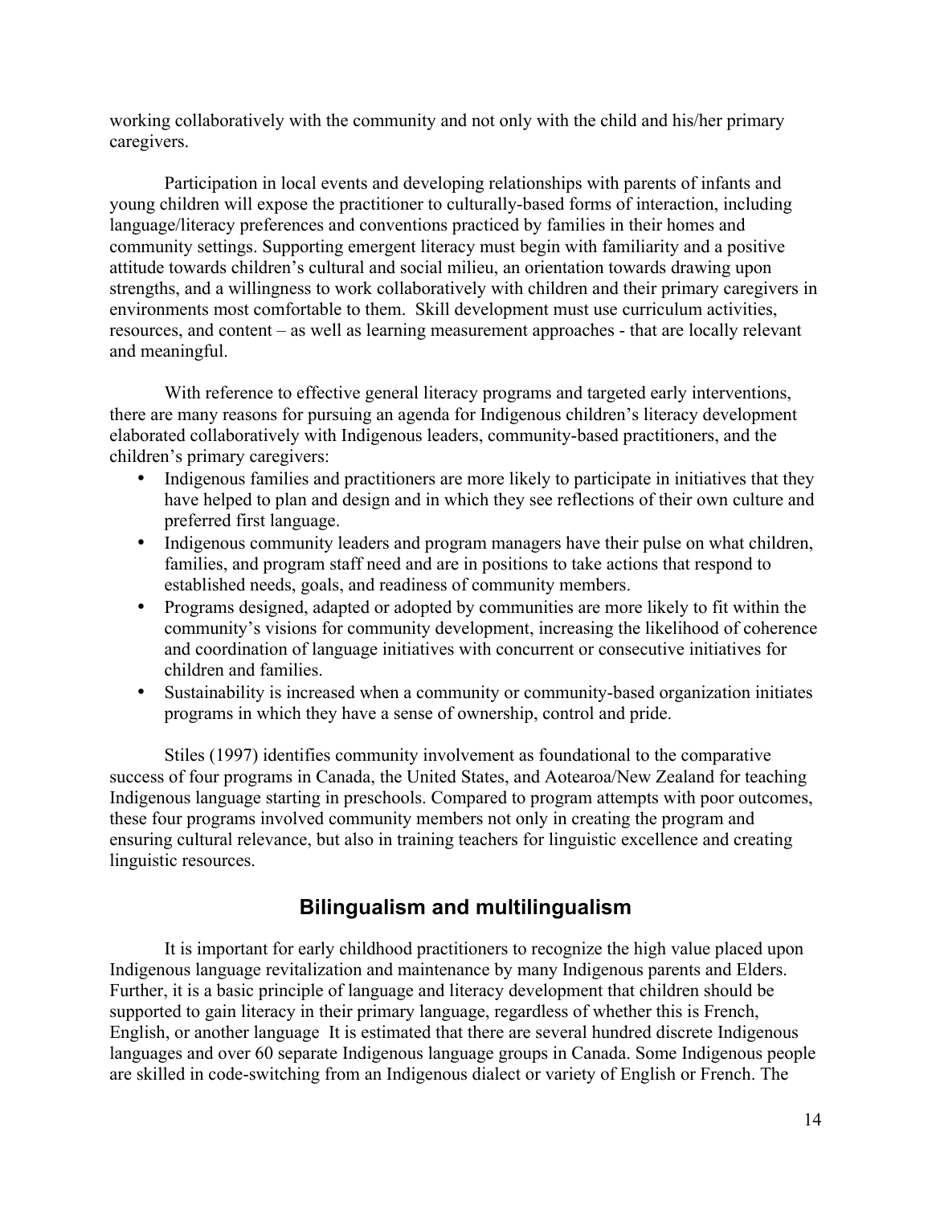working collaboratively with the community and not only with the child and his/her primary caregivers.

Participation in local events and developing relationships with parents of infants and young children will expose the practitioner to culturally-based forms of interaction, including language/literacy preferences and conventions practiced by families in their homes and community settings. Supporting emergent literacy must begin with familiarity and a positive attitude towards children's cultural and social milieu, an orientation towards drawing upon strengths, and a willingness to work collaboratively with children and their primary caregivers in environments most comfortable to them. Skill development must use curriculum activities, resources, and content – as well as learning measurement approaches - that are locally relevant and meaningful.

With reference to effective general literacy programs and targeted early interventions, there are many reasons for pursuing an agenda for Indigenous children's literacy development elaborated collaboratively with Indigenous leaders, community-based practitioners, and the children's primary caregivers:

- Indigenous families and practitioners are more likely to participate in initiatives that they have helped to plan and design and in which they see reflections of their own culture and preferred first language.
- Indigenous community leaders and program managers have their pulse on what children, families, and program staff need and are in positions to take actions that respond to established needs, goals, and readiness of community members.
- Programs designed, adapted or adopted by communities are more likely to fit within the community's visions for community development, increasing the likelihood of coherence and coordination of language initiatives with concurrent or consecutive initiatives for children and families.
- Sustainability is increased when a community or community-based organization initiates programs in which they have a sense of ownership, control and pride.

Stiles (1997) identifies community involvement as foundational to the comparative success of four programs in Canada, the United States, and Aotearoa/New Zealand for teaching Indigenous language starting in preschools. Compared to program attempts with poor outcomes, these four programs involved community members not only in creating the program and ensuring cultural relevance, but also in training teachers for linguistic excellence and creating linguistic resources.

## Bilingualism and multilingualism

It is important for early childhood practitioners to recognize the high value placed upon Indigenous language revitalization and maintenance by many Indigenous parents and Elders. Further, it is a basic principle of language and literacy development that children should be supported to gain literacy in their primary language, regardless of whether this is French, English, or another language It is estimated that there are several hundred discrete Indigenous languages and over 60 separate Indigenous language groups in Canada. Some Indigenous people are skilled in code-switching from an Indigenous dialect or variety of English or French. The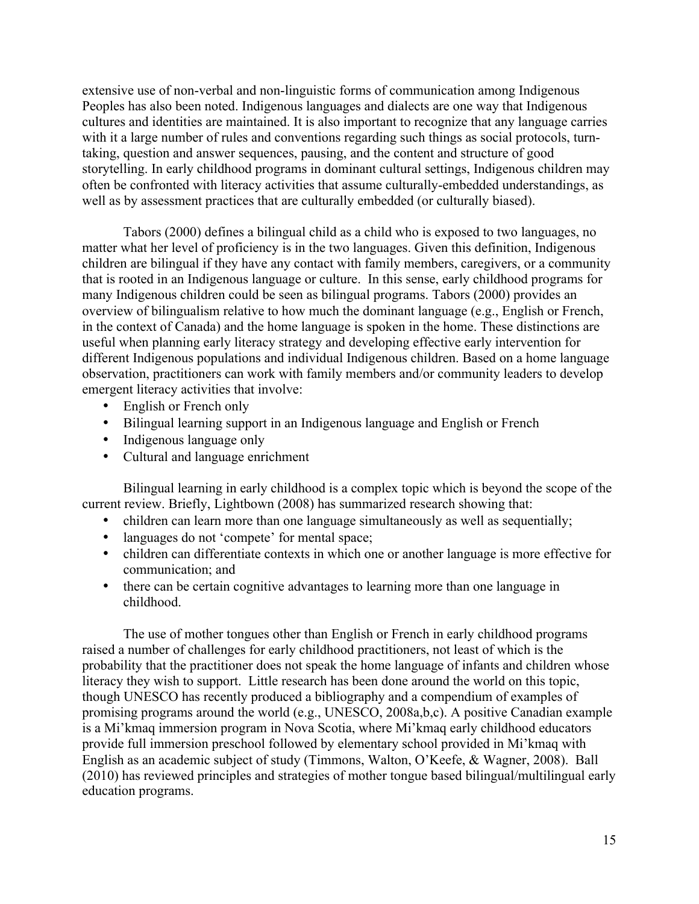extensive use of non-verbal and non-linguistic forms of communication among Indigenous Peoples has also been noted. Indigenous languages and dialects are one way that Indigenous cultures and identities are maintained. It is also important to recognize that any language carries with it a large number of rules and conventions regarding such things as social protocols, turn-taking, question and answer sequences, pausing, and the content and structure of good storytelling. In early childhood programs in dominant cultural settings, Indigenous children may often be confronted with literacy activities that assume culturally-embedded understandings, as well as by assessment practices that are culturally embedded (or culturally biased).

Tabors (2000) defines a bilingual child as a child who is exposed to two languages, no matter what her level of proficiency is in the two languages. Given this definition, Indigenous children are bilingual if they have any contact with family members, caregivers, or a community that is rooted in an Indigenous language or culture. In this sense, early childhood programs for many Indigenous children could be seen as bilingual programs. Tabors (2000) provides an overview of bilingualism relative to how much the dominant language (e.g., English or French, in the context of Canada) and the home language is spoken in the home. These distinctions are useful when planning early literacy strategy and developing effective early intervention for different Indigenous populations and individual Indigenous children. Based on a home language observation, practitioners can work with family members and/or community leaders to develop emergent literacy activities that involve:

- English or French only
- Bilingual learning support in an Indigenous language and English or French
- Indigenous language only
- Cultural and language enrichment

Bilingual learning in early childhood is a complex topic which is beyond the scope of the current review. Briefly, Lightbown (2008) has summarized research showing that:

- children can learn more than one language simultaneously as well as sequentially;
- languages do not 'compete' for mental space;
- children can differentiate contexts in which one or another language is more effective for communication; and
- there can be certain cognitive advantages to learning more than one language in childhood.

The use of mother tongues other than English or French in early childhood programs raised a number of challenges for early childhood practitioners, not least of which is the probability that the practitioner does not speak the home language of infants and children whose literacy they wish to support. Little research has been done around the world on this topic, though UNESCO has recently produced a bibliography and a compendium of examples of promising programs around the world (e.g., UNESCO, 2008a,b,c). A positive Canadian example is a Mi'kmaq immersion program in Nova Scotia, where Mi'kmaq early childhood educators provide full immersion preschool followed by elementary school provided in Mi'kmaq with English as an academic subject of study (Timmons, Walton, O'Keefe, & Wagner, 2008). Ball (2010) has reviewed principles and strategies of mother tongue based bilingual/multilingual early education programs.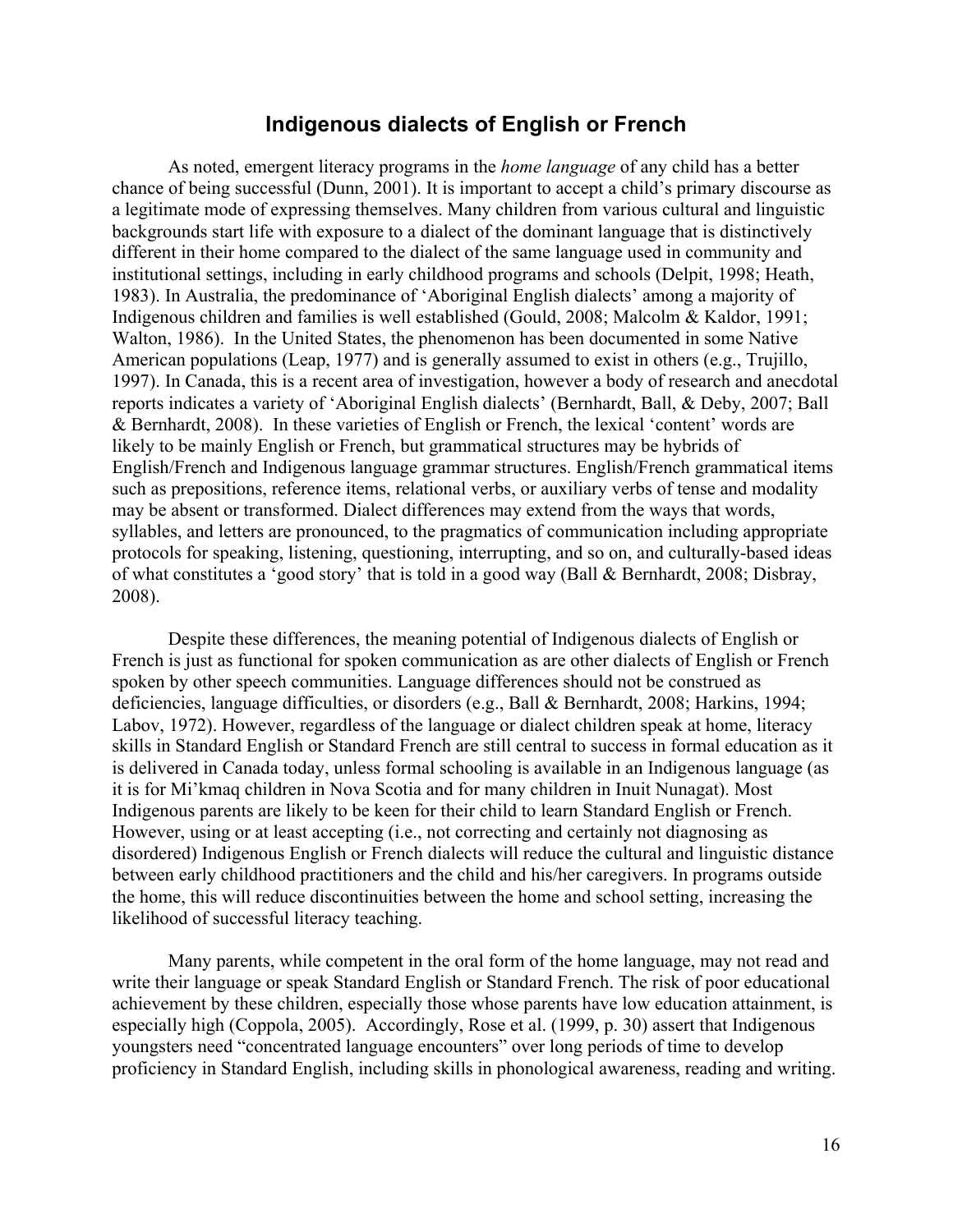## Indigenous dialects of English or French

As noted, emergent literacy programs in the *home language* of any child has a better chance of being successful (Dunn, 2001). It is important to accept a child's primary discourse as a legitimate mode of expressing themselves. Many children from various cultural and linguistic backgrounds start life with exposure to a dialect of the dominant language that is distinctively different in their home compared to the dialect of the same language used in community and institutional settings, including in early childhood programs and schools (Delpit, 1998; Heath, 1983). In Australia, the predominance of 'Aboriginal English dialects' among a majority of Indigenous children and families is well established (Gould, 2008; Malcolm & Kaldor, 1991; Walton, 1986). In the United States, the phenomenon has been documented in some Native American populations (Leap, 1977) and is generally assumed to exist in others (e.g., Trujillo, 1997). In Canada, this is a recent area of investigation, however a body of research and anecdotal reports indicates a variety of 'Aboriginal English dialects' (Bernhardt, Ball, & Deby, 2007; Ball & Bernhardt, 2008). In these varieties of English or French, the lexical 'content' words are likely to be mainly English or French, but grammatical structures may be hybrids of English/French and Indigenous language grammar structures. English/French grammatical items such as prepositions, reference items, relational verbs, or auxiliary verbs of tense and modality may be absent or transformed. Dialect differences may extend from the ways that words, syllables, and letters are pronounced, to the pragmatics of communication including appropriate protocols for speaking, listening, questioning, interrupting, and so on, and culturally-based ideas of what constitutes a 'good story' that is told in a good way (Ball & Bernhardt, 2008; Disbray, 2008).

Despite these differences, the meaning potential of Indigenous dialects of English or French is just as functional for spoken communication as are other dialects of English or French spoken by other speech communities. Language differences should not be construed as deficiencies, language difficulties, or disorders (e.g., Ball & Bernhardt, 2008; Harkins, 1994; Labov, 1972). However, regardless of the language or dialect children speak at home, literacy skills in Standard English or Standard French are still central to success in formal education as it is delivered in Canada today, unless formal schooling is available in an Indigenous language (as it is for Mi'kmaq children in Nova Scotia and for many children in Inuit Nunagat). Most Indigenous parents are likely to be keen for their child to learn Standard English or French. However, using or at least accepting (i.e., not correcting and certainly not diagnosing as disordered) Indigenous English or French dialects will reduce the cultural and linguistic distance between early childhood practitioners and the child and his/her caregivers. In programs outside the home, this will reduce discontinuities between the home and school setting, increasing the likelihood of successful literacy teaching.

Many parents, while competent in the oral form of the home language, may not read and write their language or speak Standard English or Standard French. The risk of poor educational achievement by these children, especially those whose parents have low education attainment, is especially high (Coppola, 2005). Accordingly, Rose et al. (1999, p. 30) assert that Indigenous youngsters need "concentrated language encounters" over long periods of time to develop proficiency in Standard English, including skills in phonological awareness, reading and writing.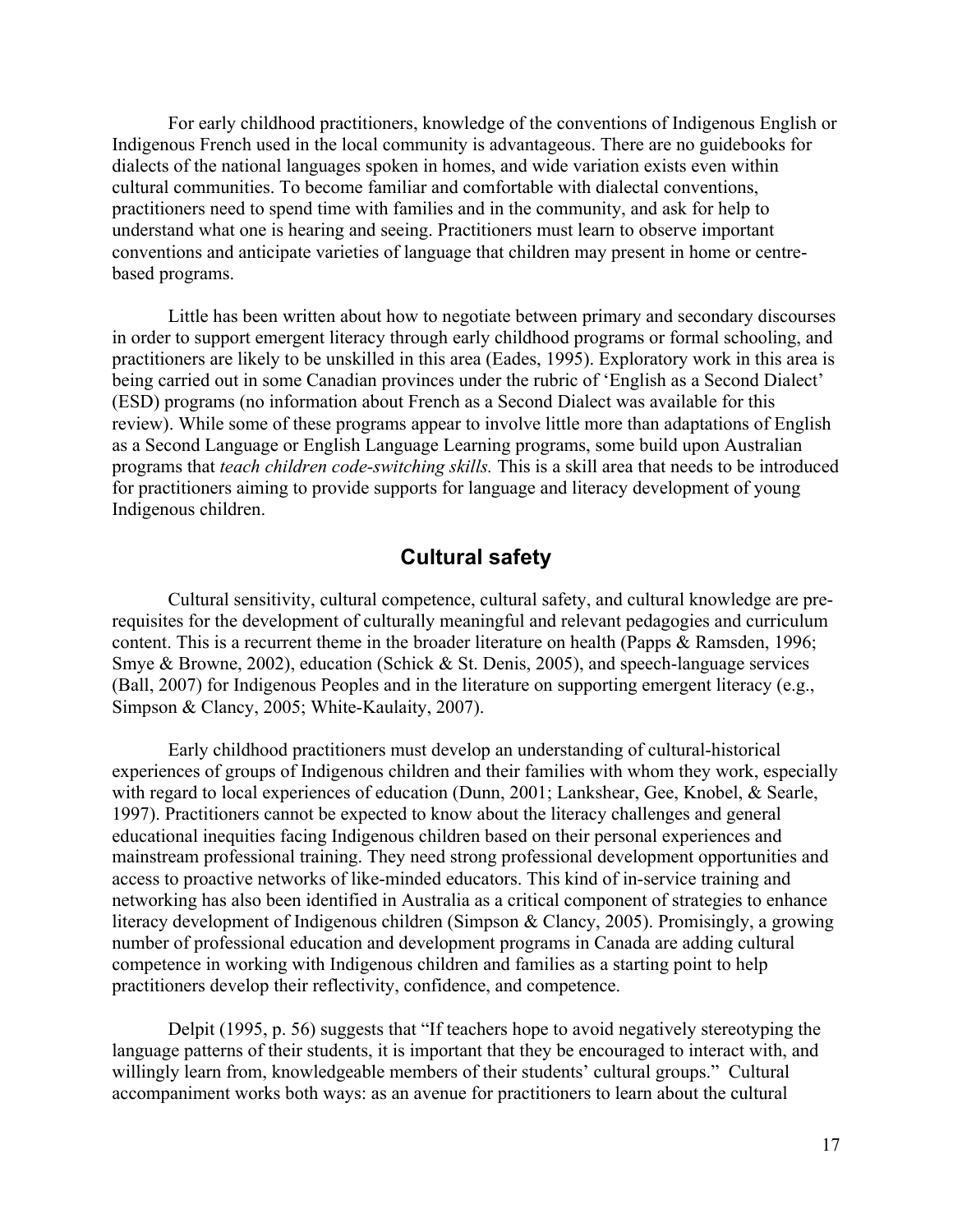For early childhood practitioners, knowledge of the conventions of Indigenous English or Indigenous French used in the local community is advantageous. There are no guidebooks for dialects of the national languages spoken in homes, and wide variation exists even within cultural communities. To become familiar and comfortable with dialectal conventions, practitioners need to spend time with families and in the community, and ask for help to understand what one is hearing and seeing. Practitioners must learn to observe important conventions and anticipate varieties of language that children may present in home or centre-based programs.

Little has been written about how to negotiate between primary and secondary discourses in order to support emergent literacy through early childhood programs or formal schooling, and practitioners are likely to be unskilled in this area (Eades, 1995). Exploratory work in this area is being carried out in some Canadian provinces under the rubric of 'English as a Second Dialect' (ESD) programs (no information about French as a Second Dialect was available for this review). While some of these programs appear to involve little more than adaptations of English as a Second Language or English Language Learning programs, some build upon Australian programs that *teach children code-switching skills.* This is a skill area that needs to be introduced for practitioners aiming to provide supports for language and literacy development of young Indigenous children.

## Cultural safety

Cultural sensitivity, cultural competence, cultural safety, and cultural knowledge are pre-requisites for the development of culturally meaningful and relevant pedagogies and curriculum content. This is a recurrent theme in the broader literature on health (Papps & Ramsden, 1996; Smye & Browne, 2002), education (Schick & St. Denis, 2005), and speech-language services (Ball, 2007) for Indigenous Peoples and in the literature on supporting emergent literacy (e.g., Simpson & Clancy, 2005; White-Kaulaity, 2007).

Early childhood practitioners must develop an understanding of cultural-historical experiences of groups of Indigenous children and their families with whom they work, especially with regard to local experiences of education (Dunn, 2001; Lankshear, Gee, Knobel, & Searle, 1997). Practitioners cannot be expected to know about the literacy challenges and general educational inequities facing Indigenous children based on their personal experiences and mainstream professional training. They need strong professional development opportunities and access to proactive networks of like-minded educators. This kind of in-service training and networking has also been identified in Australia as a critical component of strategies to enhance literacy development of Indigenous children (Simpson & Clancy, 2005). Promisingly, a growing number of professional education and development programs in Canada are adding cultural competence in working with Indigenous children and families as a starting point to help practitioners develop their reflectivity, confidence, and competence.

Delpit (1995, p. 56) suggests that "If teachers hope to avoid negatively stereotyping the language patterns of their students, it is important that they be encouraged to interact with, and willingly learn from, knowledgeable members of their students' cultural groups." Cultural accompaniment works both ways: as an avenue for practitioners to learn about the cultural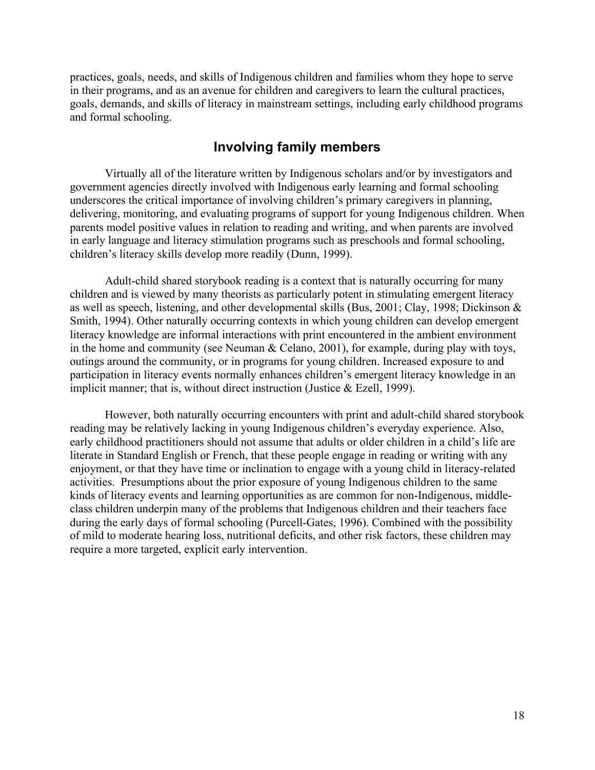practices, goals, needs, and skills of Indigenous children and families whom they hope to serve in their programs, and as an avenue for children and caregivers to learn the cultural practices, goals, demands, and skills of literacy in mainstream settings, including early childhood programs and formal schooling.

## Involving family members

Virtually all of the literature written by Indigenous scholars and/or by investigators and government agencies directly involved with Indigenous early learning and formal schooling underscores the critical importance of involving children's primary caregivers in planning, delivering, monitoring, and evaluating programs of support for young Indigenous children. When parents model positive values in relation to reading and writing, and when parents are involved in early language and literacy stimulation programs such as preschools and formal schooling, children's literacy skills develop more readily (Dunn, 1999).

Adult-child shared storybook reading is a context that is naturally occurring for many children and is viewed by many theorists as particularly potent in stimulating emergent literacy as well as speech, listening, and other developmental skills (Bus, 2001; Clay, 1998; Dickinson & Smith, 1994). Other naturally occurring contexts in which young children can develop emergent literacy knowledge are informal interactions with print encountered in the ambient environment in the home and community (see Neuman & Celano, 2001), for example, during play with toys, outings around the community, or in programs for young children. Increased exposure to and participation in literacy events normally enhances children's emergent literacy knowledge in an implicit manner; that is, without direct instruction (Justice & Ezell, 1999).

However, both naturally occurring encounters with print and adult-child shared storybook reading may be relatively lacking in young Indigenous children's everyday experience. Also, early childhood practitioners should not assume that adults or older children in a child's life are literate in Standard English or French, that these people engage in reading or writing with any enjoyment, or that they have time or inclination to engage with a young child in literacy-related activities. Presumptions about the prior exposure of young Indigenous children to the same kinds of literacy events and learning opportunities as are common for non-Indigenous, middle-class children underpin many of the problems that Indigenous children and their teachers face during the early days of formal schooling (Purcell-Gates, 1996). Combined with the possibility of mild to moderate hearing loss, nutritional deficits, and other risk factors, these children may require a more targeted, explicit early intervention.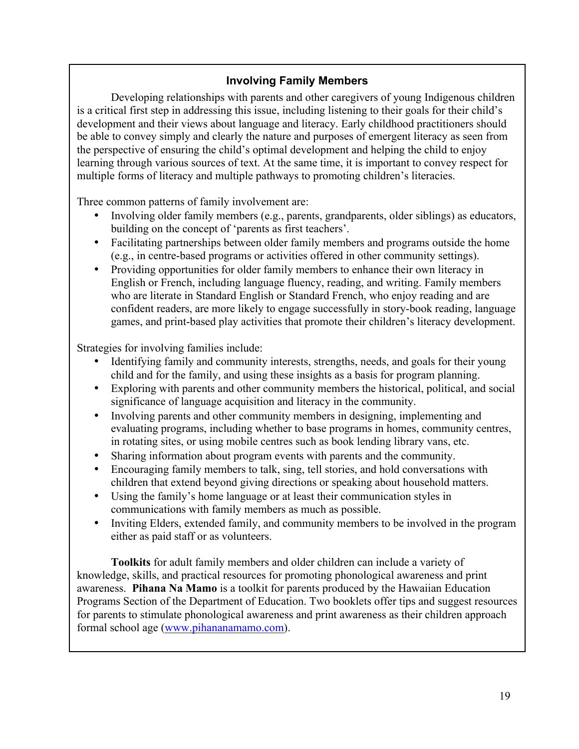### Involving Family Members

Developing relationships with parents and other caregivers of young Indigenous children is a critical first step in addressing this issue, including listening to their goals for their child's development and their views about language and literacy. Early childhood practitioners should be able to convey simply and clearly the nature and purposes of emergent literacy as seen from the perspective of ensuring the child's optimal development and helping the child to enjoy learning through various sources of text. At the same time, it is important to convey respect for multiple forms of literacy and multiple pathways to promoting children's literacies.

Three common patterns of family involvement are:

- Involving older family members (e.g., parents, grandparents, older siblings) as educators, building on the concept of 'parents as first teachers'.
- Facilitating partnerships between older family members and programs outside the home (e.g., in centre-based programs or activities offered in other community settings).
- Providing opportunities for older family members to enhance their own literacy in English or French, including language fluency, reading, and writing. Family members who are literate in Standard English or Standard French, who enjoy reading and are confident readers, are more likely to engage successfully in story-book reading, language games, and print-based play activities that promote their children's literacy development.

Strategies for involving families include:

- Identifying family and community interests, strengths, needs, and goals for their young child and for the family, and using these insights as a basis for program planning.
- Exploring with parents and other community members the historical, political, and social significance of language acquisition and literacy in the community.
- Involving parents and other community members in designing, implementing and evaluating programs, including whether to base programs in homes, community centres, in rotating sites, or using mobile centres such as book lending library vans, etc.
- Sharing information about program events with parents and the community.
- Encouraging family members to talk, sing, tell stories, and hold conversations with children that extend beyond giving directions or speaking about household matters.
- Using the family's home language or at least their communication styles in communications with family members as much as possible.
- Inviting Elders, extended family, and community members to be involved in the program either as paid staff or as volunteers.

**Toolkits** for adult family members and older children can include a variety of knowledge, skills, and practical resources for promoting phonological awareness and print awareness. **Pihana Na Mamo** is a toolkit for parents produced by the Hawaiian Education Programs Section of the Department of Education. Two booklets offer tips and suggest resources for parents to stimulate phonological awareness and print awareness as their children approach formal school age (www.pihananamamo.com).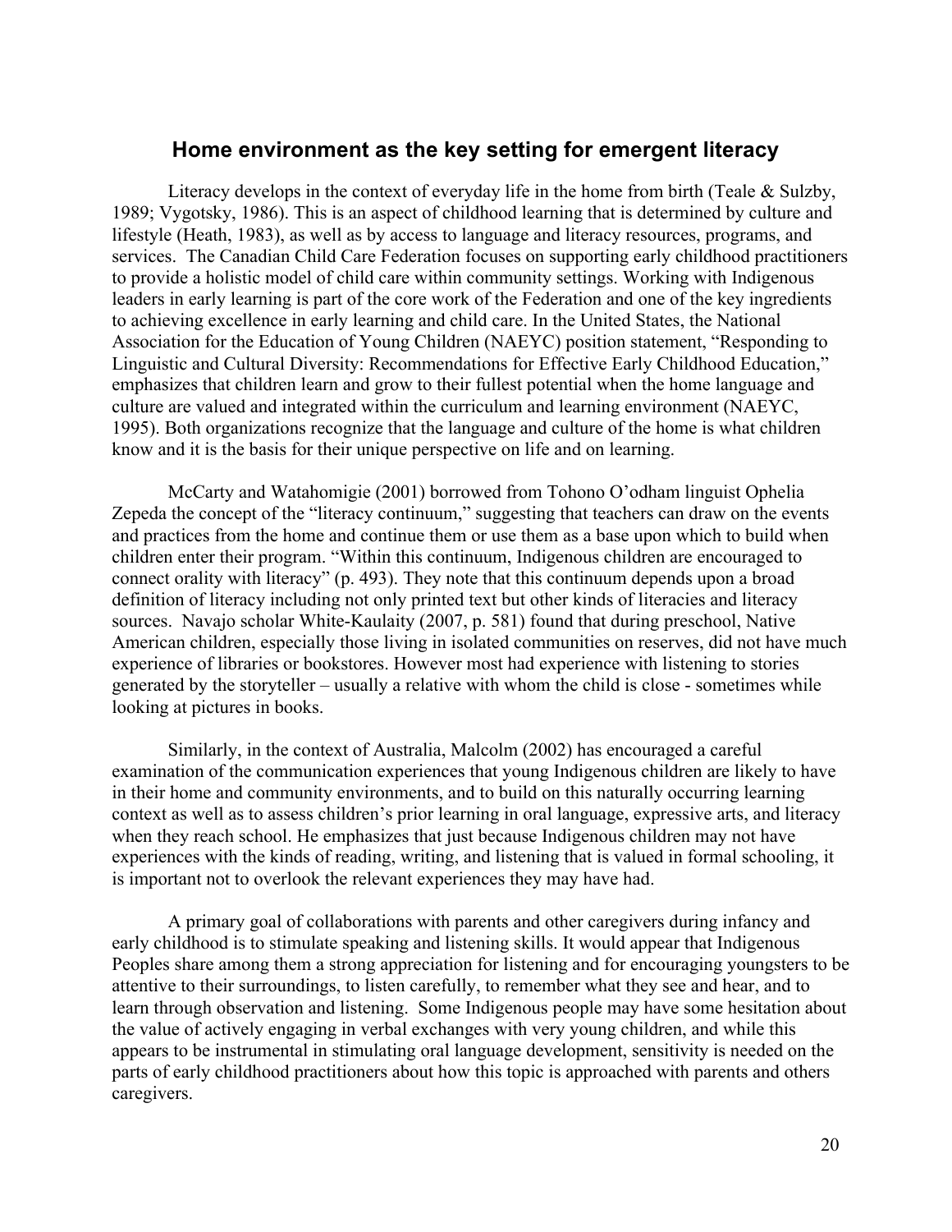## Home environment as the key setting for emergent literacy

Literacy develops in the context of everyday life in the home from birth (Teale & Sulzby, 1989; Vygotsky, 1986). This is an aspect of childhood learning that is determined by culture and lifestyle (Heath, 1983), as well as by access to language and literacy resources, programs, and services. The Canadian Child Care Federation focuses on supporting early childhood practitioners to provide a holistic model of child care within community settings. Working with Indigenous leaders in early learning is part of the core work of the Federation and one of the key ingredients to achieving excellence in early learning and child care. In the United States, the National Association for the Education of Young Children (NAEYC) position statement, "Responding to Linguistic and Cultural Diversity: Recommendations for Effective Early Childhood Education," emphasizes that children learn and grow to their fullest potential when the home language and culture are valued and integrated within the curriculum and learning environment (NAEYC, 1995). Both organizations recognize that the language and culture of the home is what children know and it is the basis for their unique perspective on life and on learning.

McCarty and Watahomigie (2001) borrowed from Tohono O'odham linguist Ophelia Zepeda the concept of the "literacy continuum," suggesting that teachers can draw on the events and practices from the home and continue them or use them as a base upon which to build when children enter their program. "Within this continuum, Indigenous children are encouraged to connect orality with literacy" (p. 493). They note that this continuum depends upon a broad definition of literacy including not only printed text but other kinds of literacies and literacy sources. Navajo scholar White-Kaulaity (2007, p. 581) found that during preschool, Native American children, especially those living in isolated communities on reserves, did not have much experience of libraries or bookstores. However most had experience with listening to stories generated by the storyteller – usually a relative with whom the child is close - sometimes while looking at pictures in books.

Similarly, in the context of Australia, Malcolm (2002) has encouraged a careful examination of the communication experiences that young Indigenous children are likely to have in their home and community environments, and to build on this naturally occurring learning context as well as to assess children's prior learning in oral language, expressive arts, and literacy when they reach school. He emphasizes that just because Indigenous children may not have experiences with the kinds of reading, writing, and listening that is valued in formal schooling, it is important not to overlook the relevant experiences they may have had.

A primary goal of collaborations with parents and other caregivers during infancy and early childhood is to stimulate speaking and listening skills. It would appear that Indigenous Peoples share among them a strong appreciation for listening and for encouraging youngsters to be attentive to their surroundings, to listen carefully, to remember what they see and hear, and to learn through observation and listening. Some Indigenous people may have some hesitation about the value of actively engaging in verbal exchanges with very young children, and while this appears to be instrumental in stimulating oral language development, sensitivity is needed on the parts of early childhood practitioners about how this topic is approached with parents and others caregivers.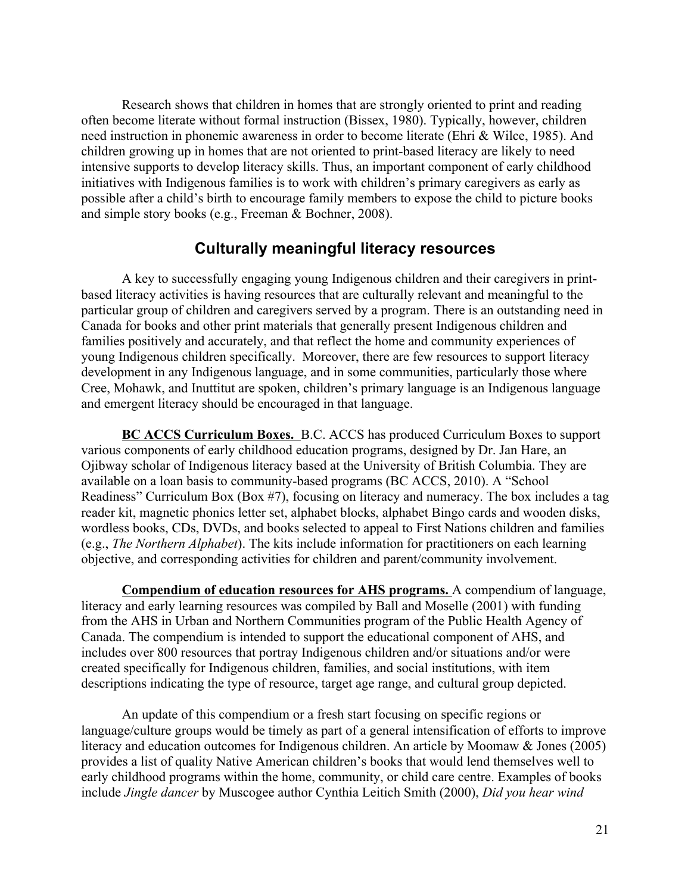Research shows that children in homes that are strongly oriented to print and reading often become literate without formal instruction (Bissex, 1980). Typically, however, children need instruction in phonemic awareness in order to become literate (Ehri & Wilce, 1985). And children growing up in homes that are not oriented to print-based literacy are likely to need intensive supports to develop literacy skills. Thus, an important component of early childhood initiatives with Indigenous families is to work with children's primary caregivers as early as possible after a child's birth to encourage family members to expose the child to picture books and simple story books (e.g., Freeman & Bochner, 2008).

## Culturally meaningful literacy resources

A key to successfully engaging young Indigenous children and their caregivers in print-based literacy activities is having resources that are culturally relevant and meaningful to the particular group of children and caregivers served by a program. There is an outstanding need in Canada for books and other print materials that generally present Indigenous children and families positively and accurately, and that reflect the home and community experiences of young Indigenous children specifically. Moreover, there are few resources to support literacy development in any Indigenous language, and in some communities, particularly those where Cree, Mohawk, and Inuttitut are spoken, children's primary language is an Indigenous language and emergent literacy should be encouraged in that language.

**BC ACCS Curriculum Boxes.** B.C. ACCS has produced Curriculum Boxes to support various components of early childhood education programs, designed by Dr. Jan Hare, an Ojibway scholar of Indigenous literacy based at the University of British Columbia. They are available on a loan basis to community-based programs (BC ACCS, 2010). A "School Readiness" Curriculum Box (Box #7), focusing on literacy and numeracy. The box includes a tag reader kit, magnetic phonics letter set, alphabet blocks, alphabet Bingo cards and wooden disks, wordless books, CDs, DVDs, and books selected to appeal to First Nations children and families (e.g., *The Northern Alphabet*). The kits include information for practitioners on each learning objective, and corresponding activities for children and parent/community involvement.

**Compendium of education resources for AHS programs.** A compendium of language, literacy and early learning resources was compiled by Ball and Moselle (2001) with funding from the AHS in Urban and Northern Communities program of the Public Health Agency of Canada. The compendium is intended to support the educational component of AHS, and includes over 800 resources that portray Indigenous children and/or situations and/or were created specifically for Indigenous children, families, and social institutions, with item descriptions indicating the type of resource, target age range, and cultural group depicted.

An update of this compendium or a fresh start focusing on specific regions or language/culture groups would be timely as part of a general intensification of efforts to improve literacy and education outcomes for Indigenous children. An article by Moomaw & Jones (2005) provides a list of quality Native American children's books that would lend themselves well to early childhood programs within the home, community, or child care centre. Examples of books include *Jingle dancer* by Muscogee author Cynthia Leitich Smith (2000), *Did you hear wind*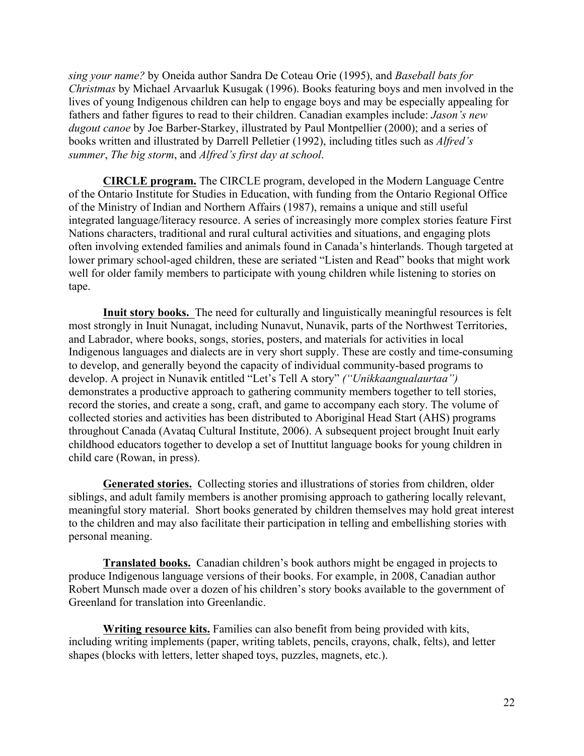*sing your name?* by Oneida author Sandra De Coteau Orie (1995), and *Baseball bats for Christmas* by Michael Arvaarluk Kusugak (1996). Books featuring boys and men involved in the lives of young Indigenous children can help to engage boys and may be especially appealing for fathers and father figures to read to their children. Canadian examples include: *Jason's new dugout canoe* by Joe Barber-Starkey, illustrated by Paul Montpellier (2000); and a series of books written and illustrated by Darrell Pelletier (1992), including titles such as *Alfred's summer*, *The big storm*, and *Alfred's first day at school*.

**CIRCLE program.** The CIRCLE program, developed in the Modern Language Centre of the Ontario Institute for Studies in Education, with funding from the Ontario Regional Office of the Ministry of Indian and Northern Affairs (1987), remains a unique and still useful integrated language/literacy resource. A series of increasingly more complex stories feature First Nations characters, traditional and rural cultural activities and situations, and engaging plots often involving extended families and animals found in Canada's hinterlands. Though targeted at lower primary school-aged children, these are seriated "Listen and Read" books that might work well for older family members to participate with young children while listening to stories on tape.

**Inuit story books.** The need for culturally and linguistically meaningful resources is felt most strongly in Inuit Nunagat, including Nunavut, Nunavik, parts of the Northwest Territories, and Labrador, where books, songs, stories, posters, and materials for activities in local Indigenous languages and dialects are in very short supply. These are costly and time-consuming to develop, and generally beyond the capacity of individual community-based programs to develop. A project in Nunavik entitled "Let's Tell A story" *("Unikkaangualaurtaa")* demonstrates a productive approach to gathering community members together to tell stories, record the stories, and create a song, craft, and game to accompany each story. The volume of collected stories and activities has been distributed to Aboriginal Head Start (AHS) programs throughout Canada (Avataq Cultural Institute, 2006). A subsequent project brought Inuit early childhood educators together to develop a set of Inuttitut language books for young children in child care (Rowan, in press).

**Generated stories.** Collecting stories and illustrations of stories from children, older siblings, and adult family members is another promising approach to gathering locally relevant, meaningful story material. Short books generated by children themselves may hold great interest to the children and may also facilitate their participation in telling and embellishing stories with personal meaning.

**Translated books.** Canadian children's book authors might be engaged in projects to produce Indigenous language versions of their books. For example, in 2008, Canadian author Robert Munsch made over a dozen of his children's story books available to the government of Greenland for translation into Greenlandic.

**Writing resource kits.** Families can also benefit from being provided with kits, including writing implements (paper, writing tablets, pencils, crayons, chalk, felts), and letter shapes (blocks with letters, letter shaped toys, puzzles, magnets, etc.).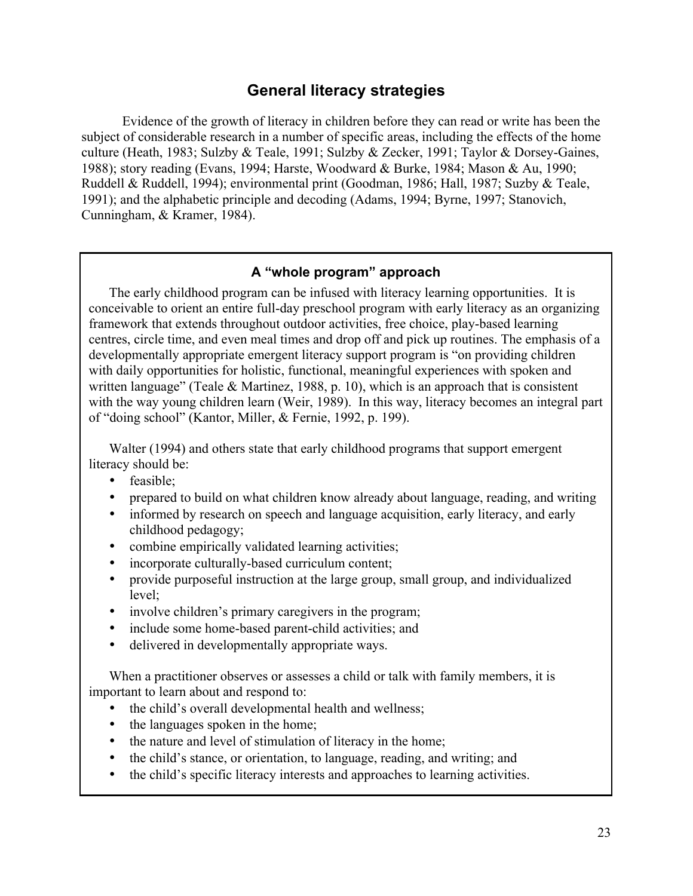## General literacy strategies

Evidence of the growth of literacy in children before they can read or write has been the subject of considerable research in a number of specific areas, including the effects of the home culture (Heath, 1983; Sulzby & Teale, 1991; Sulzby & Zecker, 1991; Taylor & Dorsey-Gaines, 1988); story reading (Evans, 1994; Harste, Woodward & Burke, 1984; Mason & Au, 1990; Ruddell & Ruddell, 1994); environmental print (Goodman, 1986; Hall, 1987; Suzby & Teale, 1991); and the alphabetic principle and decoding (Adams, 1994; Byrne, 1997; Stanovich, Cunningham, & Kramer, 1984).

### A "whole program" approach

The early childhood program can be infused with literacy learning opportunities. It is conceivable to orient an entire full-day preschool program with early literacy as an organizing framework that extends throughout outdoor activities, free choice, play-based learning centres, circle time, and even meal times and drop off and pick up routines. The emphasis of a developmentally appropriate emergent literacy support program is "on providing children with daily opportunities for holistic, functional, meaningful experiences with spoken and written language" (Teale & Martinez, 1988, p. 10), which is an approach that is consistent with the way young children learn (Weir, 1989). In this way, literacy becomes an integral part of "doing school" (Kantor, Miller, & Fernie, 1992, p. 199).

Walter (1994) and others state that early childhood programs that support emergent literacy should be:

- feasible;
- prepared to build on what children know already about language, reading, and writing
- informed by research on speech and language acquisition, early literacy, and early childhood pedagogy;
- combine empirically validated learning activities;
- incorporate culturally-based curriculum content;
- provide purposeful instruction at the large group, small group, and individualized level;
- involve children's primary caregivers in the program;
- include some home-based parent-child activities; and
- delivered in developmentally appropriate ways.

When a practitioner observes or assesses a child or talk with family members, it is important to learn about and respond to:

- the child's overall developmental health and wellness;
- the languages spoken in the home;
- the nature and level of stimulation of literacy in the home;
- the child's stance, or orientation, to language, reading, and writing; and
- the child's specific literacy interests and approaches to learning activities.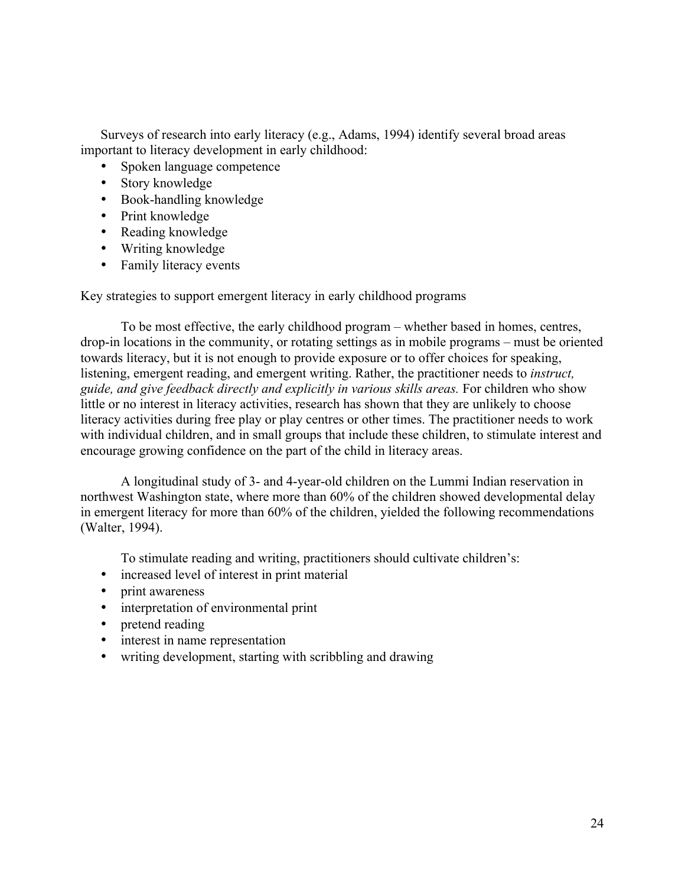Surveys of research into early literacy (e.g., Adams, 1994) identify several broad areas important to literacy development in early childhood:

- Spoken language competence
- Story knowledge
- Book-handling knowledge
- Print knowledge
- Reading knowledge
- Writing knowledge
- Family literacy events

Key strategies to support emergent literacy in early childhood programs

To be most effective, the early childhood program – whether based in homes, centres, drop-in locations in the community, or rotating settings as in mobile programs – must be oriented towards literacy, but it is not enough to provide exposure or to offer choices for speaking, listening, emergent reading, and emergent writing. Rather, the practitioner needs to *instruct, guide, and give feedback directly and explicitly in various skills areas.* For children who show little or no interest in literacy activities, research has shown that they are unlikely to choose literacy activities during free play or play centres or other times. The practitioner needs to work with individual children, and in small groups that include these children, to stimulate interest and encourage growing confidence on the part of the child in literacy areas.

A longitudinal study of 3- and 4-year-old children on the Lummi Indian reservation in northwest Washington state, where more than 60% of the children showed developmental delay in emergent literacy for more than 60% of the children, yielded the following recommendations (Walter, 1994).

To stimulate reading and writing, practitioners should cultivate children's:

- increased level of interest in print material
- print awareness
- interpretation of environmental print
- pretend reading
- interest in name representation
- writing development, starting with scribbling and drawing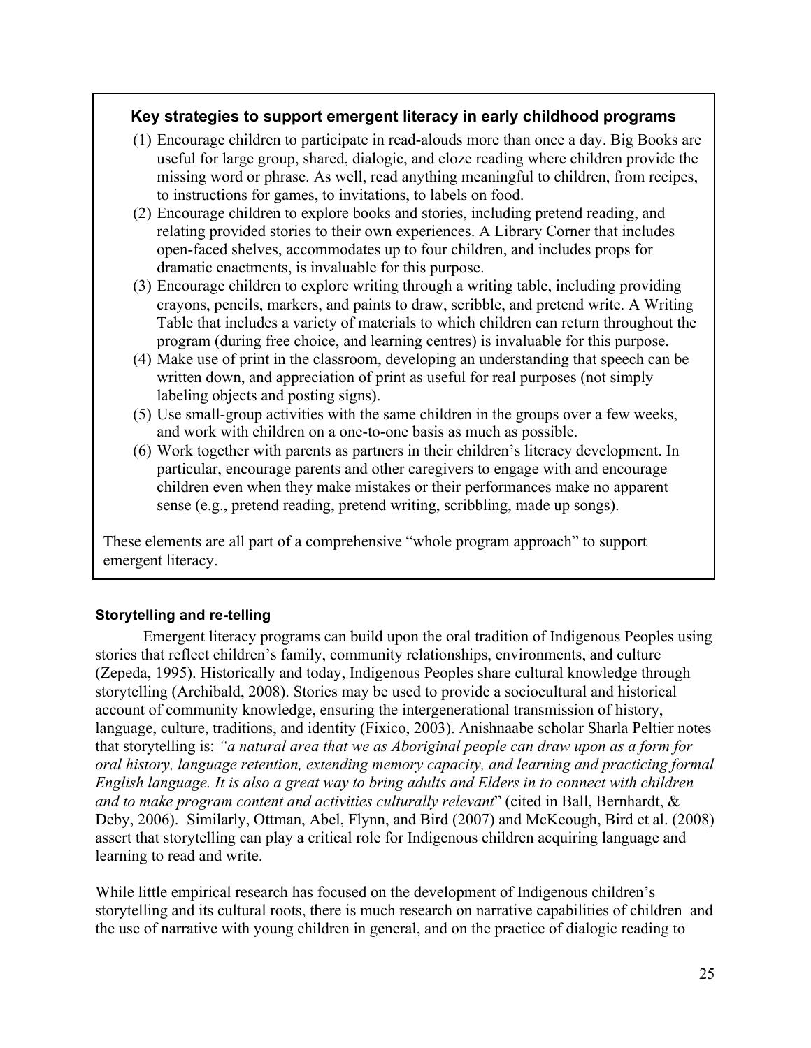**Key strategies to support emergent literacy in early childhood programs**

(1) Encourage children to participate in read-alouds more than once a day. Big Books are useful for large group, shared, dialogic, and cloze reading where children provide the missing word or phrase. As well, read anything meaningful to children, from recipes, to instructions for games, to invitations, to labels on food.
(2) Encourage children to explore books and stories, including pretend reading, and relating provided stories to their own experiences. A Library Corner that includes open-faced shelves, accommodates up to four children, and includes props for dramatic enactments, is invaluable for this purpose.
(3) Encourage children to explore writing through a writing table, including providing crayons, pencils, markers, and paints to draw, scribble, and pretend write. A Writing Table that includes a variety of materials to which children can return throughout the program (during free choice, and learning centres) is invaluable for this purpose.
(4) Make use of print in the classroom, developing an understanding that speech can be written down, and appreciation of print as useful for real purposes (not simply labeling objects and posting signs).
(5) Use small-group activities with the same children in the groups over a few weeks, and work with children on a one-to-one basis as much as possible.
(6) Work together with parents as partners in their children's literacy development. In particular, encourage parents and other caregivers to engage with and encourage children even when they make mistakes or their performances make no apparent sense (e.g., pretend reading, pretend writing, scribbling, made up songs).

These elements are all part of a comprehensive "whole program approach" to support emergent literacy.

#### Storytelling and re-telling

Emergent literacy programs can build upon the oral tradition of Indigenous Peoples using stories that reflect children's family, community relationships, environments, and culture (Zepeda, 1995). Historically and today, Indigenous Peoples share cultural knowledge through storytelling (Archibald, 2008). Stories may be used to provide a sociocultural and historical account of community knowledge, ensuring the intergenerational transmission of history, language, culture, traditions, and identity (Fixico, 2003). Anishnaabe scholar Sharla Peltier notes that storytelling is: *"a natural area that we as Aboriginal people can draw upon as a form for oral history, language retention, extending memory capacity, and learning and practicing formal English language. It is also a great way to bring adults and Elders in to connect with children and to make program content and activities culturally relevant*" (cited in Ball, Bernhardt, & Deby, 2006). Similarly, Ottman, Abel, Flynn, and Bird (2007) and McKeough, Bird et al. (2008) assert that storytelling can play a critical role for Indigenous children acquiring language and learning to read and write.

While little empirical research has focused on the development of Indigenous children's storytelling and its cultural roots, there is much research on narrative capabilities of children and the use of narrative with young children in general, and on the practice of dialogic reading to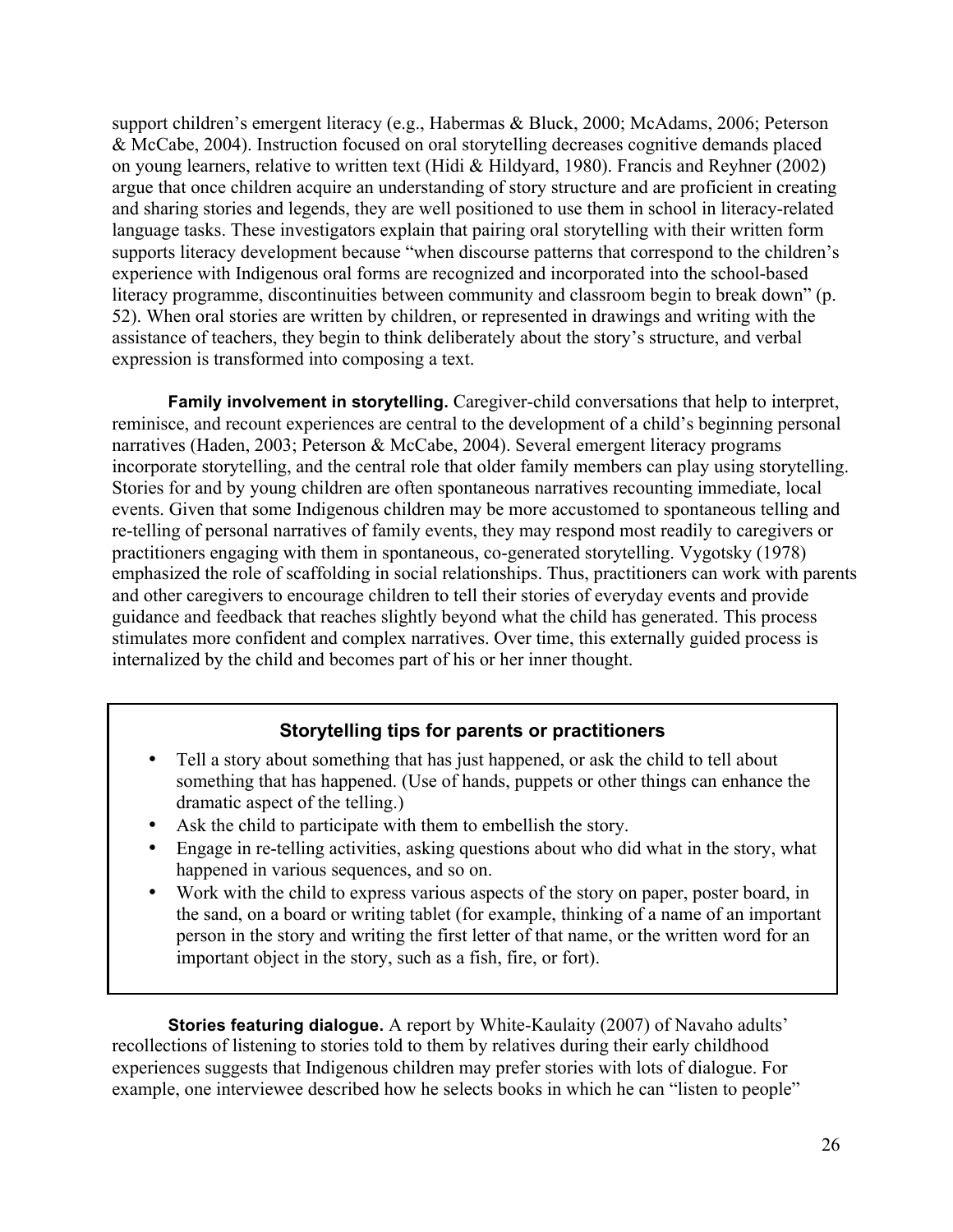support children's emergent literacy (e.g., Habermas & Bluck, 2000; McAdams, 2006; Peterson & McCabe, 2004). Instruction focused on oral storytelling decreases cognitive demands placed on young learners, relative to written text (Hidi & Hildyard, 1980). Francis and Reyhner (2002) argue that once children acquire an understanding of story structure and are proficient in creating and sharing stories and legends, they are well positioned to use them in school in literacy-related language tasks. These investigators explain that pairing oral storytelling with their written form supports literacy development because "when discourse patterns that correspond to the children's experience with Indigenous oral forms are recognized and incorporated into the school-based literacy programme, discontinuities between community and classroom begin to break down" (p. 52). When oral stories are written by children, or represented in drawings and writing with the assistance of teachers, they begin to think deliberately about the story's structure, and verbal expression is transformed into composing a text.

**Family involvement in storytelling.** Caregiver-child conversations that help to interpret, reminisce, and recount experiences are central to the development of a child's beginning personal narratives (Haden, 2003; Peterson & McCabe, 2004). Several emergent literacy programs incorporate storytelling, and the central role that older family members can play using storytelling. Stories for and by young children are often spontaneous narratives recounting immediate, local events. Given that some Indigenous children may be more accustomed to spontaneous telling and re-telling of personal narratives of family events, they may respond most readily to caregivers or practitioners engaging with them in spontaneous, co-generated storytelling. Vygotsky (1978) emphasized the role of scaffolding in social relationships. Thus, practitioners can work with parents and other caregivers to encourage children to tell their stories of everyday events and provide guidance and feedback that reaches slightly beyond what the child has generated. This process stimulates more confident and complex narratives. Over time, this externally guided process is internalized by the child and becomes part of his or her inner thought.

### Storytelling tips for parents or practitioners

- Tell a story about something that has just happened, or ask the child to tell about something that has happened. (Use of hands, puppets or other things can enhance the dramatic aspect of the telling.)
- Ask the child to participate with them to embellish the story.
- Engage in re-telling activities, asking questions about who did what in the story, what happened in various sequences, and so on.
- Work with the child to express various aspects of the story on paper, poster board, in the sand, on a board or writing tablet (for example, thinking of a name of an important person in the story and writing the first letter of that name, or the written word for an important object in the story, such as a fish, fire, or fort).

**Stories featuring dialogue.** A report by White-Kaulaity (2007) of Navaho adults' recollections of listening to stories told to them by relatives during their early childhood experiences suggests that Indigenous children may prefer stories with lots of dialogue. For example, one interviewee described how he selects books in which he can "listen to people"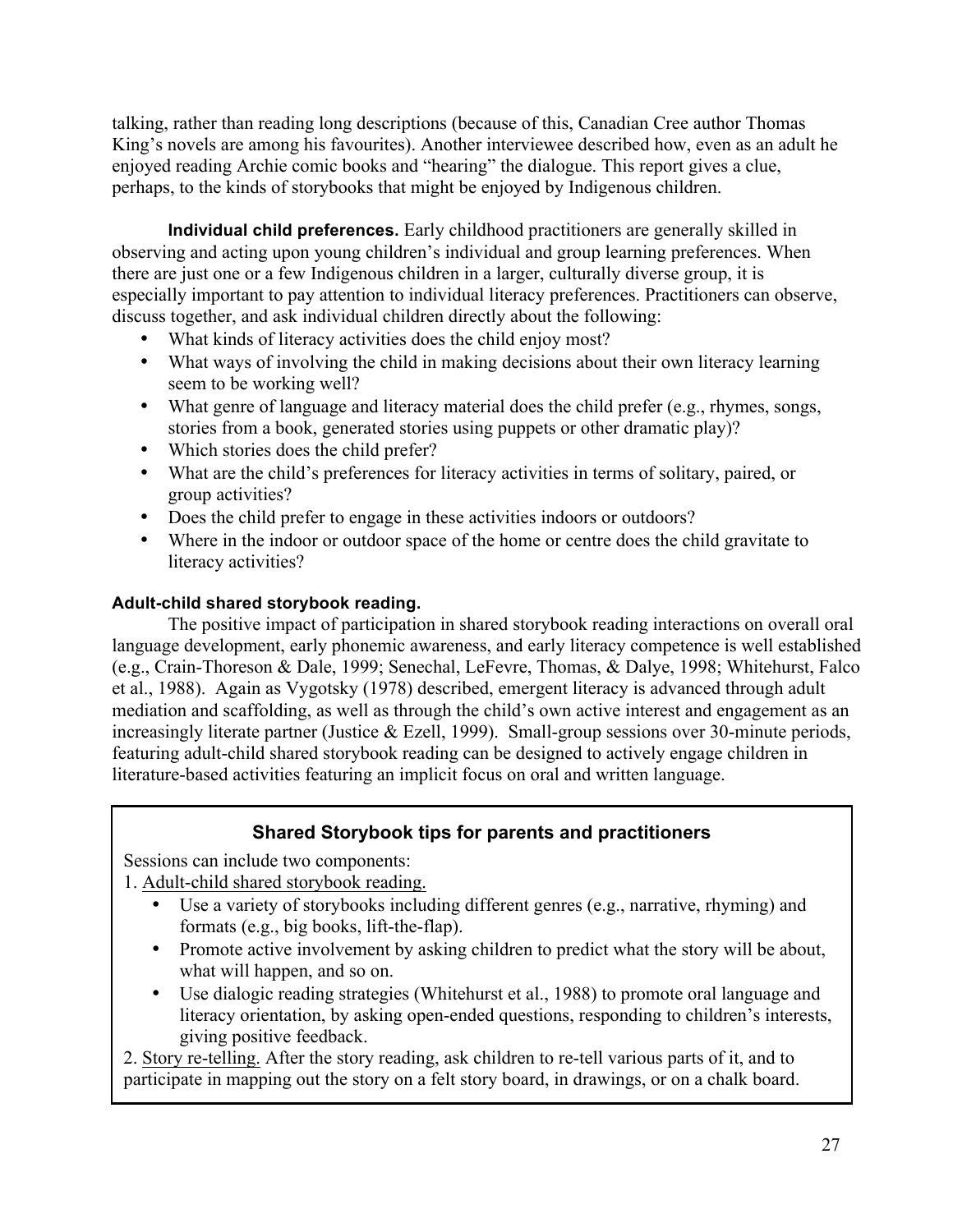talking, rather than reading long descriptions (because of this, Canadian Cree author Thomas King's novels are among his favourites). Another interviewee described how, even as an adult he enjoyed reading Archie comic books and "hearing" the dialogue. This report gives a clue, perhaps, to the kinds of storybooks that might be enjoyed by Indigenous children.

**Individual child preferences.** Early childhood practitioners are generally skilled in observing and acting upon young children's individual and group learning preferences. When there are just one or a few Indigenous children in a larger, culturally diverse group, it is especially important to pay attention to individual literacy preferences. Practitioners can observe, discuss together, and ask individual children directly about the following:

- What kinds of literacy activities does the child enjoy most?
- What ways of involving the child in making decisions about their own literacy learning seem to be working well?
- What genre of language and literacy material does the child prefer (e.g., rhymes, songs, stories from a book, generated stories using puppets or other dramatic play)?
- Which stories does the child prefer?
- What are the child's preferences for literacy activities in terms of solitary, paired, or group activities?
- Does the child prefer to engage in these activities indoors or outdoors?
- Where in the indoor or outdoor space of the home or centre does the child gravitate to literacy activities?

**Adult-child shared storybook reading.**

The positive impact of participation in shared storybook reading interactions on overall oral language development, early phonemic awareness, and early literacy competence is well established (e.g., Crain-Thoreson & Dale, 1999; Senechal, LeFevre, Thomas, & Dalye, 1998; Whitehurst, Falco et al., 1988). Again as Vygotsky (1978) described, emergent literacy is advanced through adult mediation and scaffolding, as well as through the child's own active interest and engagement as an increasingly literate partner (Justice & Ezell, 1999). Small-group sessions over 30-minute periods, featuring adult-child shared storybook reading can be designed to actively engage children in literature-based activities featuring an implicit focus on oral and written language.

**Shared Storybook tips for parents and practitioners**

Sessions can include two components:

1. Adult-child shared storybook reading.
   - Use a variety of storybooks including different genres (e.g., narrative, rhyming) and formats (e.g., big books, lift-the-flap).
   - Promote active involvement by asking children to predict what the story will be about, what will happen, and so on.
   - Use dialogic reading strategies (Whitehurst et al., 1988) to promote oral language and literacy orientation, by asking open-ended questions, responding to children's interests, giving positive feedback.
2. Story re-telling. After the story reading, ask children to re-tell various parts of it, and to participate in mapping out the story on a felt story board, in drawings, or on a chalk board.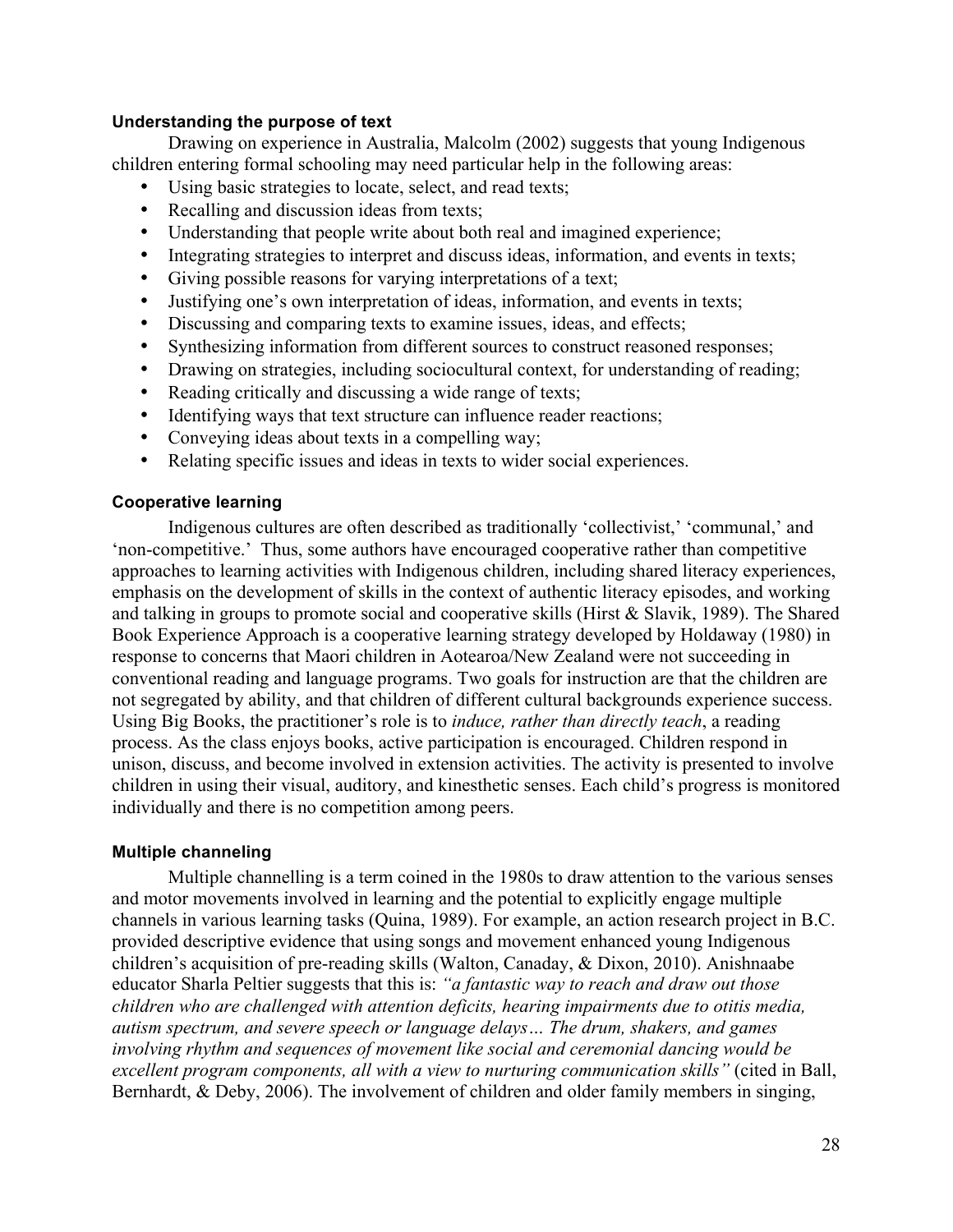**Understanding the purpose of text**

Drawing on experience in Australia, Malcolm (2002) suggests that young Indigenous children entering formal schooling may need particular help in the following areas:

- Using basic strategies to locate, select, and read texts;
- Recalling and discussion ideas from texts;
- Understanding that people write about both real and imagined experience;
- Integrating strategies to interpret and discuss ideas, information, and events in texts;
- Giving possible reasons for varying interpretations of a text;
- Justifying one's own interpretation of ideas, information, and events in texts;
- Discussing and comparing texts to examine issues, ideas, and effects;
- Synthesizing information from different sources to construct reasoned responses;
- Drawing on strategies, including sociocultural context, for understanding of reading;
- Reading critically and discussing a wide range of texts;
- Identifying ways that text structure can influence reader reactions;
- Conveying ideas about texts in a compelling way;
- Relating specific issues and ideas in texts to wider social experiences.

**Cooperative learning**

Indigenous cultures are often described as traditionally 'collectivist,' 'communal,' and 'non-competitive.' Thus, some authors have encouraged cooperative rather than competitive approaches to learning activities with Indigenous children, including shared literacy experiences, emphasis on the development of skills in the context of authentic literacy episodes, and working and talking in groups to promote social and cooperative skills (Hirst & Slavik, 1989). The Shared Book Experience Approach is a cooperative learning strategy developed by Holdaway (1980) in response to concerns that Maori children in Aotearoa/New Zealand were not succeeding in conventional reading and language programs. Two goals for instruction are that the children are not segregated by ability, and that children of different cultural backgrounds experience success. Using Big Books, the practitioner's role is to *induce, rather than directly teach*, a reading process. As the class enjoys books, active participation is encouraged. Children respond in unison, discuss, and become involved in extension activities. The activity is presented to involve children in using their visual, auditory, and kinesthetic senses. Each child's progress is monitored individually and there is no competition among peers.

**Multiple channeling**

Multiple channelling is a term coined in the 1980s to draw attention to the various senses and motor movements involved in learning and the potential to explicitly engage multiple channels in various learning tasks (Quina, 1989). For example, an action research project in B.C. provided descriptive evidence that using songs and movement enhanced young Indigenous children's acquisition of pre-reading skills (Walton, Canaday, & Dixon, 2010). Anishnaabe educator Sharla Peltier suggests that this is: *"a fantastic way to reach and draw out those children who are challenged with attention deficits, hearing impairments due to otitis media, autism spectrum, and severe speech or language delays… The drum, shakers, and games involving rhythm and sequences of movement like social and ceremonial dancing would be excellent program components, all with a view to nurturing communication skills"* (cited in Ball, Bernhardt, & Deby, 2006). The involvement of children and older family members in singing,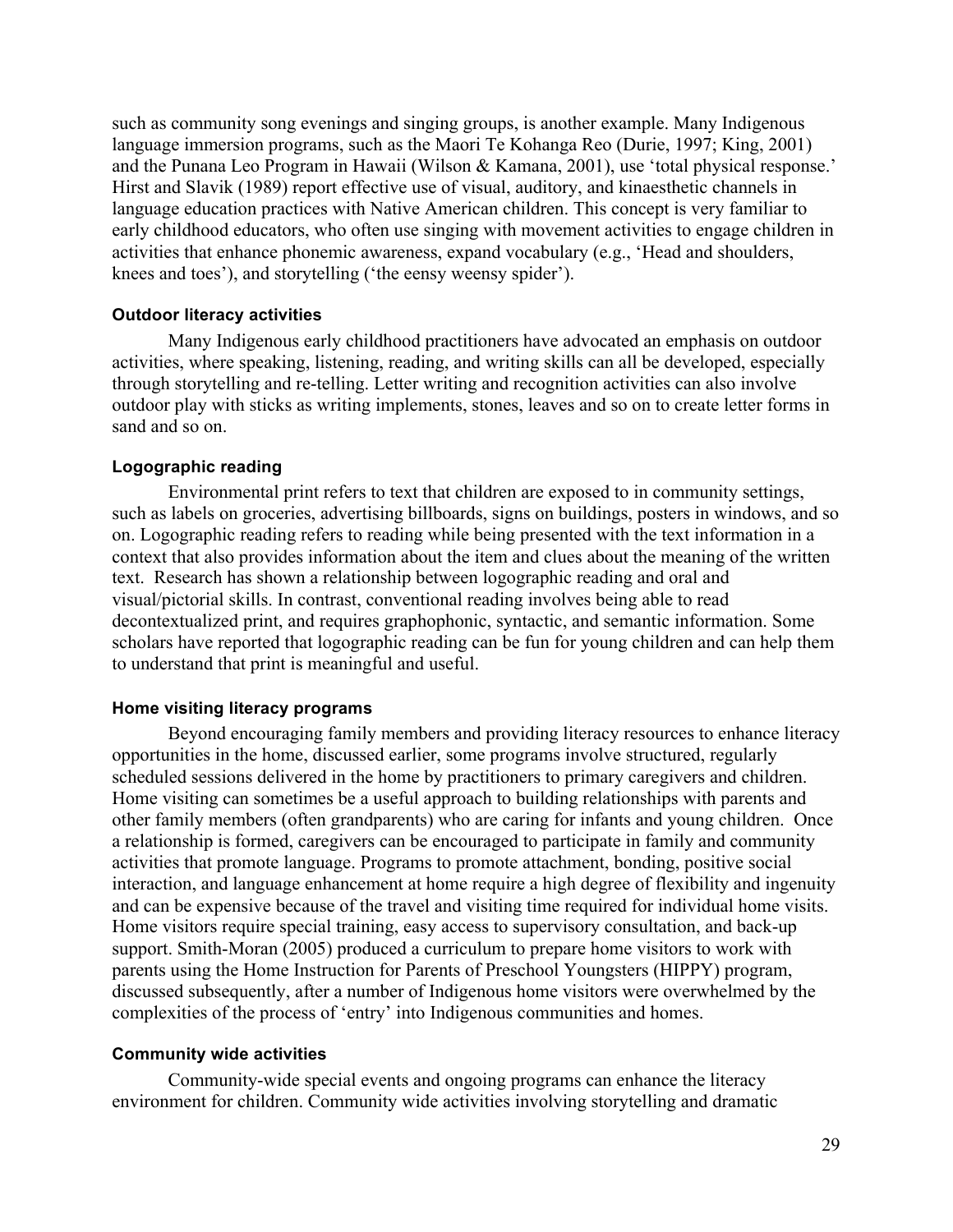such as community song evenings and singing groups, is another example. Many Indigenous language immersion programs, such as the Maori Te Kohanga Reo (Durie, 1997; King, 2001) and the Punana Leo Program in Hawaii (Wilson & Kamana, 2001), use 'total physical response.' Hirst and Slavik (1989) report effective use of visual, auditory, and kinaesthetic channels in language education practices with Native American children. This concept is very familiar to early childhood educators, who often use singing with movement activities to engage children in activities that enhance phonemic awareness, expand vocabulary (e.g., 'Head and shoulders, knees and toes'), and storytelling ('the eensy weensy spider').

#### Outdoor literacy activities

Many Indigenous early childhood practitioners have advocated an emphasis on outdoor activities, where speaking, listening, reading, and writing skills can all be developed, especially through storytelling and re-telling. Letter writing and recognition activities can also involve outdoor play with sticks as writing implements, stones, leaves and so on to create letter forms in sand and so on.

#### Logographic reading

Environmental print refers to text that children are exposed to in community settings, such as labels on groceries, advertising billboards, signs on buildings, posters in windows, and so on. Logographic reading refers to reading while being presented with the text information in a context that also provides information about the item and clues about the meaning of the written text. Research has shown a relationship between logographic reading and oral and visual/pictorial skills. In contrast, conventional reading involves being able to read decontextualized print, and requires graphophonic, syntactic, and semantic information. Some scholars have reported that logographic reading can be fun for young children and can help them to understand that print is meaningful and useful.

#### Home visiting literacy programs

Beyond encouraging family members and providing literacy resources to enhance literacy opportunities in the home, discussed earlier, some programs involve structured, regularly scheduled sessions delivered in the home by practitioners to primary caregivers and children. Home visiting can sometimes be a useful approach to building relationships with parents and other family members (often grandparents) who are caring for infants and young children. Once a relationship is formed, caregivers can be encouraged to participate in family and community activities that promote language. Programs to promote attachment, bonding, positive social interaction, and language enhancement at home require a high degree of flexibility and ingenuity and can be expensive because of the travel and visiting time required for individual home visits. Home visitors require special training, easy access to supervisory consultation, and back-up support. Smith-Moran (2005) produced a curriculum to prepare home visitors to work with parents using the Home Instruction for Parents of Preschool Youngsters (HIPPY) program, discussed subsequently, after a number of Indigenous home visitors were overwhelmed by the complexities of the process of 'entry' into Indigenous communities and homes.

#### Community wide activities

Community-wide special events and ongoing programs can enhance the literacy environment for children. Community wide activities involving storytelling and dramatic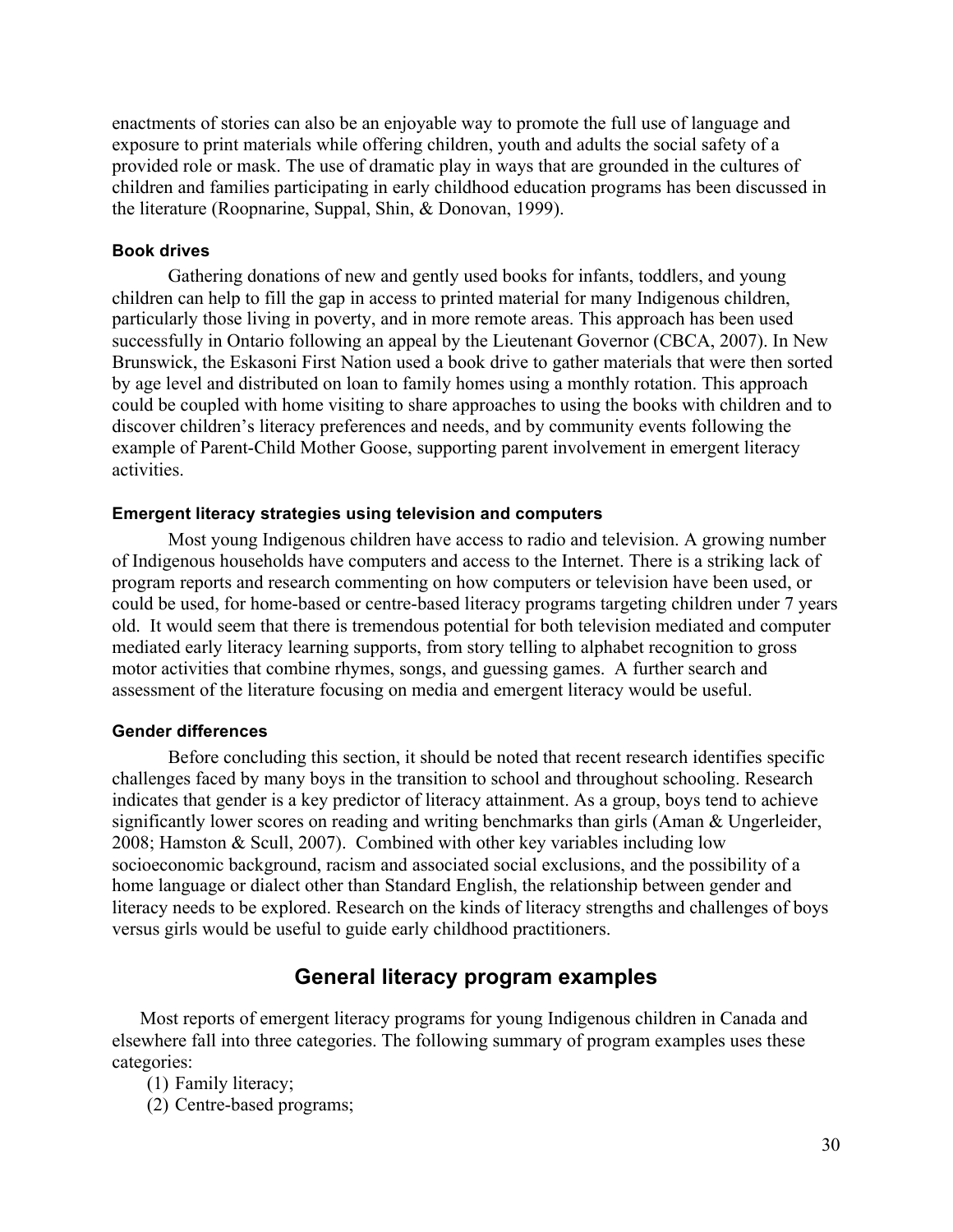enactments of stories can also be an enjoyable way to promote the full use of language and exposure to print materials while offering children, youth and adults the social safety of a provided role or mask. The use of dramatic play in ways that are grounded in the cultures of children and families participating in early childhood education programs has been discussed in the literature (Roopnarine, Suppal, Shin, & Donovan, 1999).

#### Book drives

Gathering donations of new and gently used books for infants, toddlers, and young children can help to fill the gap in access to printed material for many Indigenous children, particularly those living in poverty, and in more remote areas. This approach has been used successfully in Ontario following an appeal by the Lieutenant Governor (CBCA, 2007). In New Brunswick, the Eskasoni First Nation used a book drive to gather materials that were then sorted by age level and distributed on loan to family homes using a monthly rotation. This approach could be coupled with home visiting to share approaches to using the books with children and to discover children's literacy preferences and needs, and by community events following the example of Parent-Child Mother Goose, supporting parent involvement in emergent literacy activities.

#### Emergent literacy strategies using television and computers

Most young Indigenous children have access to radio and television. A growing number of Indigenous households have computers and access to the Internet. There is a striking lack of program reports and research commenting on how computers or television have been used, or could be used, for home-based or centre-based literacy programs targeting children under 7 years old. It would seem that there is tremendous potential for both television mediated and computer mediated early literacy learning supports, from story telling to alphabet recognition to gross motor activities that combine rhymes, songs, and guessing games. A further search and assessment of the literature focusing on media and emergent literacy would be useful.

#### Gender differences

Before concluding this section, it should be noted that recent research identifies specific challenges faced by many boys in the transition to school and throughout schooling. Research indicates that gender is a key predictor of literacy attainment. As a group, boys tend to achieve significantly lower scores on reading and writing benchmarks than girls (Aman & Ungerleider, 2008; Hamston & Scull, 2007). Combined with other key variables including low socioeconomic background, racism and associated social exclusions, and the possibility of a home language or dialect other than Standard English, the relationship between gender and literacy needs to be explored. Research on the kinds of literacy strengths and challenges of boys versus girls would be useful to guide early childhood practitioners.

## General literacy program examples

Most reports of emergent literacy programs for young Indigenous children in Canada and elsewhere fall into three categories. The following summary of program examples uses these categories:

(1) Family literacy;
(2) Centre-based programs;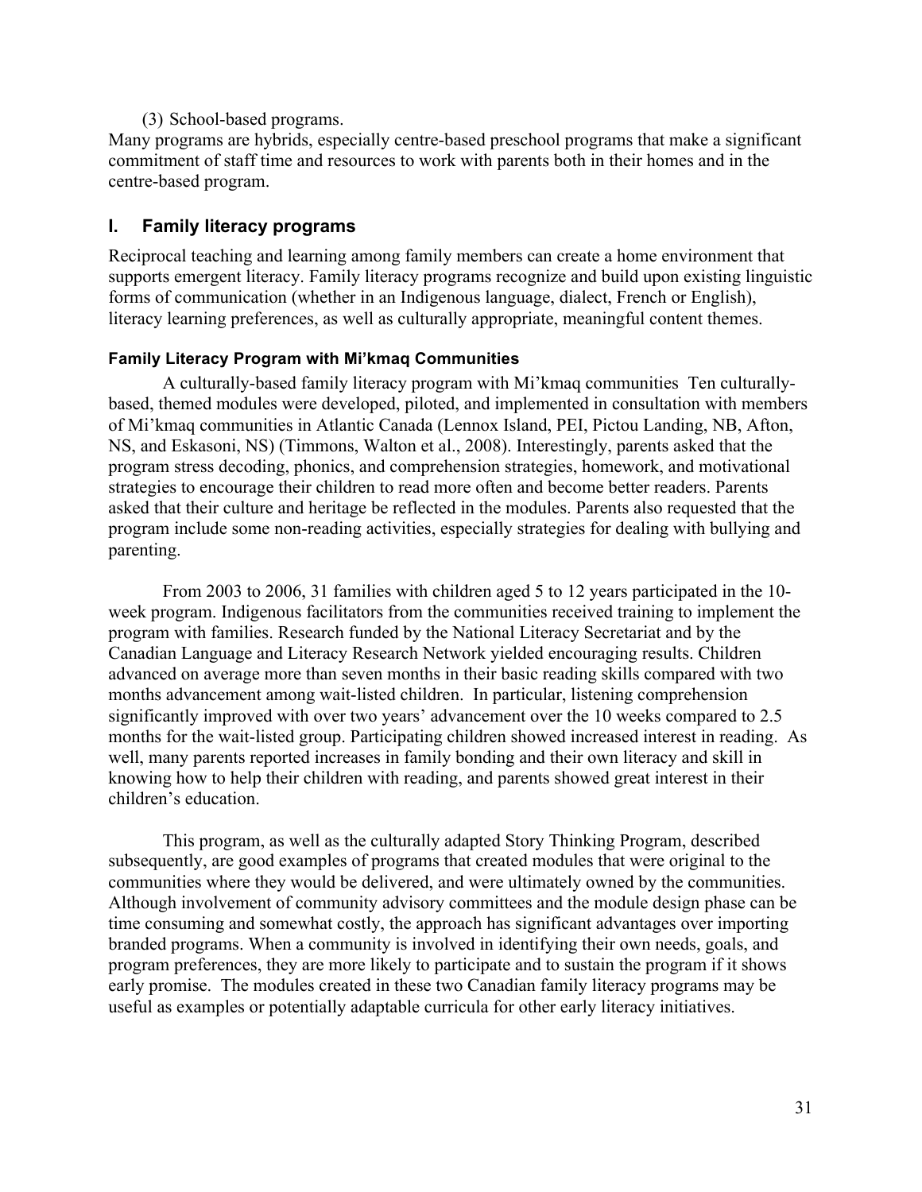(3) School-based programs.

Many programs are hybrids, especially centre-based preschool programs that make a significant commitment of staff time and resources to work with parents both in their homes and in the centre-based program.

## I. Family literacy programs

Reciprocal teaching and learning among family members can create a home environment that supports emergent literacy. Family literacy programs recognize and build upon existing linguistic forms of communication (whether in an Indigenous language, dialect, French or English), literacy learning preferences, as well as culturally appropriate, meaningful content themes.

### Family Literacy Program with Mi'kmaq Communities

A culturally-based family literacy program with Mi'kmaq communities Ten culturally-based, themed modules were developed, piloted, and implemented in consultation with members of Mi'kmaq communities in Atlantic Canada (Lennox Island, PEI, Pictou Landing, NB, Afton, NS, and Eskasoni, NS) (Timmons, Walton et al., 2008). Interestingly, parents asked that the program stress decoding, phonics, and comprehension strategies, homework, and motivational strategies to encourage their children to read more often and become better readers. Parents asked that their culture and heritage be reflected in the modules. Parents also requested that the program include some non-reading activities, especially strategies for dealing with bullying and parenting.

From 2003 to 2006, 31 families with children aged 5 to 12 years participated in the 10-week program. Indigenous facilitators from the communities received training to implement the program with families. Research funded by the National Literacy Secretariat and by the Canadian Language and Literacy Research Network yielded encouraging results. Children advanced on average more than seven months in their basic reading skills compared with two months advancement among wait-listed children. In particular, listening comprehension significantly improved with over two years' advancement over the 10 weeks compared to 2.5 months for the wait-listed group. Participating children showed increased interest in reading. As well, many parents reported increases in family bonding and their own literacy and skill in knowing how to help their children with reading, and parents showed great interest in their children's education.

This program, as well as the culturally adapted Story Thinking Program, described subsequently, are good examples of programs that created modules that were original to the communities where they would be delivered, and were ultimately owned by the communities. Although involvement of community advisory committees and the module design phase can be time consuming and somewhat costly, the approach has significant advantages over importing branded programs. When a community is involved in identifying their own needs, goals, and program preferences, they are more likely to participate and to sustain the program if it shows early promise. The modules created in these two Canadian family literacy programs may be useful as examples or potentially adaptable curricula for other early literacy initiatives.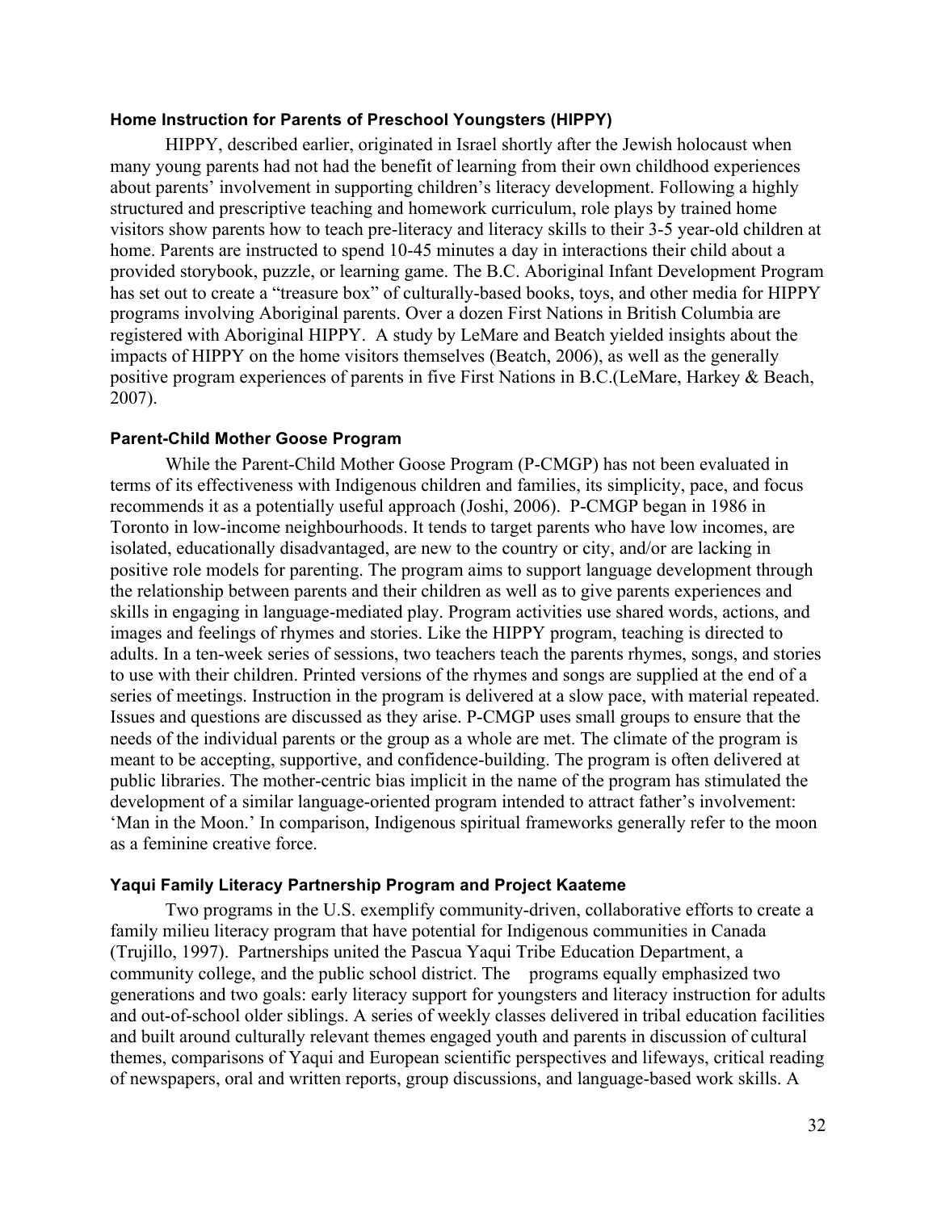### Home Instruction for Parents of Preschool Youngsters (HIPPY)

HIPPY, described earlier, originated in Israel shortly after the Jewish holocaust when many young parents had not had the benefit of learning from their own childhood experiences about parents' involvement in supporting children's literacy development. Following a highly structured and prescriptive teaching and homework curriculum, role plays by trained home visitors show parents how to teach pre-literacy and literacy skills to their 3-5 year-old children at home. Parents are instructed to spend 10-45 minutes a day in interactions their child about a provided storybook, puzzle, or learning game. The B.C. Aboriginal Infant Development Program has set out to create a "treasure box" of culturally-based books, toys, and other media for HIPPY programs involving Aboriginal parents. Over a dozen First Nations in British Columbia are registered with Aboriginal HIPPY. A study by LeMare and Beatch yielded insights about the impacts of HIPPY on the home visitors themselves (Beatch, 2006), as well as the generally positive program experiences of parents in five First Nations in B.C.(LeMare, Harkey & Beach, 2007).

### Parent-Child Mother Goose Program

While the Parent-Child Mother Goose Program (P-CMGP) has not been evaluated in terms of its effectiveness with Indigenous children and families, its simplicity, pace, and focus recommends it as a potentially useful approach (Joshi, 2006). P-CMGP began in 1986 in Toronto in low-income neighbourhoods. It tends to target parents who have low incomes, are isolated, educationally disadvantaged, are new to the country or city, and/or are lacking in positive role models for parenting. The program aims to support language development through the relationship between parents and their children as well as to give parents experiences and skills in engaging in language-mediated play. Program activities use shared words, actions, and images and feelings of rhymes and stories. Like the HIPPY program, teaching is directed to adults. In a ten-week series of sessions, two teachers teach the parents rhymes, songs, and stories to use with their children. Printed versions of the rhymes and songs are supplied at the end of a series of meetings. Instruction in the program is delivered at a slow pace, with material repeated. Issues and questions are discussed as they arise. P-CMGP uses small groups to ensure that the needs of the individual parents or the group as a whole are met. The climate of the program is meant to be accepting, supportive, and confidence-building. The program is often delivered at public libraries. The mother-centric bias implicit in the name of the program has stimulated the development of a similar language-oriented program intended to attract father's involvement: 'Man in the Moon.' In comparison, Indigenous spiritual frameworks generally refer to the moon as a feminine creative force.

### Yaqui Family Literacy Partnership Program and Project Kaateme

Two programs in the U.S. exemplify community-driven, collaborative efforts to create a family milieu literacy program that have potential for Indigenous communities in Canada (Trujillo, 1997). Partnerships united the Pascua Yaqui Tribe Education Department, a community college, and the public school district. The programs equally emphasized two generations and two goals: early literacy support for youngsters and literacy instruction for adults and out-of-school older siblings. A series of weekly classes delivered in tribal education facilities and built around culturally relevant themes engaged youth and parents in discussion of cultural themes, comparisons of Yaqui and European scientific perspectives and lifeways, critical reading of newspapers, oral and written reports, group discussions, and language-based work skills. A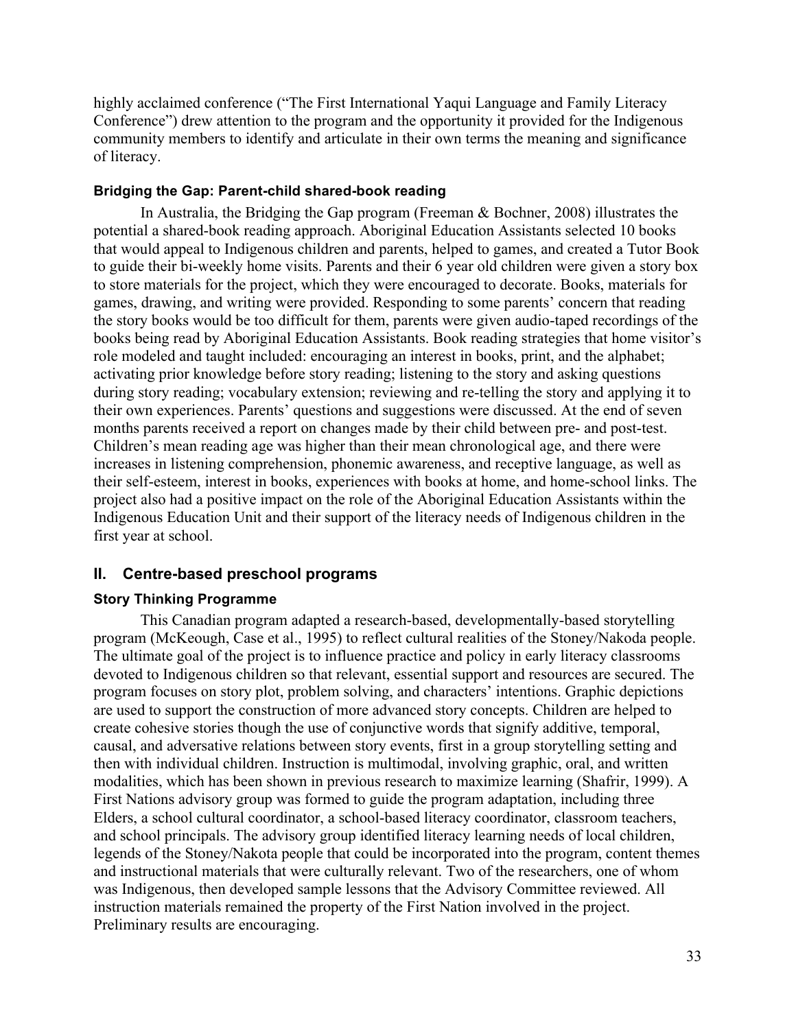highly acclaimed conference ("The First International Yaqui Language and Family Literacy Conference") drew attention to the program and the opportunity it provided for the Indigenous community members to identify and articulate in their own terms the meaning and significance of literacy.

#### Bridging the Gap: Parent-child shared-book reading

In Australia, the Bridging the Gap program (Freeman & Bochner, 2008) illustrates the potential a shared-book reading approach. Aboriginal Education Assistants selected 10 books that would appeal to Indigenous children and parents, helped to games, and created a Tutor Book to guide their bi-weekly home visits. Parents and their 6 year old children were given a story box to store materials for the project, which they were encouraged to decorate. Books, materials for games, drawing, and writing were provided. Responding to some parents' concern that reading the story books would be too difficult for them, parents were given audio-taped recordings of the books being read by Aboriginal Education Assistants. Book reading strategies that home visitor's role modeled and taught included: encouraging an interest in books, print, and the alphabet; activating prior knowledge before story reading; listening to the story and asking questions during story reading; vocabulary extension; reviewing and re-telling the story and applying it to their own experiences. Parents' questions and suggestions were discussed. At the end of seven months parents received a report on changes made by their child between pre- and post-test. Children's mean reading age was higher than their mean chronological age, and there were increases in listening comprehension, phonemic awareness, and receptive language, as well as their self-esteem, interest in books, experiences with books at home, and home-school links. The project also had a positive impact on the role of the Aboriginal Education Assistants within the Indigenous Education Unit and their support of the literacy needs of Indigenous children in the first year at school.

### II. Centre-based preschool programs

#### Story Thinking Programme

This Canadian program adapted a research-based, developmentally-based storytelling program (McKeough, Case et al., 1995) to reflect cultural realities of the Stoney/Nakoda people. The ultimate goal of the project is to influence practice and policy in early literacy classrooms devoted to Indigenous children so that relevant, essential support and resources are secured. The program focuses on story plot, problem solving, and characters' intentions. Graphic depictions are used to support the construction of more advanced story concepts. Children are helped to create cohesive stories though the use of conjunctive words that signify additive, temporal, causal, and adversative relations between story events, first in a group storytelling setting and then with individual children. Instruction is multimodal, involving graphic, oral, and written modalities, which has been shown in previous research to maximize learning (Shafrir, 1999). A First Nations advisory group was formed to guide the program adaptation, including three Elders, a school cultural coordinator, a school-based literacy coordinator, classroom teachers, and school principals. The advisory group identified literacy learning needs of local children, legends of the Stoney/Nakota people that could be incorporated into the program, content themes and instructional materials that were culturally relevant. Two of the researchers, one of whom was Indigenous, then developed sample lessons that the Advisory Committee reviewed. All instruction materials remained the property of the First Nation involved in the project. Preliminary results are encouraging.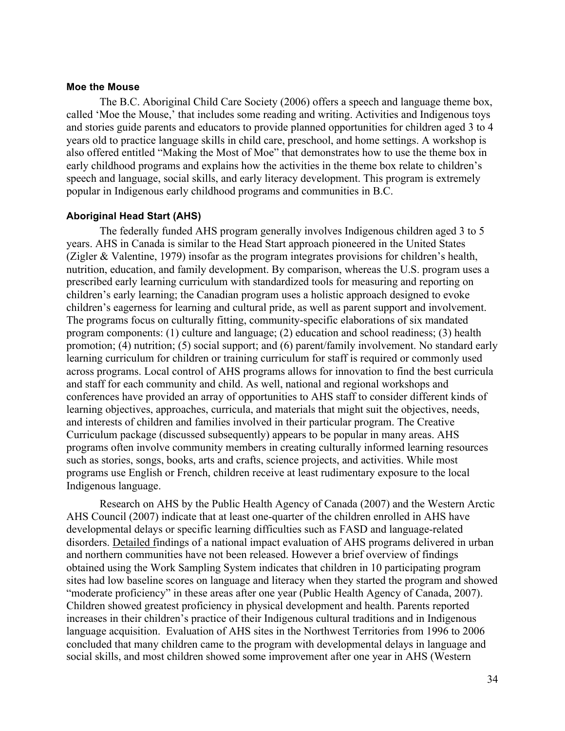### Moe the Mouse

The B.C. Aboriginal Child Care Society (2006) offers a speech and language theme box, called 'Moe the Mouse,' that includes some reading and writing. Activities and Indigenous toys and stories guide parents and educators to provide planned opportunities for children aged 3 to 4 years old to practice language skills in child care, preschool, and home settings. A workshop is also offered entitled "Making the Most of Moe" that demonstrates how to use the theme box in early childhood programs and explains how the activities in the theme box relate to children's speech and language, social skills, and early literacy development. This program is extremely popular in Indigenous early childhood programs and communities in B.C.

### Aboriginal Head Start (AHS)

The federally funded AHS program generally involves Indigenous children aged 3 to 5 years. AHS in Canada is similar to the Head Start approach pioneered in the United States (Zigler & Valentine, 1979) insofar as the program integrates provisions for children's health, nutrition, education, and family development. By comparison, whereas the U.S. program uses a prescribed early learning curriculum with standardized tools for measuring and reporting on children's early learning; the Canadian program uses a holistic approach designed to evoke children's eagerness for learning and cultural pride, as well as parent support and involvement. The programs focus on culturally fitting, community-specific elaborations of six mandated program components: (1) culture and language; (2) education and school readiness; (3) health promotion; (4) nutrition; (5) social support; and (6) parent/family involvement. No standard early learning curriculum for children or training curriculum for staff is required or commonly used across programs. Local control of AHS programs allows for innovation to find the best curricula and staff for each community and child. As well, national and regional workshops and conferences have provided an array of opportunities to AHS staff to consider different kinds of learning objectives, approaches, curricula, and materials that might suit the objectives, needs, and interests of children and families involved in their particular program. The Creative Curriculum package (discussed subsequently) appears to be popular in many areas. AHS programs often involve community members in creating culturally informed learning resources such as stories, songs, books, arts and crafts, science projects, and activities. While most programs use English or French, children receive at least rudimentary exposure to the local Indigenous language.

Research on AHS by the Public Health Agency of Canada (2007) and the Western Arctic AHS Council (2007) indicate that at least one-quarter of the children enrolled in AHS have developmental delays or specific learning difficulties such as FASD and language-related disorders. Detailed findings of a national impact evaluation of AHS programs delivered in urban and northern communities have not been released. However a brief overview of findings obtained using the Work Sampling System indicates that children in 10 participating program sites had low baseline scores on language and literacy when they started the program and showed "moderate proficiency" in these areas after one year (Public Health Agency of Canada, 2007). Children showed greatest proficiency in physical development and health. Parents reported increases in their children's practice of their Indigenous cultural traditions and in Indigenous language acquisition. Evaluation of AHS sites in the Northwest Territories from 1996 to 2006 concluded that many children came to the program with developmental delays in language and social skills, and most children showed some improvement after one year in AHS (Western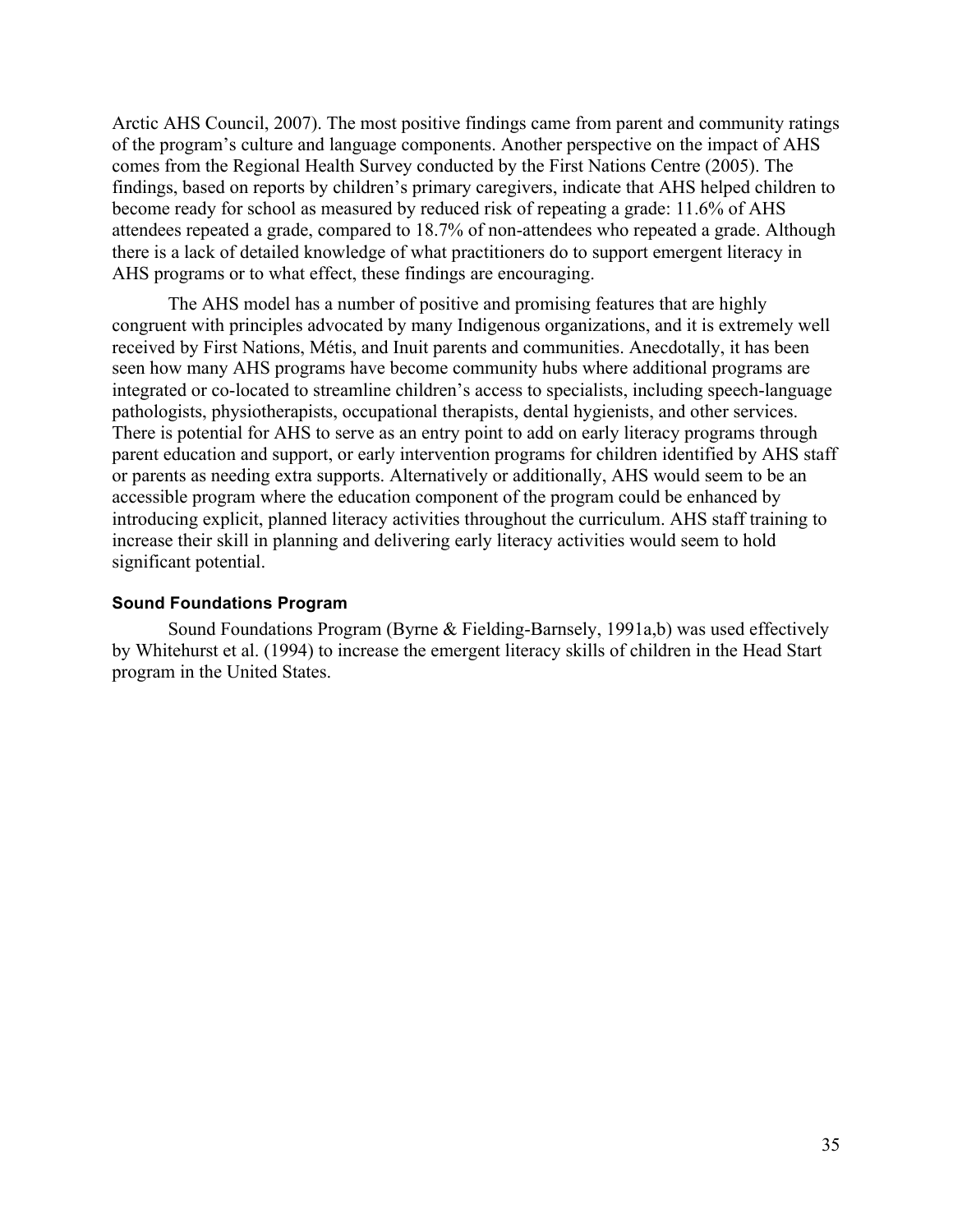Arctic AHS Council, 2007). The most positive findings came from parent and community ratings of the program's culture and language components. Another perspective on the impact of AHS comes from the Regional Health Survey conducted by the First Nations Centre (2005). The findings, based on reports by children's primary caregivers, indicate that AHS helped children to become ready for school as measured by reduced risk of repeating a grade: 11.6% of AHS attendees repeated a grade, compared to 18.7% of non-attendees who repeated a grade. Although there is a lack of detailed knowledge of what practitioners do to support emergent literacy in AHS programs or to what effect, these findings are encouraging.

The AHS model has a number of positive and promising features that are highly congruent with principles advocated by many Indigenous organizations, and it is extremely well received by First Nations, Métis, and Inuit parents and communities. Anecdotally, it has been seen how many AHS programs have become community hubs where additional programs are integrated or co-located to streamline children's access to specialists, including speech-language pathologists, physiotherapists, occupational therapists, dental hygienists, and other services. There is potential for AHS to serve as an entry point to add on early literacy programs through parent education and support, or early intervention programs for children identified by AHS staff or parents as needing extra supports. Alternatively or additionally, AHS would seem to be an accessible program where the education component of the program could be enhanced by introducing explicit, planned literacy activities throughout the curriculum. AHS staff training to increase their skill in planning and delivering early literacy activities would seem to hold significant potential.

#### Sound Foundations Program

Sound Foundations Program (Byrne & Fielding-Barnsely, 1991a,b) was used effectively by Whitehurst et al. (1994) to increase the emergent literacy skills of children in the Head Start program in the United States.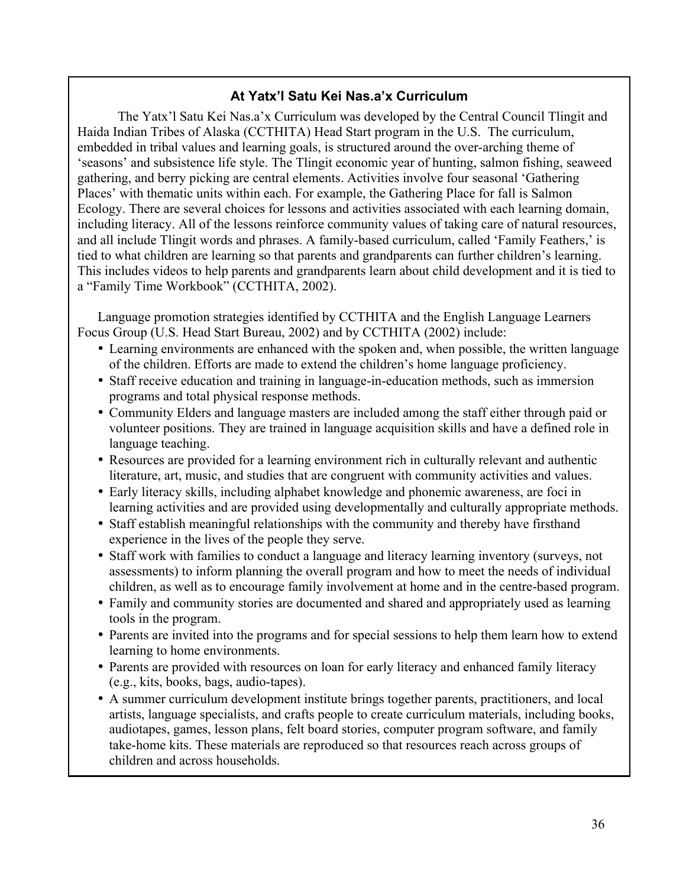### At Yatx'l Satu Kei Nas.a'x Curriculum

The Yatx'l Satu Kei Nas.a'x Curriculum was developed by the Central Council Tlingit and Haida Indian Tribes of Alaska (CCTHITA) Head Start program in the U.S. The curriculum, embedded in tribal values and learning goals, is structured around the over-arching theme of 'seasons' and subsistence life style. The Tlingit economic year of hunting, salmon fishing, seaweed gathering, and berry picking are central elements. Activities involve four seasonal 'Gathering Places' with thematic units within each. For example, the Gathering Place for fall is Salmon Ecology. There are several choices for lessons and activities associated with each learning domain, including literacy. All of the lessons reinforce community values of taking care of natural resources, and all include Tlingit words and phrases. A family-based curriculum, called 'Family Feathers,' is tied to what children are learning so that parents and grandparents can further children's learning. This includes videos to help parents and grandparents learn about child development and it is tied to a "Family Time Workbook" (CCTHITA, 2002).

Language promotion strategies identified by CCTHITA and the English Language Learners Focus Group (U.S. Head Start Bureau, 2002) and by CCTHITA (2002) include:

- Learning environments are enhanced with the spoken and, when possible, the written language of the children. Efforts are made to extend the children's home language proficiency.
- Staff receive education and training in language-in-education methods, such as immersion programs and total physical response methods.
- Community Elders and language masters are included among the staff either through paid or volunteer positions. They are trained in language acquisition skills and have a defined role in language teaching.
- Resources are provided for a learning environment rich in culturally relevant and authentic literature, art, music, and studies that are congruent with community activities and values.
- Early literacy skills, including alphabet knowledge and phonemic awareness, are foci in learning activities and are provided using developmentally and culturally appropriate methods.
- Staff establish meaningful relationships with the community and thereby have firsthand experience in the lives of the people they serve.
- Staff work with families to conduct a language and literacy learning inventory (surveys, not assessments) to inform planning the overall program and how to meet the needs of individual children, as well as to encourage family involvement at home and in the centre-based program.
- Family and community stories are documented and shared and appropriately used as learning tools in the program.
- Parents are invited into the programs and for special sessions to help them learn how to extend learning to home environments.
- Parents are provided with resources on loan for early literacy and enhanced family literacy (e.g., kits, books, bags, audio-tapes).
- A summer curriculum development institute brings together parents, practitioners, and local artists, language specialists, and crafts people to create curriculum materials, including books, audiotapes, games, lesson plans, felt board stories, computer program software, and family take-home kits. These materials are reproduced so that resources reach across groups of children and across households.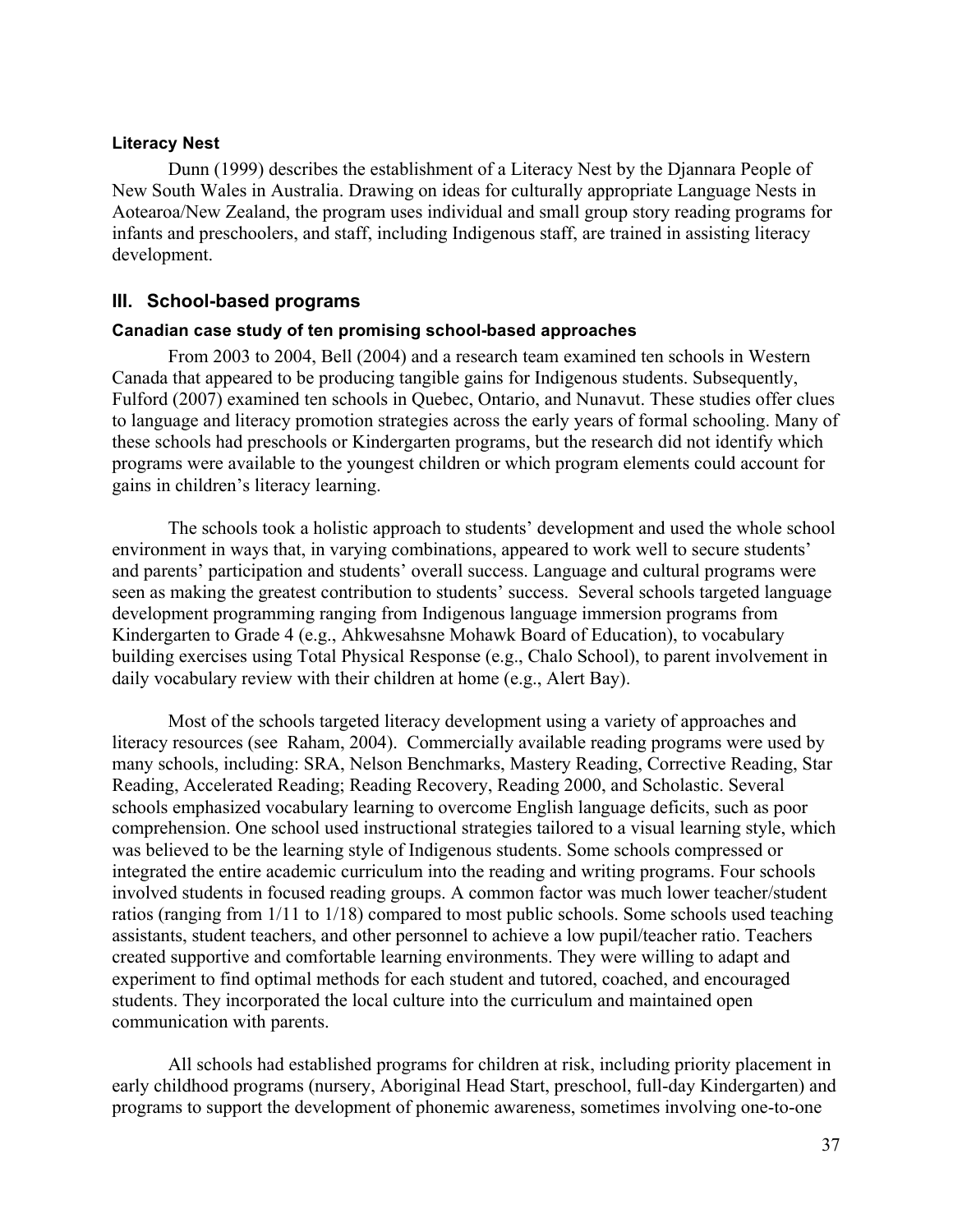#### Literacy Nest

Dunn (1999) describes the establishment of a Literacy Nest by the Djannara People of New South Wales in Australia. Drawing on ideas for culturally appropriate Language Nests in Aotearoa/New Zealand, the program uses individual and small group story reading programs for infants and preschoolers, and staff, including Indigenous staff, are trained in assisting literacy development.

## III. School-based programs

#### Canadian case study of ten promising school-based approaches

From 2003 to 2004, Bell (2004) and a research team examined ten schools in Western Canada that appeared to be producing tangible gains for Indigenous students. Subsequently, Fulford (2007) examined ten schools in Quebec, Ontario, and Nunavut. These studies offer clues to language and literacy promotion strategies across the early years of formal schooling. Many of these schools had preschools or Kindergarten programs, but the research did not identify which programs were available to the youngest children or which program elements could account for gains in children's literacy learning.

The schools took a holistic approach to students' development and used the whole school environment in ways that, in varying combinations, appeared to work well to secure students' and parents' participation and students' overall success. Language and cultural programs were seen as making the greatest contribution to students' success. Several schools targeted language development programming ranging from Indigenous language immersion programs from Kindergarten to Grade 4 (e.g., Ahkwesahsne Mohawk Board of Education), to vocabulary building exercises using Total Physical Response (e.g., Chalo School), to parent involvement in daily vocabulary review with their children at home (e.g., Alert Bay).

Most of the schools targeted literacy development using a variety of approaches and literacy resources (see Raham, 2004). Commercially available reading programs were used by many schools, including: SRA, Nelson Benchmarks, Mastery Reading, Corrective Reading, Star Reading, Accelerated Reading; Reading Recovery, Reading 2000, and Scholastic. Several schools emphasized vocabulary learning to overcome English language deficits, such as poor comprehension. One school used instructional strategies tailored to a visual learning style, which was believed to be the learning style of Indigenous students. Some schools compressed or integrated the entire academic curriculum into the reading and writing programs. Four schools involved students in focused reading groups. A common factor was much lower teacher/student ratios (ranging from 1/11 to 1/18) compared to most public schools. Some schools used teaching assistants, student teachers, and other personnel to achieve a low pupil/teacher ratio. Teachers created supportive and comfortable learning environments. They were willing to adapt and experiment to find optimal methods for each student and tutored, coached, and encouraged students. They incorporated the local culture into the curriculum and maintained open communication with parents.

All schools had established programs for children at risk, including priority placement in early childhood programs (nursery, Aboriginal Head Start, preschool, full-day Kindergarten) and programs to support the development of phonemic awareness, sometimes involving one-to-one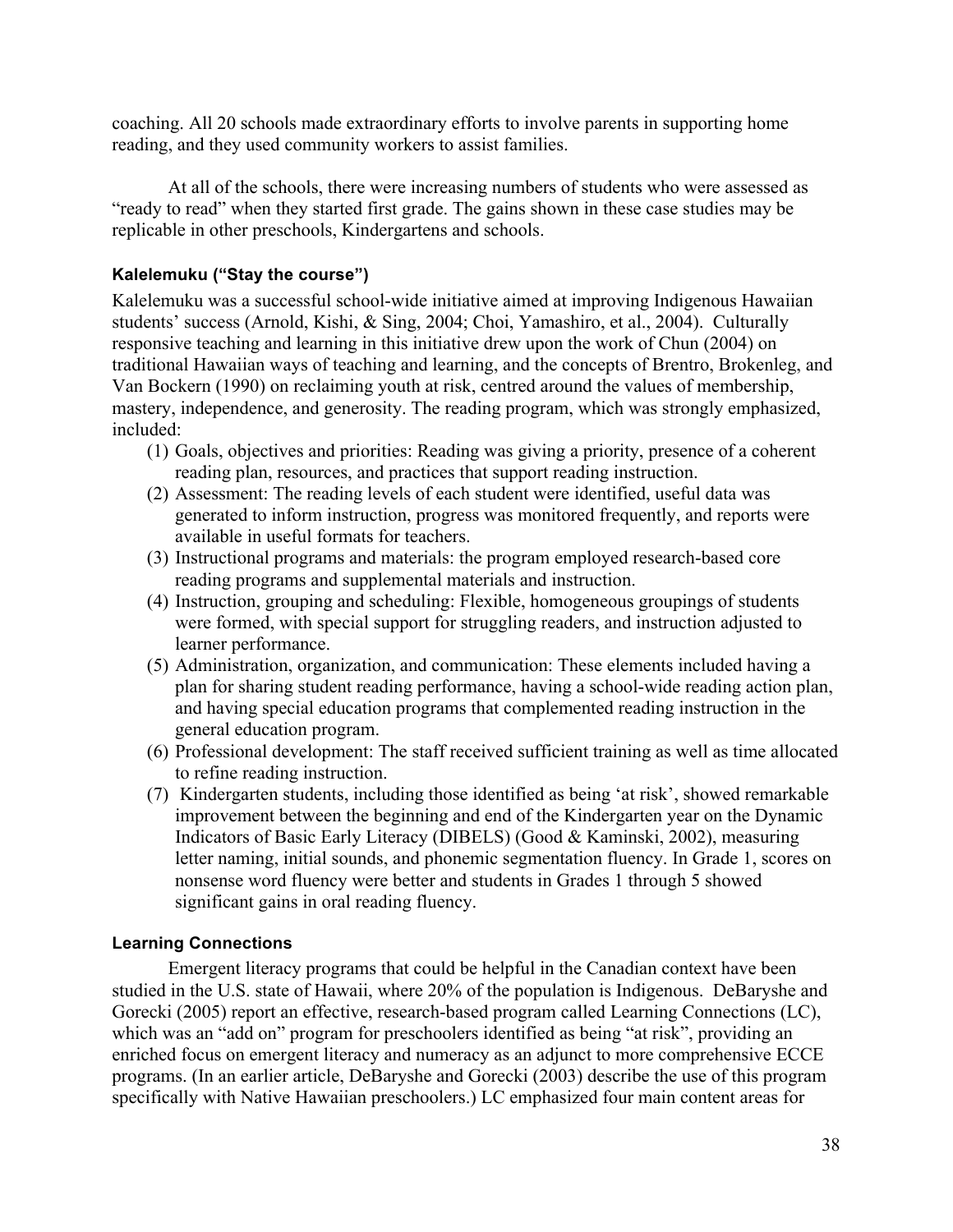coaching. All 20 schools made extraordinary efforts to involve parents in supporting home reading, and they used community workers to assist families.

At all of the schools, there were increasing numbers of students who were assessed as "ready to read" when they started first grade. The gains shown in these case studies may be replicable in other preschools, Kindergartens and schools.

### Kalelemuku ("Stay the course")

Kalelemuku was a successful school-wide initiative aimed at improving Indigenous Hawaiian students' success (Arnold, Kishi, & Sing, 2004; Choi, Yamashiro, et al., 2004). Culturally responsive teaching and learning in this initiative drew upon the work of Chun (2004) on traditional Hawaiian ways of teaching and learning, and the concepts of Brentro, Brokenleg, and Van Bockern (1990) on reclaiming youth at risk, centred around the values of membership, mastery, independence, and generosity. The reading program, which was strongly emphasized, included:

(1) Goals, objectives and priorities: Reading was giving a priority, presence of a coherent reading plan, resources, and practices that support reading instruction.
(2) Assessment: The reading levels of each student were identified, useful data was generated to inform instruction, progress was monitored frequently, and reports were available in useful formats for teachers.
(3) Instructional programs and materials: the program employed research-based core reading programs and supplemental materials and instruction.
(4) Instruction, grouping and scheduling: Flexible, homogeneous groupings of students were formed, with special support for struggling readers, and instruction adjusted to learner performance.
(5) Administration, organization, and communication: These elements included having a plan for sharing student reading performance, having a school-wide reading action plan, and having special education programs that complemented reading instruction in the general education program.
(6) Professional development: The staff received sufficient training as well as time allocated to refine reading instruction.
(7) Kindergarten students, including those identified as being 'at risk', showed remarkable improvement between the beginning and end of the Kindergarten year on the Dynamic Indicators of Basic Early Literacy (DIBELS) (Good & Kaminski, 2002), measuring letter naming, initial sounds, and phonemic segmentation fluency. In Grade 1, scores on nonsense word fluency were better and students in Grades 1 through 5 showed significant gains in oral reading fluency.

### Learning Connections

Emergent literacy programs that could be helpful in the Canadian context have been studied in the U.S. state of Hawaii, where 20% of the population is Indigenous. DeBaryshe and Gorecki (2005) report an effective, research-based program called Learning Connections (LC), which was an "add on" program for preschoolers identified as being "at risk", providing an enriched focus on emergent literacy and numeracy as an adjunct to more comprehensive ECCE programs. (In an earlier article, DeBaryshe and Gorecki (2003) describe the use of this program specifically with Native Hawaiian preschoolers.) LC emphasized four main content areas for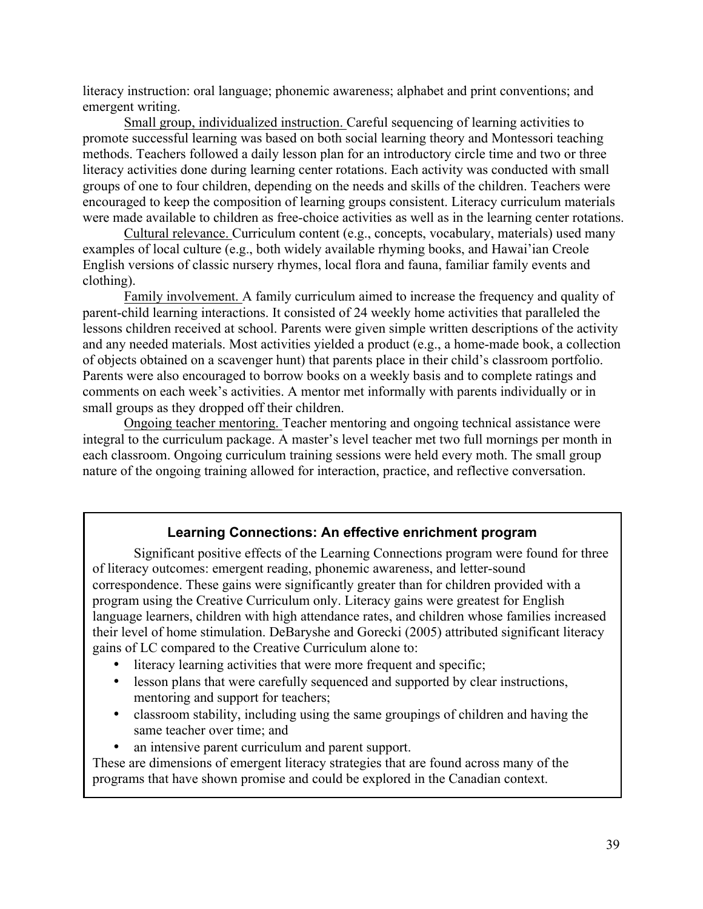literacy instruction: oral language; phonemic awareness; alphabet and print conventions; and emergent writing.

Small group, individualized instruction. Careful sequencing of learning activities to promote successful learning was based on both social learning theory and Montessori teaching methods. Teachers followed a daily lesson plan for an introductory circle time and two or three literacy activities done during learning center rotations. Each activity was conducted with small groups of one to four children, depending on the needs and skills of the children. Teachers were encouraged to keep the composition of learning groups consistent. Literacy curriculum materials were made available to children as free-choice activities as well as in the learning center rotations.

Cultural relevance. Curriculum content (e.g., concepts, vocabulary, materials) used many examples of local culture (e.g., both widely available rhyming books, and Hawai'ian Creole English versions of classic nursery rhymes, local flora and fauna, familiar family events and clothing).

Family involvement. A family curriculum aimed to increase the frequency and quality of parent-child learning interactions. It consisted of 24 weekly home activities that paralleled the lessons children received at school. Parents were given simple written descriptions of the activity and any needed materials. Most activities yielded a product (e.g., a home-made book, a collection of objects obtained on a scavenger hunt) that parents place in their child's classroom portfolio. Parents were also encouraged to borrow books on a weekly basis and to complete ratings and comments on each week's activities. A mentor met informally with parents individually or in small groups as they dropped off their children.

Ongoing teacher mentoring. Teacher mentoring and ongoing technical assistance were integral to the curriculum package. A master's level teacher met two full mornings per month in each classroom. Ongoing curriculum training sessions were held every moth. The small group nature of the ongoing training allowed for interaction, practice, and reflective conversation.

### Learning Connections: An effective enrichment program

Significant positive effects of the Learning Connections program were found for three of literacy outcomes: emergent reading, phonemic awareness, and letter-sound correspondence. These gains were significantly greater than for children provided with a program using the Creative Curriculum only. Literacy gains were greatest for English language learners, children with high attendance rates, and children whose families increased their level of home stimulation. DeBaryshe and Gorecki (2005) attributed significant literacy gains of LC compared to the Creative Curriculum alone to:

- literacy learning activities that were more frequent and specific;
- lesson plans that were carefully sequenced and supported by clear instructions, mentoring and support for teachers;
- classroom stability, including using the same groupings of children and having the same teacher over time; and
- an intensive parent curriculum and parent support.

These are dimensions of emergent literacy strategies that are found across many of the programs that have shown promise and could be explored in the Canadian context.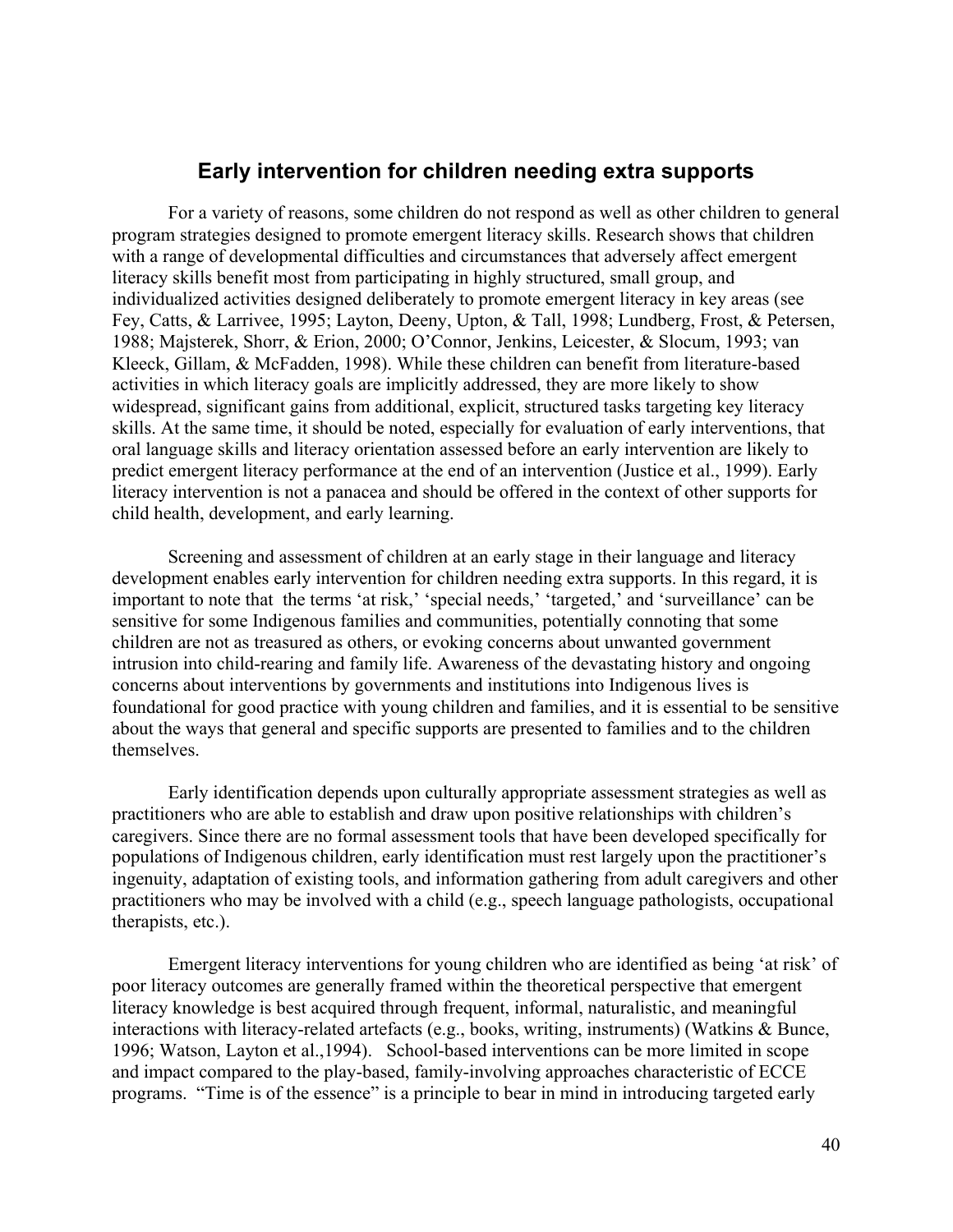## Early intervention for children needing extra supports

For a variety of reasons, some children do not respond as well as other children to general program strategies designed to promote emergent literacy skills. Research shows that children with a range of developmental difficulties and circumstances that adversely affect emergent literacy skills benefit most from participating in highly structured, small group, and individualized activities designed deliberately to promote emergent literacy in key areas (see Fey, Catts, & Larrivee, 1995; Layton, Deeny, Upton, & Tall, 1998; Lundberg, Frost, & Petersen, 1988; Majsterek, Shorr, & Erion, 2000; O'Connor, Jenkins, Leicester, & Slocum, 1993; van Kleeck, Gillam, & McFadden, 1998). While these children can benefit from literature-based activities in which literacy goals are implicitly addressed, they are more likely to show widespread, significant gains from additional, explicit, structured tasks targeting key literacy skills. At the same time, it should be noted, especially for evaluation of early interventions, that oral language skills and literacy orientation assessed before an early intervention are likely to predict emergent literacy performance at the end of an intervention (Justice et al., 1999). Early literacy intervention is not a panacea and should be offered in the context of other supports for child health, development, and early learning.

Screening and assessment of children at an early stage in their language and literacy development enables early intervention for children needing extra supports. In this regard, it is important to note that the terms 'at risk,' 'special needs,' 'targeted,' and 'surveillance' can be sensitive for some Indigenous families and communities, potentially connoting that some children are not as treasured as others, or evoking concerns about unwanted government intrusion into child-rearing and family life. Awareness of the devastating history and ongoing concerns about interventions by governments and institutions into Indigenous lives is foundational for good practice with young children and families, and it is essential to be sensitive about the ways that general and specific supports are presented to families and to the children themselves.

Early identification depends upon culturally appropriate assessment strategies as well as practitioners who are able to establish and draw upon positive relationships with children's caregivers. Since there are no formal assessment tools that have been developed specifically for populations of Indigenous children, early identification must rest largely upon the practitioner's ingenuity, adaptation of existing tools, and information gathering from adult caregivers and other practitioners who may be involved with a child (e.g., speech language pathologists, occupational therapists, etc.).

Emergent literacy interventions for young children who are identified as being 'at risk' of poor literacy outcomes are generally framed within the theoretical perspective that emergent literacy knowledge is best acquired through frequent, informal, naturalistic, and meaningful interactions with literacy-related artefacts (e.g., books, writing, instruments) (Watkins & Bunce, 1996; Watson, Layton et al.,1994). School-based interventions can be more limited in scope and impact compared to the play-based, family-involving approaches characteristic of ECCE programs. "Time is of the essence" is a principle to bear in mind in introducing targeted early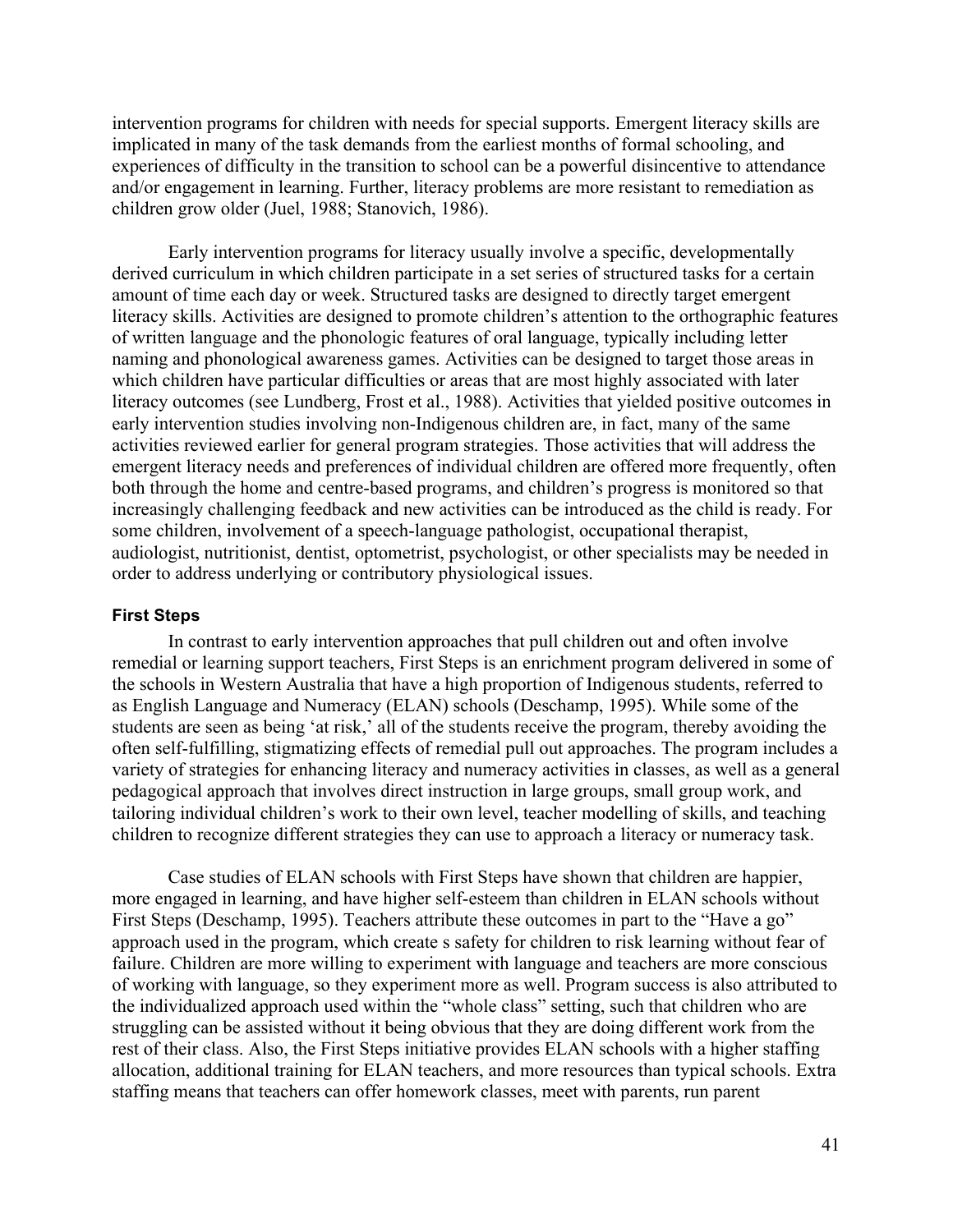intervention programs for children with needs for special supports. Emergent literacy skills are implicated in many of the task demands from the earliest months of formal schooling, and experiences of difficulty in the transition to school can be a powerful disincentive to attendance and/or engagement in learning. Further, literacy problems are more resistant to remediation as children grow older (Juel, 1988; Stanovich, 1986).

Early intervention programs for literacy usually involve a specific, developmentally derived curriculum in which children participate in a set series of structured tasks for a certain amount of time each day or week. Structured tasks are designed to directly target emergent literacy skills. Activities are designed to promote children's attention to the orthographic features of written language and the phonologic features of oral language, typically including letter naming and phonological awareness games. Activities can be designed to target those areas in which children have particular difficulties or areas that are most highly associated with later literacy outcomes (see Lundberg, Frost et al., 1988). Activities that yielded positive outcomes in early intervention studies involving non-Indigenous children are, in fact, many of the same activities reviewed earlier for general program strategies. Those activities that will address the emergent literacy needs and preferences of individual children are offered more frequently, often both through the home and centre-based programs, and children's progress is monitored so that increasingly challenging feedback and new activities can be introduced as the child is ready. For some children, involvement of a speech-language pathologist, occupational therapist, audiologist, nutritionist, dentist, optometrist, psychologist, or other specialists may be needed in order to address underlying or contributory physiological issues.

#### First Steps

In contrast to early intervention approaches that pull children out and often involve remedial or learning support teachers, First Steps is an enrichment program delivered in some of the schools in Western Australia that have a high proportion of Indigenous students, referred to as English Language and Numeracy (ELAN) schools (Deschamp, 1995). While some of the students are seen as being 'at risk,' all of the students receive the program, thereby avoiding the often self-fulfilling, stigmatizing effects of remedial pull out approaches. The program includes a variety of strategies for enhancing literacy and numeracy activities in classes, as well as a general pedagogical approach that involves direct instruction in large groups, small group work, and tailoring individual children's work to their own level, teacher modelling of skills, and teaching children to recognize different strategies they can use to approach a literacy or numeracy task.

Case studies of ELAN schools with First Steps have shown that children are happier, more engaged in learning, and have higher self-esteem than children in ELAN schools without First Steps (Deschamp, 1995). Teachers attribute these outcomes in part to the "Have a go" approach used in the program, which create s safety for children to risk learning without fear of failure. Children are more willing to experiment with language and teachers are more conscious of working with language, so they experiment more as well. Program success is also attributed to the individualized approach used within the "whole class" setting, such that children who are struggling can be assisted without it being obvious that they are doing different work from the rest of their class. Also, the First Steps initiative provides ELAN schools with a higher staffing allocation, additional training for ELAN teachers, and more resources than typical schools. Extra staffing means that teachers can offer homework classes, meet with parents, run parent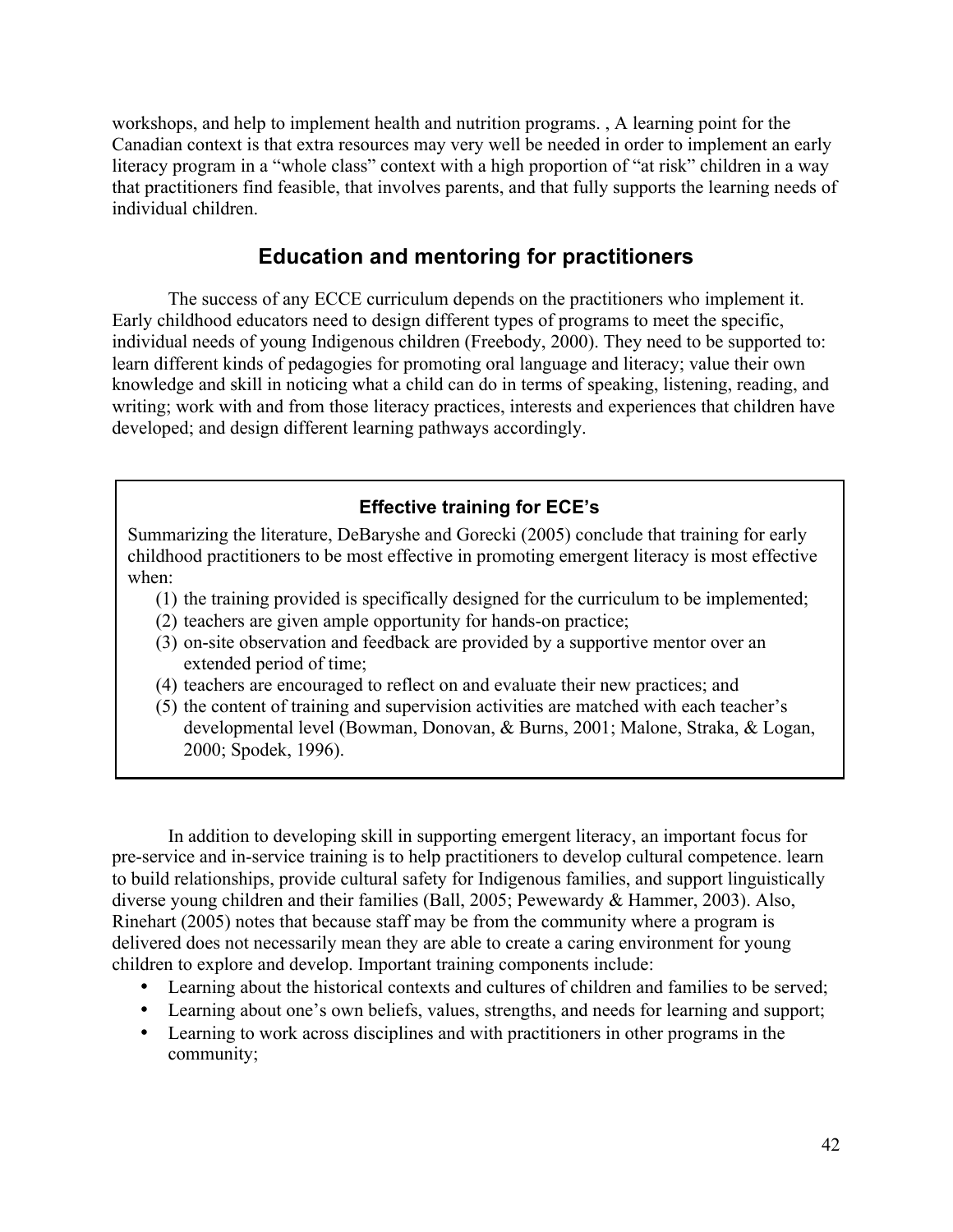workshops, and help to implement health and nutrition programs. , A learning point for the Canadian context is that extra resources may very well be needed in order to implement an early literacy program in a "whole class" context with a high proportion of "at risk" children in a way that practitioners find feasible, that involves parents, and that fully supports the learning needs of individual children.

## Education and mentoring for practitioners

The success of any ECCE curriculum depends on the practitioners who implement it. Early childhood educators need to design different types of programs to meet the specific, individual needs of young Indigenous children (Freebody, 2000). They need to be supported to: learn different kinds of pedagogies for promoting oral language and literacy; value their own knowledge and skill in noticing what a child can do in terms of speaking, listening, reading, and writing; work with and from those literacy practices, interests and experiences that children have developed; and design different learning pathways accordingly.

> **Effective training for ECE's**
>
> Summarizing the literature, DeBaryshe and Gorecki (2005) conclude that training for early childhood practitioners to be most effective in promoting emergent literacy is most effective when:
>
> (1) the training provided is specifically designed for the curriculum to be implemented;
> (2) teachers are given ample opportunity for hands-on practice;
> (3) on-site observation and feedback are provided by a supportive mentor over an extended period of time;
> (4) teachers are encouraged to reflect on and evaluate their new practices; and
> (5) the content of training and supervision activities are matched with each teacher's developmental level (Bowman, Donovan, & Burns, 2001; Malone, Straka, & Logan, 2000; Spodek, 1996).

In addition to developing skill in supporting emergent literacy, an important focus for pre-service and in-service training is to help practitioners to develop cultural competence. learn to build relationships, provide cultural safety for Indigenous families, and support linguistically diverse young children and their families (Ball, 2005; Pewewardy & Hammer, 2003). Also, Rinehart (2005) notes that because staff may be from the community where a program is delivered does not necessarily mean they are able to create a caring environment for young children to explore and develop. Important training components include:

- Learning about the historical contexts and cultures of children and families to be served;
- Learning about one's own beliefs, values, strengths, and needs for learning and support;
- Learning to work across disciplines and with practitioners in other programs in the community;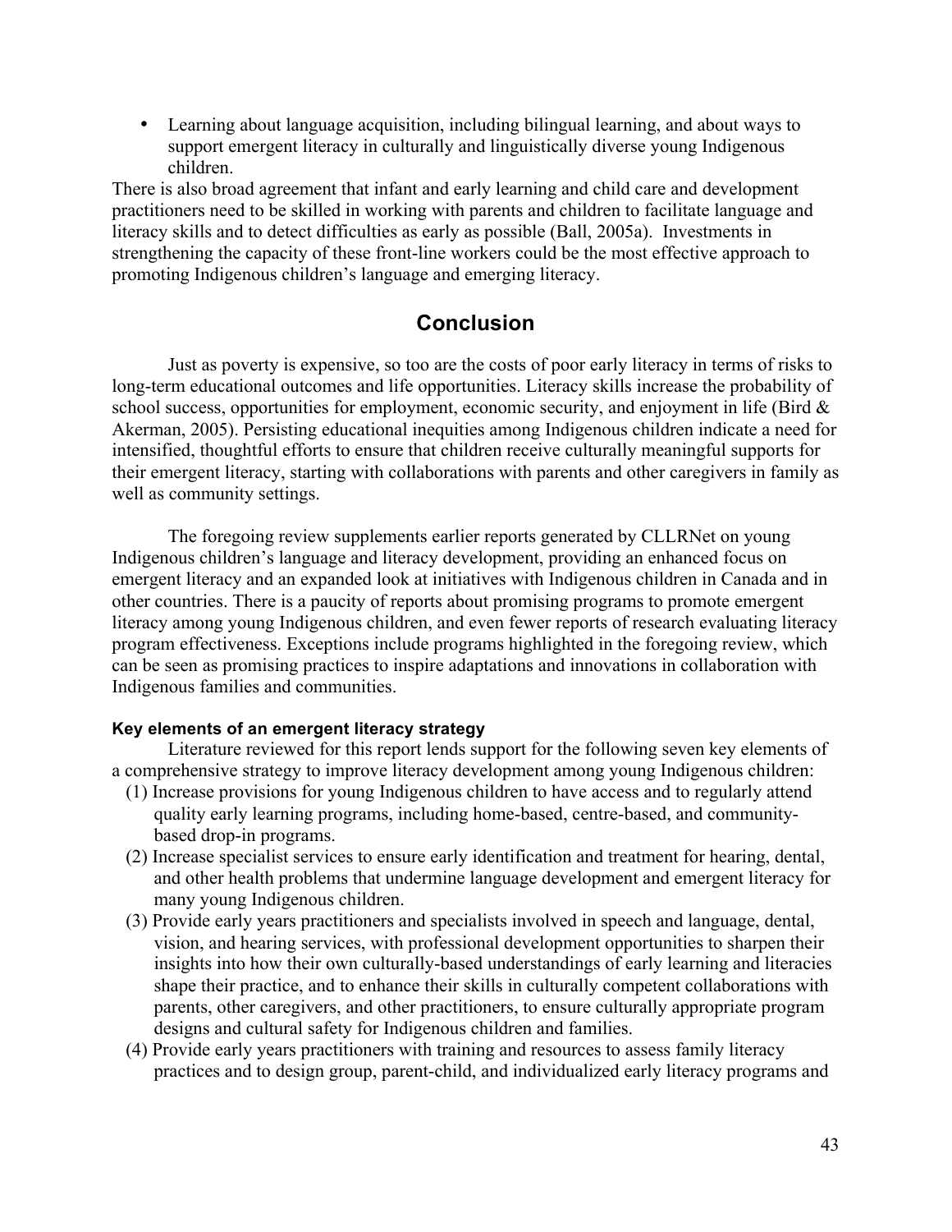- Learning about language acquisition, including bilingual learning, and about ways to support emergent literacy in culturally and linguistically diverse young Indigenous children.

There is also broad agreement that infant and early learning and child care and development practitioners need to be skilled in working with parents and children to facilitate language and literacy skills and to detect difficulties as early as possible (Ball, 2005a). Investments in strengthening the capacity of these front-line workers could be the most effective approach to promoting Indigenous children's language and emerging literacy.

## Conclusion

Just as poverty is expensive, so too are the costs of poor early literacy in terms of risks to long-term educational outcomes and life opportunities. Literacy skills increase the probability of school success, opportunities for employment, economic security, and enjoyment in life (Bird & Akerman, 2005). Persisting educational inequities among Indigenous children indicate a need for intensified, thoughtful efforts to ensure that children receive culturally meaningful supports for their emergent literacy, starting with collaborations with parents and other caregivers in family as well as community settings.

The foregoing review supplements earlier reports generated by CLLRNet on young Indigenous children's language and literacy development, providing an enhanced focus on emergent literacy and an expanded look at initiatives with Indigenous children in Canada and in other countries. There is a paucity of reports about promising programs to promote emergent literacy among young Indigenous children, and even fewer reports of research evaluating literacy program effectiveness. Exceptions include programs highlighted in the foregoing review, which can be seen as promising practices to inspire adaptations and innovations in collaboration with Indigenous families and communities.

### Key elements of an emergent literacy strategy

Literature reviewed for this report lends support for the following seven key elements of a comprehensive strategy to improve literacy development among young Indigenous children:

(1) Increase provisions for young Indigenous children to have access and to regularly attend quality early learning programs, including home-based, centre-based, and community-based drop-in programs.

(2) Increase specialist services to ensure early identification and treatment for hearing, dental, and other health problems that undermine language development and emergent literacy for many young Indigenous children.

(3) Provide early years practitioners and specialists involved in speech and language, dental, vision, and hearing services, with professional development opportunities to sharpen their insights into how their own culturally-based understandings of early learning and literacies shape their practice, and to enhance their skills in culturally competent collaborations with parents, other caregivers, and other practitioners, to ensure culturally appropriate program designs and cultural safety for Indigenous children and families.

(4) Provide early years practitioners with training and resources to assess family literacy practices and to design group, parent-child, and individualized early literacy programs and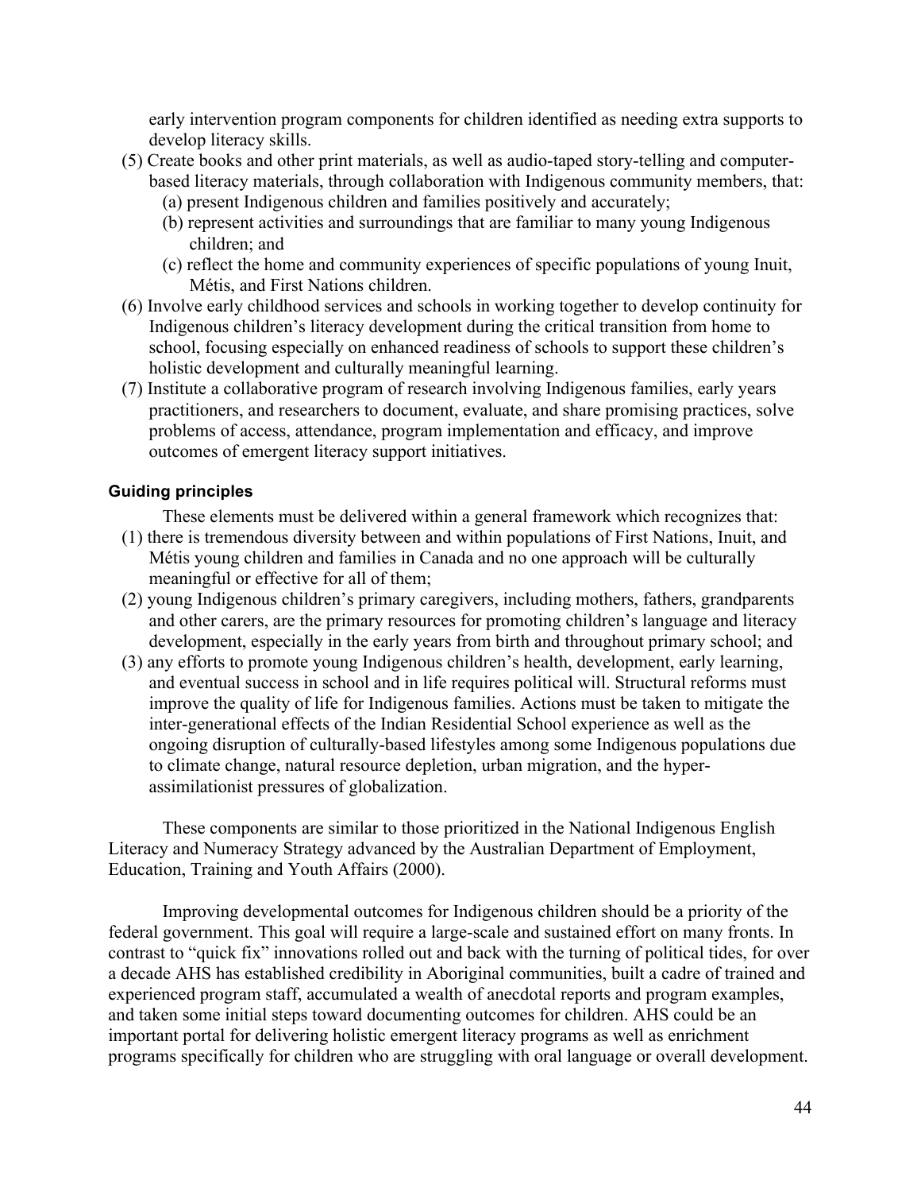early intervention program components for children identified as needing extra supports to develop literacy skills.

(5) Create books and other print materials, as well as audio-taped story-telling and computer-based literacy materials, through collaboration with Indigenous community members, that:
   (a) present Indigenous children and families positively and accurately;
   (b) represent activities and surroundings that are familiar to many young Indigenous children; and
   (c) reflect the home and community experiences of specific populations of young Inuit, Métis, and First Nations children.

(6) Involve early childhood services and schools in working together to develop continuity for Indigenous children's literacy development during the critical transition from home to school, focusing especially on enhanced readiness of schools to support these children's holistic development and culturally meaningful learning.

(7) Institute a collaborative program of research involving Indigenous families, early years practitioners, and researchers to document, evaluate, and share promising practices, solve problems of access, attendance, program implementation and efficacy, and improve outcomes of emergent literacy support initiatives.

#### Guiding principles

These elements must be delivered within a general framework which recognizes that:

(1) there is tremendous diversity between and within populations of First Nations, Inuit, and Métis young children and families in Canada and no one approach will be culturally meaningful or effective for all of them;

(2) young Indigenous children's primary caregivers, including mothers, fathers, grandparents and other carers, are the primary resources for promoting children's language and literacy development, especially in the early years from birth and throughout primary school; and

(3) any efforts to promote young Indigenous children's health, development, early learning, and eventual success in school and in life requires political will. Structural reforms must improve the quality of life for Indigenous families. Actions must be taken to mitigate the inter-generational effects of the Indian Residential School experience as well as the ongoing disruption of culturally-based lifestyles among some Indigenous populations due to climate change, natural resource depletion, urban migration, and the hyper-assimilationist pressures of globalization.

These components are similar to those prioritized in the National Indigenous English Literacy and Numeracy Strategy advanced by the Australian Department of Employment, Education, Training and Youth Affairs (2000).

Improving developmental outcomes for Indigenous children should be a priority of the federal government. This goal will require a large-scale and sustained effort on many fronts. In contrast to "quick fix" innovations rolled out and back with the turning of political tides, for over a decade AHS has established credibility in Aboriginal communities, built a cadre of trained and experienced program staff, accumulated a wealth of anecdotal reports and program examples, and taken some initial steps toward documenting outcomes for children. AHS could be an important portal for delivering holistic emergent literacy programs as well as enrichment programs specifically for children who are struggling with oral language or overall development.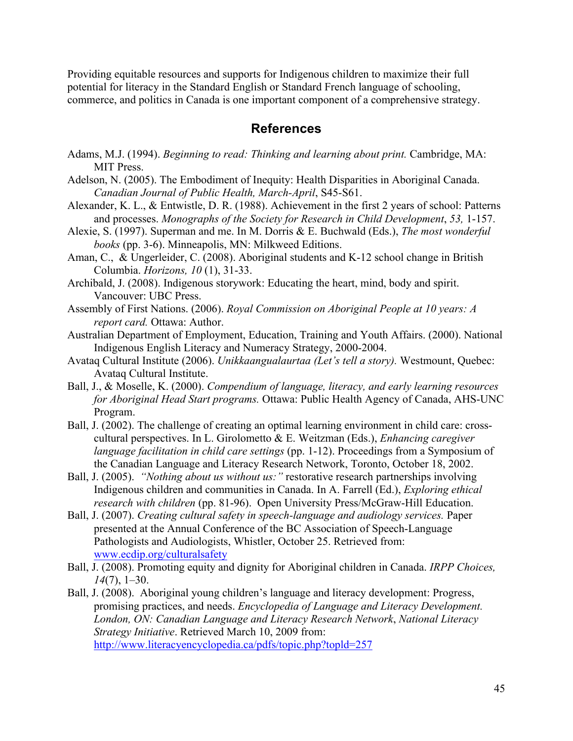Providing equitable resources and supports for Indigenous children to maximize their full potential for literacy in the Standard English or Standard French language of schooling, commerce, and politics in Canada is one important component of a comprehensive strategy.

## References

Adams, M.J. (1994). *Beginning to read: Thinking and learning about print.* Cambridge, MA: MIT Press.

Adelson, N. (2005). The Embodiment of Inequity: Health Disparities in Aboriginal Canada. *Canadian Journal of Public Health, March-April*, S45-S61.

Alexander, K. L., & Entwistle, D. R. (1988). Achievement in the first 2 years of school: Patterns and processes. *Monographs of the Society for Research in Child Development*, *53,* 1-157.

Alexie, S. (1997). Superman and me. In M. Dorris & E. Buchwald (Eds.), *The most wonderful books* (pp. 3-6). Minneapolis, MN: Milkweed Editions.

Aman, C., & Ungerleider, C. (2008). Aboriginal students and K-12 school change in British Columbia. *Horizons, 10* (1), 31-33.

Archibald, J. (2008). Indigenous storywork: Educating the heart, mind, body and spirit. Vancouver: UBC Press.

Assembly of First Nations. (2006). *Royal Commission on Aboriginal People at 10 years: A report card.* Ottawa: Author.

Australian Department of Employment, Education, Training and Youth Affairs. (2000). National Indigenous English Literacy and Numeracy Strategy, 2000-2004.

Avataq Cultural Institute (2006). *Unikkaangualaurtaa (Let's tell a story).* Westmount, Quebec: Avataq Cultural Institute.

Ball, J., & Moselle, K. (2000). *Compendium of language, literacy, and early learning resources for Aboriginal Head Start programs.* Ottawa: Public Health Agency of Canada, AHS-UNC Program.

Ball, J. (2002). The challenge of creating an optimal learning environment in child care: cross-cultural perspectives. In L. Girolometto & E. Weitzman (Eds.), *Enhancing caregiver language facilitation in child care settings* (pp. 1-12). Proceedings from a Symposium of the Canadian Language and Literacy Research Network, Toronto, October 18, 2002.

Ball, J. (2005). *"Nothing about us without us:"* restorative research partnerships involving Indigenous children and communities in Canada. In A. Farrell (Ed.), *Exploring ethical research with children* (pp. 81-96). Open University Press/McGraw-Hill Education.

Ball, J. (2007). *Creating cultural safety in speech-language and audiology services.* Paper presented at the Annual Conference of the BC Association of Speech-Language Pathologists and Audiologists, Whistler, October 25. Retrieved from: www.ecdip.org/culturalsafety

Ball, J. (2008). Promoting equity and dignity for Aboriginal children in Canada. *IRPP Choices, 14*(7), 1–30.

Ball, J. (2008). Aboriginal young children's language and literacy development: Progress, promising practices, and needs. *Encyclopedia of Language and Literacy Development. London, ON: Canadian Language and Literacy Research Network*, *National Literacy Strategy Initiative*. Retrieved March 10, 2009 from: http://www.literacyencyclopedia.ca/pdfs/topic.php?topId=257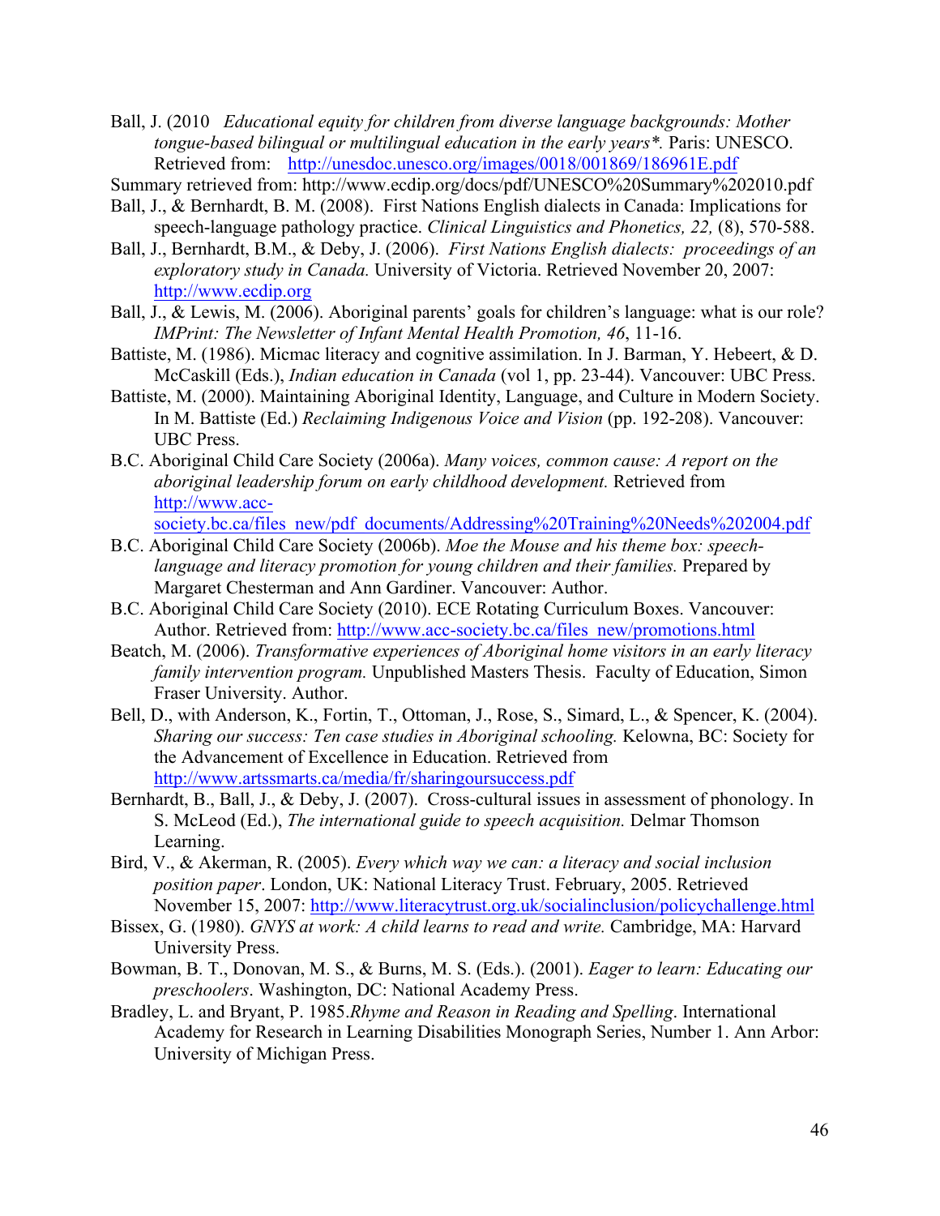Ball, J. (2010  *Educational equity for children from diverse language backgrounds: Mother tongue-based bilingual or multilingual education in the early years*.* Paris: UNESCO. Retrieved from: http://unesdoc.unesco.org/images/0018/001869/186961E.pdf

Summary retrieved from: http://www.ecdip.org/docs/pdf/UNESCO%20Summary%202010.pdf

Ball, J., & Bernhardt, B. M. (2008). First Nations English dialects in Canada: Implications for speech-language pathology practice. *Clinical Linguistics and Phonetics, 22,* (8), 570-588.

Ball, J., Bernhardt, B.M., & Deby, J. (2006). *First Nations English dialects: proceedings of an exploratory study in Canada.* University of Victoria. Retrieved November 20, 2007: http://www.ecdip.org

Ball, J., & Lewis, M. (2006). Aboriginal parents' goals for children's language: what is our role? *IMPrint: The Newsletter of Infant Mental Health Promotion, 46*, 11-16.

Battiste, M. (1986). Micmac literacy and cognitive assimilation. In J. Barman, Y. Hebeert, & D. McCaskill (Eds.), *Indian education in Canada* (vol 1, pp. 23-44). Vancouver: UBC Press.

Battiste, M. (2000). Maintaining Aboriginal Identity, Language, and Culture in Modern Society. In M. Battiste (Ed.) *Reclaiming Indigenous Voice and Vision* (pp. 192-208). Vancouver: UBC Press.

B.C. Aboriginal Child Care Society (2006a). *Many voices, common cause: A report on the aboriginal leadership forum on early childhood development.* Retrieved from http://www.acc-society.bc.ca/files_new/pdf_documents/Addressing%20Training%20Needs%202004.pdf

B.C. Aboriginal Child Care Society (2006b). *Moe the Mouse and his theme box: speech-language and literacy promotion for young children and their families.* Prepared by Margaret Chesterman and Ann Gardiner. Vancouver: Author.

B.C. Aboriginal Child Care Society (2010). ECE Rotating Curriculum Boxes. Vancouver: Author. Retrieved from: http://www.acc-society.bc.ca/files_new/promotions.html

Beatch, M. (2006). *Transformative experiences of Aboriginal home visitors in an early literacy family intervention program.* Unpublished Masters Thesis. Faculty of Education, Simon Fraser University. Author.

Bell, D., with Anderson, K., Fortin, T., Ottoman, J., Rose, S., Simard, L., & Spencer, K. (2004). *Sharing our success: Ten case studies in Aboriginal schooling.* Kelowna, BC: Society for the Advancement of Excellence in Education. Retrieved from http://www.artssmarts.ca/media/fr/sharingoursuccess.pdf

Bernhardt, B., Ball, J., & Deby, J. (2007). Cross-cultural issues in assessment of phonology. In S. McLeod (Ed.), *The international guide to speech acquisition.* Delmar Thomson Learning.

Bird, V., & Akerman, R. (2005). *Every which way we can: a literacy and social inclusion position paper*. London, UK: National Literacy Trust. February, 2005. Retrieved November 15, 2007: http://www.literacytrust.org.uk/socialinclusion/policychallenge.html

Bissex, G. (1980). *GNYS at work: A child learns to read and write.* Cambridge, MA: Harvard University Press.

Bowman, B. T., Donovan, M. S., & Burns, M. S. (Eds.). (2001). *Eager to learn: Educating our preschoolers*. Washington, DC: National Academy Press.

Bradley, L. and Bryant, P. 1985.*Rhyme and Reason in Reading and Spelling*. International Academy for Research in Learning Disabilities Monograph Series, Number 1. Ann Arbor: University of Michigan Press.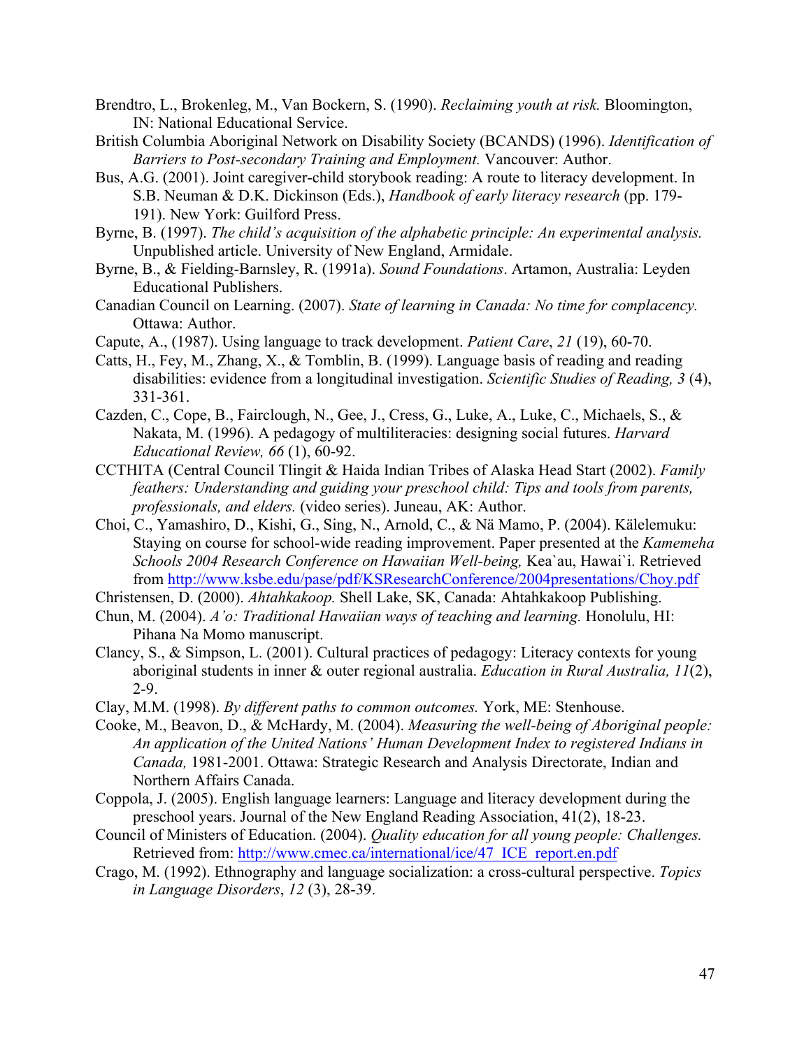Brendtro, L., Brokenleg, M., Van Bockern, S. (1990). *Reclaiming youth at risk.* Bloomington, IN: National Educational Service.

British Columbia Aboriginal Network on Disability Society (BCANDS) (1996). *Identification of Barriers to Post-secondary Training and Employment.* Vancouver: Author.

Bus, A.G. (2001). Joint caregiver-child storybook reading: A route to literacy development. In S.B. Neuman & D.K. Dickinson (Eds.), *Handbook of early literacy research* (pp. 179-191). New York: Guilford Press.

Byrne, B. (1997). *The child's acquisition of the alphabetic principle: An experimental analysis.* Unpublished article. University of New England, Armidale.

Byrne, B., & Fielding-Barnsley, R. (1991a). *Sound Foundations*. Artamon, Australia: Leyden Educational Publishers.

Canadian Council on Learning. (2007). *State of learning in Canada: No time for complacency.* Ottawa: Author.

Capute, A., (1987). Using language to track development. *Patient Care*, *21* (19), 60-70.

Catts, H., Fey, M., Zhang, X., & Tomblin, B. (1999). Language basis of reading and reading disabilities: evidence from a longitudinal investigation. *Scientific Studies of Reading, 3* (4), 331-361.

Cazden, C., Cope, B., Fairclough, N., Gee, J., Cress, G., Luke, A., Luke, C., Michaels, S., & Nakata, M. (1996). A pedagogy of multiliteracies: designing social futures. *Harvard Educational Review, 66* (1), 60-92.

CCTHITA (Central Council Tlingit & Haida Indian Tribes of Alaska Head Start (2002). *Family feathers: Understanding and guiding your preschool child: Tips and tools from parents, professionals, and elders.* (video series). Juneau, AK: Author.

Choi, C., Yamashiro, D., Kishi, G., Sing, N., Arnold, C., & Nä Mamo, P. (2004). Kälelemuku: Staying on course for school-wide reading improvement. Paper presented at the *Kamemeha Schools 2004 Research Conference on Hawaiian Well-being,* Kea`au, Hawai`i. Retrieved from http://www.ksbe.edu/pase/pdf/KSResearchConference/2004presentations/Choy.pdf

Christensen, D. (2000). *Ahtahkakoop.* Shell Lake, SK, Canada: Ahtahkakoop Publishing.

Chun, M. (2004). *A'o: Traditional Hawaiian ways of teaching and learning.* Honolulu, HI: Pihana Na Momo manuscript.

Clancy, S., & Simpson, L. (2001). Cultural practices of pedagogy: Literacy contexts for young aboriginal students in inner & outer regional australia. *Education in Rural Australia, 11*(2), 2-9.

Clay, M.M. (1998). *By different paths to common outcomes.* York, ME: Stenhouse.

Cooke, M., Beavon, D., & McHardy, M. (2004). *Measuring the well-being of Aboriginal people: An application of the United Nations' Human Development Index to registered Indians in Canada,* 1981-2001. Ottawa: Strategic Research and Analysis Directorate, Indian and Northern Affairs Canada.

Coppola, J. (2005). English language learners: Language and literacy development during the preschool years. Journal of the New England Reading Association, 41(2), 18-23.

Council of Ministers of Education. (2004). *Quality education for all young people: Challenges.* Retrieved from: http://www.cmec.ca/international/ice/47_ICE_report.en.pdf

Crago, M. (1992). Ethnography and language socialization: a cross-cultural perspective. *Topics in Language Disorders*, *12* (3), 28-39.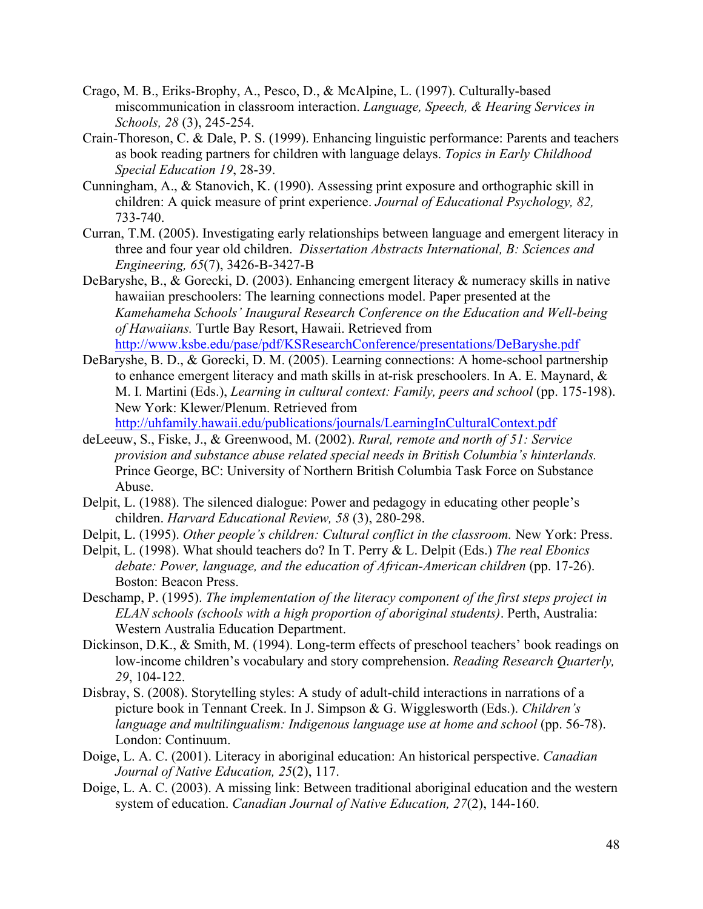Crago, M. B., Eriks-Brophy, A., Pesco, D., & McAlpine, L. (1997). Culturally-based miscommunication in classroom interaction. *Language, Speech, & Hearing Services in Schools, 28* (3), 245-254.

Crain-Thoreson, C. & Dale, P. S. (1999). Enhancing linguistic performance: Parents and teachers as book reading partners for children with language delays. *Topics in Early Childhood Special Education 19*, 28-39.

Cunningham, A., & Stanovich, K. (1990). Assessing print exposure and orthographic skill in children: A quick measure of print experience. *Journal of Educational Psychology, 82,* 733-740.

Curran, T.M. (2005). Investigating early relationships between language and emergent literacy in three and four year old children. *Dissertation Abstracts International, B: Sciences and Engineering, 65*(7), 3426-B-3427-B

DeBaryshe, B., & Gorecki, D. (2003). Enhancing emergent literacy & numeracy skills in native hawaiian preschoolers: The learning connections model. Paper presented at the *Kamehameha Schools' Inaugural Research Conference on the Education and Well-being of Hawaiians.* Turtle Bay Resort, Hawaii. Retrieved from http://www.ksbe.edu/pase/pdf/KSResearchConference/presentations/DeBaryshe.pdf

DeBaryshe, B. D., & Gorecki, D. M. (2005). Learning connections: A home-school partnership to enhance emergent literacy and math skills in at-risk preschoolers. In A. E. Maynard, & M. I. Martini (Eds.), *Learning in cultural context: Family, peers and school* (pp. 175-198). New York: Klewer/Plenum. Retrieved from http://uhfamily.hawaii.edu/publications/journals/LearningInCulturalContext.pdf

deLeeuw, S., Fiske, J., & Greenwood, M. (2002). *Rural, remote and north of 51: Service provision and substance abuse related special needs in British Columbia's hinterlands.* Prince George, BC: University of Northern British Columbia Task Force on Substance Abuse.

Delpit, L. (1988). The silenced dialogue: Power and pedagogy in educating other people's children. *Harvard Educational Review, 58* (3), 280-298.

Delpit, L. (1995). *Other people's children: Cultural conflict in the classroom.* New York: Press.

Delpit, L. (1998). What should teachers do? In T. Perry & L. Delpit (Eds.) *The real Ebonics debate: Power, language, and the education of African-American children* (pp. 17-26). Boston: Beacon Press.

Deschamp, P. (1995). *The implementation of the literacy component of the first steps project in ELAN schools (schools with a high proportion of aboriginal students)*. Perth, Australia: Western Australia Education Department.

Dickinson, D.K., & Smith, M. (1994). Long-term effects of preschool teachers' book readings on low-income children's vocabulary and story comprehension. *Reading Research Quarterly, 29*, 104-122.

Disbray, S. (2008). Storytelling styles: A study of adult-child interactions in narrations of a picture book in Tennant Creek. In J. Simpson & G. Wigglesworth (Eds.). *Children's language and multilingualism: Indigenous language use at home and school* (pp. 56-78). London: Continuum.

Doige, L. A. C. (2001). Literacy in aboriginal education: An historical perspective. *Canadian Journal of Native Education, 25*(2), 117.

Doige, L. A. C. (2003). A missing link: Between traditional aboriginal education and the western system of education. *Canadian Journal of Native Education, 27*(2), 144-160.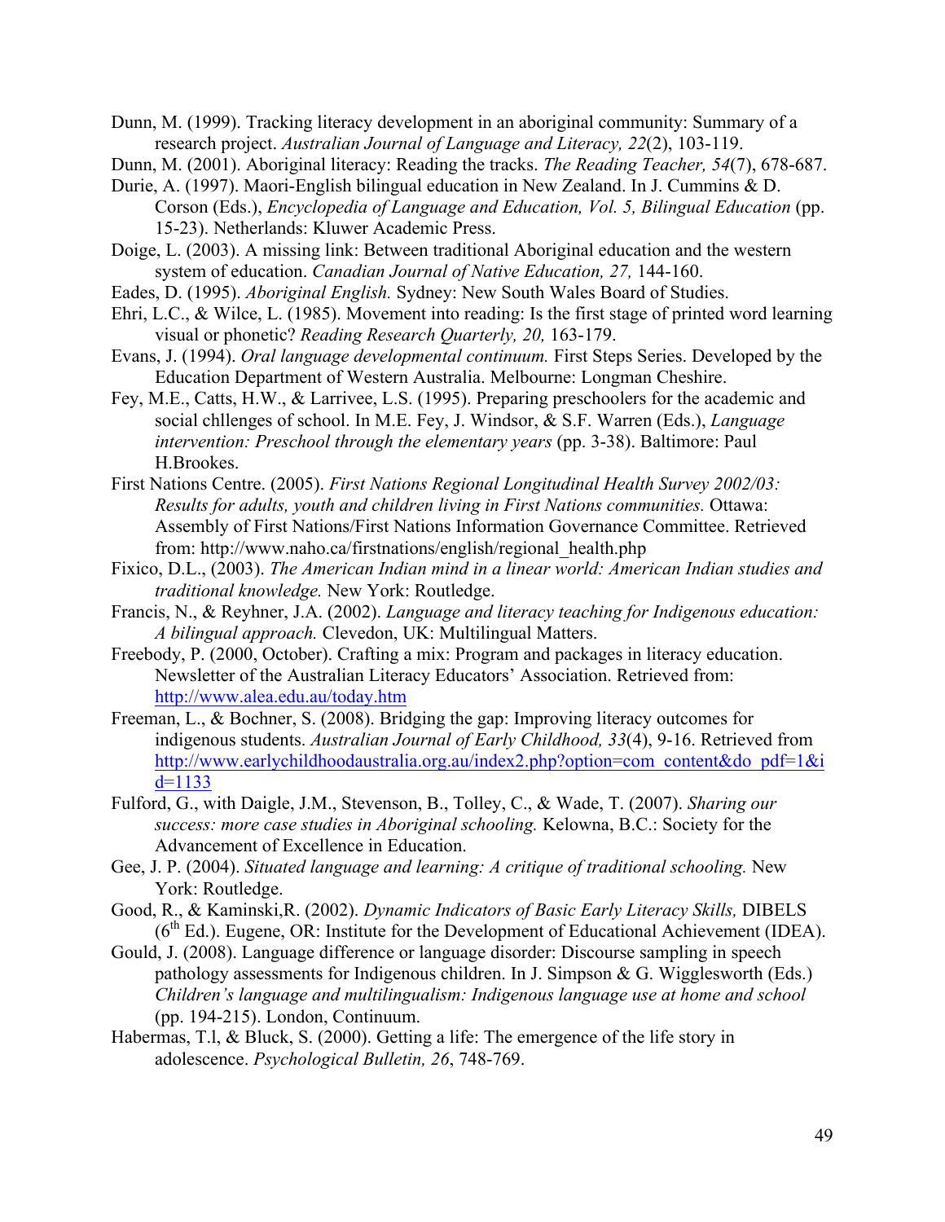Dunn, M. (1999). Tracking literacy development in an aboriginal community: Summary of a research project. *Australian Journal of Language and Literacy, 22*(2), 103-119.

Dunn, M. (2001). Aboriginal literacy: Reading the tracks. *The Reading Teacher, 54*(7), 678-687.

Durie, A. (1997). Maori-English bilingual education in New Zealand. In J. Cummins & D. Corson (Eds.), *Encyclopedia of Language and Education, Vol. 5, Bilingual Education* (pp. 15-23). Netherlands: Kluwer Academic Press.

Doige, L. (2003). A missing link: Between traditional Aboriginal education and the western system of education. *Canadian Journal of Native Education, 27,* 144-160.

Eades, D. (1995). *Aboriginal English.* Sydney: New South Wales Board of Studies.

Ehri, L.C., & Wilce, L. (1985). Movement into reading: Is the first stage of printed word learning visual or phonetic? *Reading Research Quarterly, 20,* 163-179.

Evans, J. (1994). *Oral language developmental continuum.* First Steps Series. Developed by the Education Department of Western Australia. Melbourne: Longman Cheshire.

Fey, M.E., Catts, H.W., & Larrivee, L.S. (1995). Preparing preschoolers for the academic and social chllenges of school. In M.E. Fey, J. Windsor, & S.F. Warren (Eds.), *Language intervention: Preschool through the elementary years* (pp. 3-38). Baltimore: Paul H.Brookes.

First Nations Centre. (2005). *First Nations Regional Longitudinal Health Survey 2002/03: Results for adults, youth and children living in First Nations communities.* Ottawa: Assembly of First Nations/First Nations Information Governance Committee. Retrieved from: http://www.naho.ca/firstnations/english/regional_health.php

Fixico, D.L., (2003). *The American Indian mind in a linear world: American Indian studies and traditional knowledge.* New York: Routledge.

Francis, N., & Reyhner, J.A. (2002). *Language and literacy teaching for Indigenous education: A bilingual approach.* Clevedon, UK: Multilingual Matters.

Freebody, P. (2000, October). Crafting a mix: Program and packages in literacy education. Newsletter of the Australian Literacy Educators' Association. Retrieved from: http://www.alea.edu.au/today.htm

Freeman, L., & Bochner, S. (2008). Bridging the gap: Improving literacy outcomes for indigenous students. *Australian Journal of Early Childhood, 33*(4), 9-16. Retrieved from http://www.earlychildhoodaustralia.org.au/index2.php?option=com_content&do_pdf=1&id=1133

Fulford, G., with Daigle, J.M., Stevenson, B., Tolley, C., & Wade, T. (2007). *Sharing our success: more case studies in Aboriginal schooling.* Kelowna, B.C.: Society for the Advancement of Excellence in Education.

Gee, J. P. (2004). *Situated language and learning: A critique of traditional schooling.* New York: Routledge.

Good, R., & Kaminski,R. (2002). *Dynamic Indicators of Basic Early Literacy Skills,* DIBELS (6th Ed.). Eugene, OR: Institute for the Development of Educational Achievement (IDEA).

Gould, J. (2008). Language difference or language disorder: Discourse sampling in speech pathology assessments for Indigenous children. In J. Simpson & G. Wigglesworth (Eds.) *Children's language and multilingualism: Indigenous language use at home and school* (pp. 194-215). London, Continuum.

Habermas, T.l, & Bluck, S. (2000). Getting a life: The emergence of the life story in adolescence. *Psychological Bulletin, 26*, 748-769.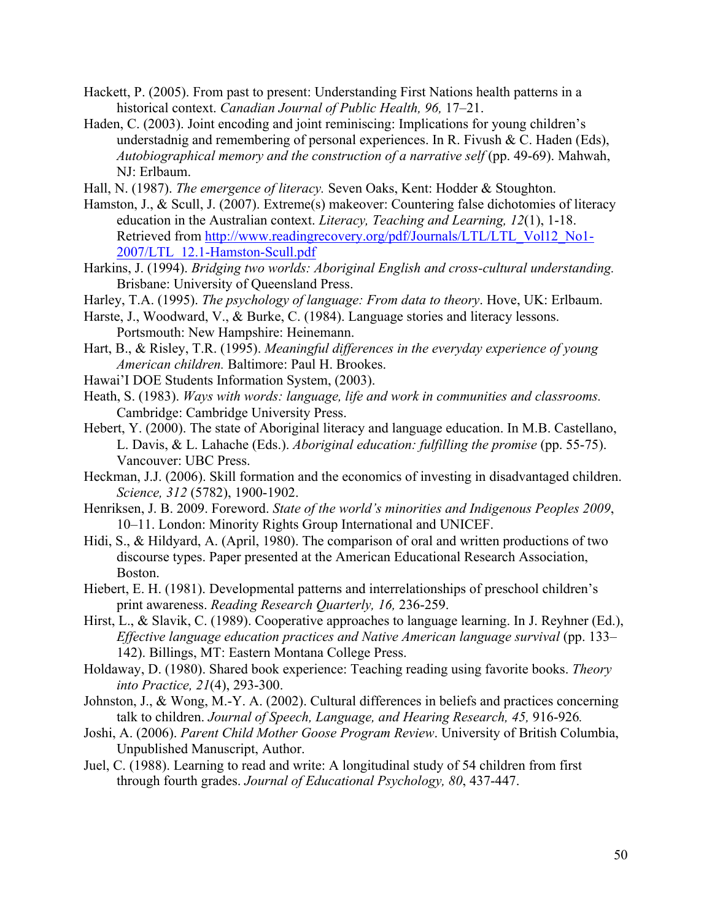Hackett, P. (2005). From past to present: Understanding First Nations health patterns in a historical context. *Canadian Journal of Public Health, 96,* 17–21.

Haden, C. (2003). Joint encoding and joint reminiscing: Implications for young children's understadnig and remembering of personal experiences. In R. Fivush & C. Haden (Eds), *Autobiographical memory and the construction of a narrative self* (pp. 49-69). Mahwah, NJ: Erlbaum.

Hall, N. (1987). *The emergence of literacy.* Seven Oaks, Kent: Hodder & Stoughton.

Hamston, J., & Scull, J. (2007). Extreme(s) makeover: Countering false dichotomies of literacy education in the Australian context. *Literacy, Teaching and Learning, 12*(1), 1-18. Retrieved from http://www.readingrecovery.org/pdf/Journals/LTL/LTL_Vol12_No1-2007/LTL_12.1-Hamston-Scull.pdf

Harkins, J. (1994). *Bridging two worlds: Aboriginal English and cross-cultural understanding.* Brisbane: University of Queensland Press.

Harley, T.A. (1995). *The psychology of language: From data to theory*. Hove, UK: Erlbaum.

Harste, J., Woodward, V., & Burke, C. (1984). Language stories and literacy lessons. Portsmouth: New Hampshire: Heinemann.

Hart, B., & Risley, T.R. (1995). *Meaningful differences in the everyday experience of young American children.* Baltimore: Paul H. Brookes.

Hawai'I DOE Students Information System, (2003).

Heath, S. (1983). *Ways with words: language, life and work in communities and classrooms.* Cambridge: Cambridge University Press.

Hebert, Y. (2000). The state of Aboriginal literacy and language education. In M.B. Castellano, L. Davis, & L. Lahache (Eds.). *Aboriginal education: fulfilling the promise* (pp. 55-75). Vancouver: UBC Press.

Heckman, J.J. (2006). Skill formation and the economics of investing in disadvantaged children. *Science, 312* (5782), 1900-1902.

Henriksen, J. B. 2009. Foreword. *State of the world's minorities and Indigenous Peoples 2009*, 10–11. London: Minority Rights Group International and UNICEF.

Hidi, S., & Hildyard, A. (April, 1980). The comparison of oral and written productions of two discourse types. Paper presented at the American Educational Research Association, Boston.

Hiebert, E. H. (1981). Developmental patterns and interrelationships of preschool children's print awareness. *Reading Research Quarterly, 16,* 236-259.

Hirst, L., & Slavik, C. (1989). Cooperative approaches to language learning. In J. Reyhner (Ed.), *Effective language education practices and Native American language survival* (pp. 133–142). Billings, MT: Eastern Montana College Press.

Holdaway, D. (1980). Shared book experience: Teaching reading using favorite books. *Theory into Practice, 21*(4), 293-300.

Johnston, J., & Wong, M.-Y. A. (2002). Cultural differences in beliefs and practices concerning talk to children. *Journal of Speech, Language, and Hearing Research, 45,* 916-926*.*

Joshi, A. (2006). *Parent Child Mother Goose Program Review*. University of British Columbia, Unpublished Manuscript, Author.

Juel, C. (1988). Learning to read and write: A longitudinal study of 54 children from first through fourth grades. *Journal of Educational Psychology, 80*, 437-447.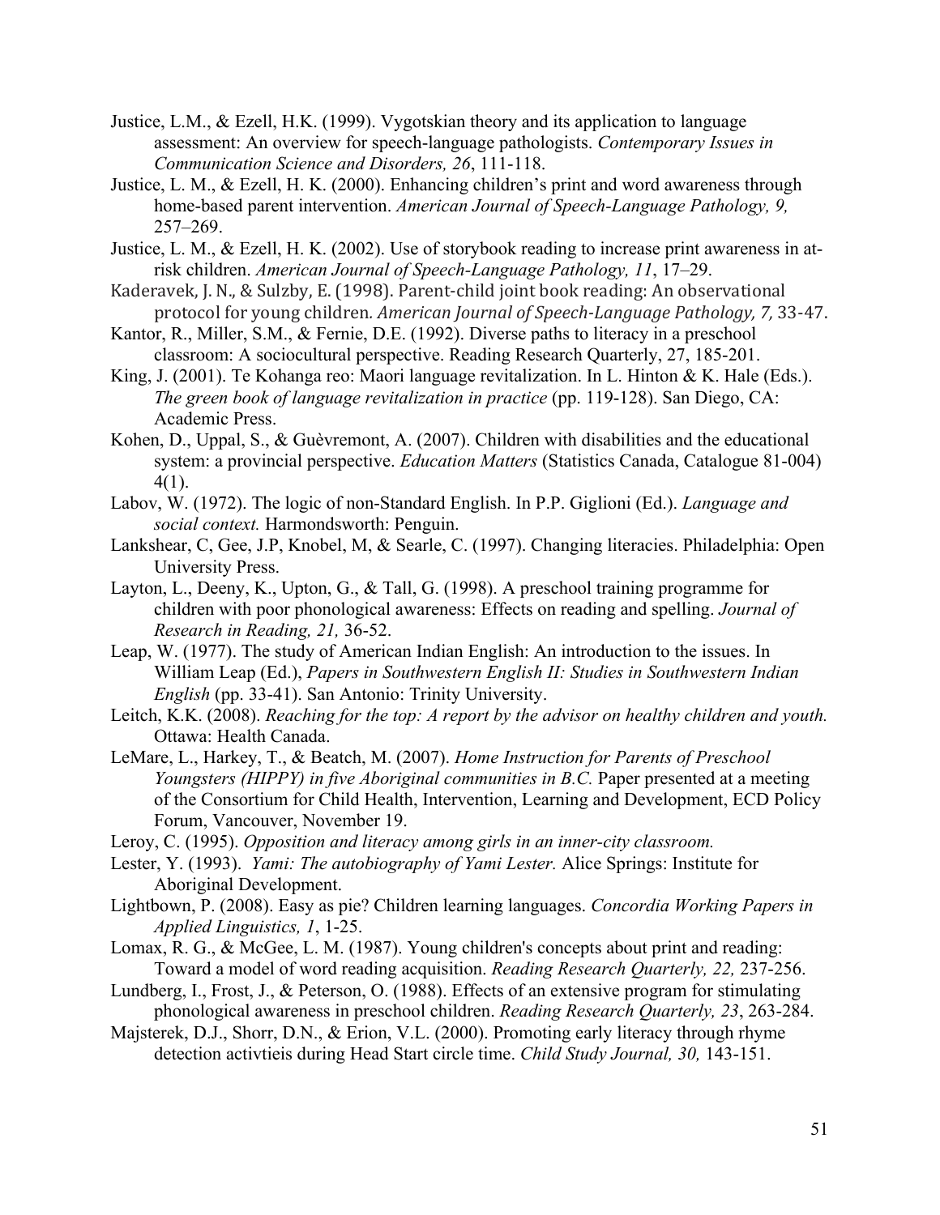Justice, L.M., & Ezell, H.K. (1999). Vygotskian theory and its application to language assessment: An overview for speech-language pathologists. *Contemporary Issues in Communication Science and Disorders, 26*, 111-118.

Justice, L. M., & Ezell, H. K. (2000). Enhancing children's print and word awareness through home-based parent intervention. *American Journal of Speech-Language Pathology, 9,* 257–269.

Justice, L. M., & Ezell, H. K. (2002). Use of storybook reading to increase print awareness in at-risk children. *American Journal of Speech-Language Pathology, 11*, 17–29.

Kaderavek, J. N., & Sulzby, E. (1998). Parent-child joint book reading: An observational protocol for young children. *American Journal of Speech-Language Pathology, 7,* 33-47.

Kantor, R., Miller, S.M., & Fernie, D.E. (1992). Diverse paths to literacy in a preschool classroom: A sociocultural perspective. Reading Research Quarterly, 27, 185-201.

King, J. (2001). Te Kohanga reo: Maori language revitalization. In L. Hinton & K. Hale (Eds.). *The green book of language revitalization in practice* (pp. 119-128). San Diego, CA: Academic Press.

Kohen, D., Uppal, S., & Guèvremont, A. (2007). Children with disabilities and the educational system: a provincial perspective. *Education Matters* (Statistics Canada, Catalogue 81-004) 4(1).

Labov, W. (1972). The logic of non-Standard English. In P.P. Giglioni (Ed.). *Language and social context.* Harmondsworth: Penguin.

Lankshear, C, Gee, J.P, Knobel, M, & Searle, C. (1997). Changing literacies. Philadelphia: Open University Press.

Layton, L., Deeny, K., Upton, G., & Tall, G. (1998). A preschool training programme for children with poor phonological awareness: Effects on reading and spelling. *Journal of Research in Reading, 21,* 36-52.

Leap, W. (1977). The study of American Indian English: An introduction to the issues. In William Leap (Ed.), *Papers in Southwestern English II: Studies in Southwestern Indian English* (pp. 33-41). San Antonio: Trinity University.

Leitch, K.K. (2008). *Reaching for the top: A report by the advisor on healthy children and youth.* Ottawa: Health Canada.

LeMare, L., Harkey, T., & Beatch, M. (2007). *Home Instruction for Parents of Preschool Youngsters (HIPPY) in five Aboriginal communities in B.C.* Paper presented at a meeting of the Consortium for Child Health, Intervention, Learning and Development, ECD Policy Forum, Vancouver, November 19.

Leroy, C. (1995). *Opposition and literacy among girls in an inner-city classroom.*

Lester, Y. (1993). *Yami: The autobiography of Yami Lester.* Alice Springs: Institute for Aboriginal Development.

Lightbown, P. (2008). Easy as pie? Children learning languages. *Concordia Working Papers in Applied Linguistics, 1*, 1-25.

Lomax, R. G., & McGee, L. M. (1987). Young children's concepts about print and reading: Toward a model of word reading acquisition. *Reading Research Quarterly, 22,* 237-256.

Lundberg, I., Frost, J., & Peterson, O. (1988). Effects of an extensive program for stimulating phonological awareness in preschool children. *Reading Research Quarterly, 23*, 263-284.

Majsterek, D.J., Shorr, D.N., & Erion, V.L. (2000). Promoting early literacy through rhyme detection activtieis during Head Start circle time. *Child Study Journal, 30,* 143-151.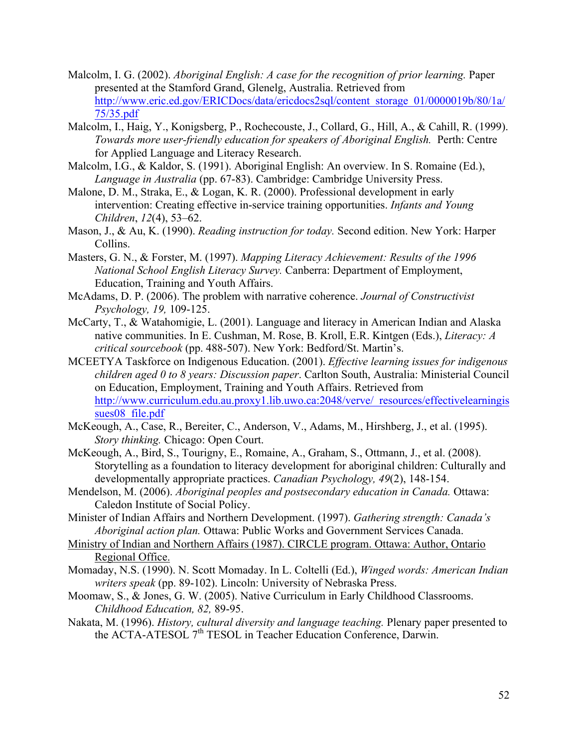Malcolm, I. G. (2002). *Aboriginal English: A case for the recognition of prior learning.* Paper presented at the Stamford Grand, Glenelg, Australia. Retrieved from http://www.eric.ed.gov/ERICDocs/data/ericdocs2sql/content_storage_01/0000019b/80/1a/75/35.pdf

Malcolm, I., Haig, Y., Konigsberg, P., Rochecouste, J., Collard, G., Hill, A., & Cahill, R. (1999). *Towards more user-friendly education for speakers of Aboriginal English.* Perth: Centre for Applied Language and Literacy Research.

Malcolm, I.G., & Kaldor, S. (1991). Aboriginal English: An overview. In S. Romaine (Ed.), *Language in Australia* (pp. 67-83). Cambridge: Cambridge University Press.

Malone, D. M., Straka, E., & Logan, K. R. (2000). Professional development in early intervention: Creating effective in-service training opportunities. *Infants and Young Children*, *12*(4), 53–62.

Mason, J., & Au, K. (1990). *Reading instruction for today.* Second edition. New York: Harper Collins.

Masters, G. N., & Forster, M. (1997). *Mapping Literacy Achievement: Results of the 1996 National School English Literacy Survey.* Canberra: Department of Employment, Education, Training and Youth Affairs.

McAdams, D. P. (2006). The problem with narrative coherence. *Journal of Constructivist Psychology, 19,* 109-125.

McCarty, T., & Watahomigie, L. (2001). Language and literacy in American Indian and Alaska native communities. In E. Cushman, M. Rose, B. Kroll, E.R. Kintgen (Eds.), *Literacy: A critical sourcebook* (pp. 488-507). New York: Bedford/St. Martin's.

MCEETYA Taskforce on Indigenous Education. (2001). *Effective learning issues for indigenous children aged 0 to 8 years: Discussion paper*. Carlton South, Australia: Ministerial Council on Education, Employment, Training and Youth Affairs. Retrieved from http://www.curriculum.edu.au.proxy1.lib.uwo.ca:2048/verve/_resources/effectivelearningissues08_file.pdf

McKeough, A., Case, R., Bereiter, C., Anderson, V., Adams, M., Hirshberg, J., et al. (1995). *Story thinking.* Chicago: Open Court.

McKeough, A., Bird, S., Tourigny, E., Romaine, A., Graham, S., Ottmann, J., et al. (2008). Storytelling as a foundation to literacy development for aboriginal children: Culturally and developmentally appropriate practices. *Canadian Psychology, 49*(2), 148-154.

Mendelson, M. (2006). *Aboriginal peoples and postsecondary education in Canada.* Ottawa: Caledon Institute of Social Policy.

Minister of Indian Affairs and Northern Development. (1997). *Gathering strength: Canada's Aboriginal action plan.* Ottawa: Public Works and Government Services Canada.

Ministry of Indian and Northern Affairs (1987). CIRCLE program. Ottawa: Author, Ontario Regional Office.

Momaday, N.S. (1990). N. Scott Momaday. In L. Coltelli (Ed.), *Winged words: American Indian writers speak* (pp. 89-102). Lincoln: University of Nebraska Press.

Moomaw, S., & Jones, G. W. (2005). Native Curriculum in Early Childhood Classrooms. *Childhood Education, 82,* 89-95.

Nakata, M. (1996). *History, cultural diversity and language teaching.* Plenary paper presented to the ACTA-ATESOL 7th TESOL in Teacher Education Conference, Darwin.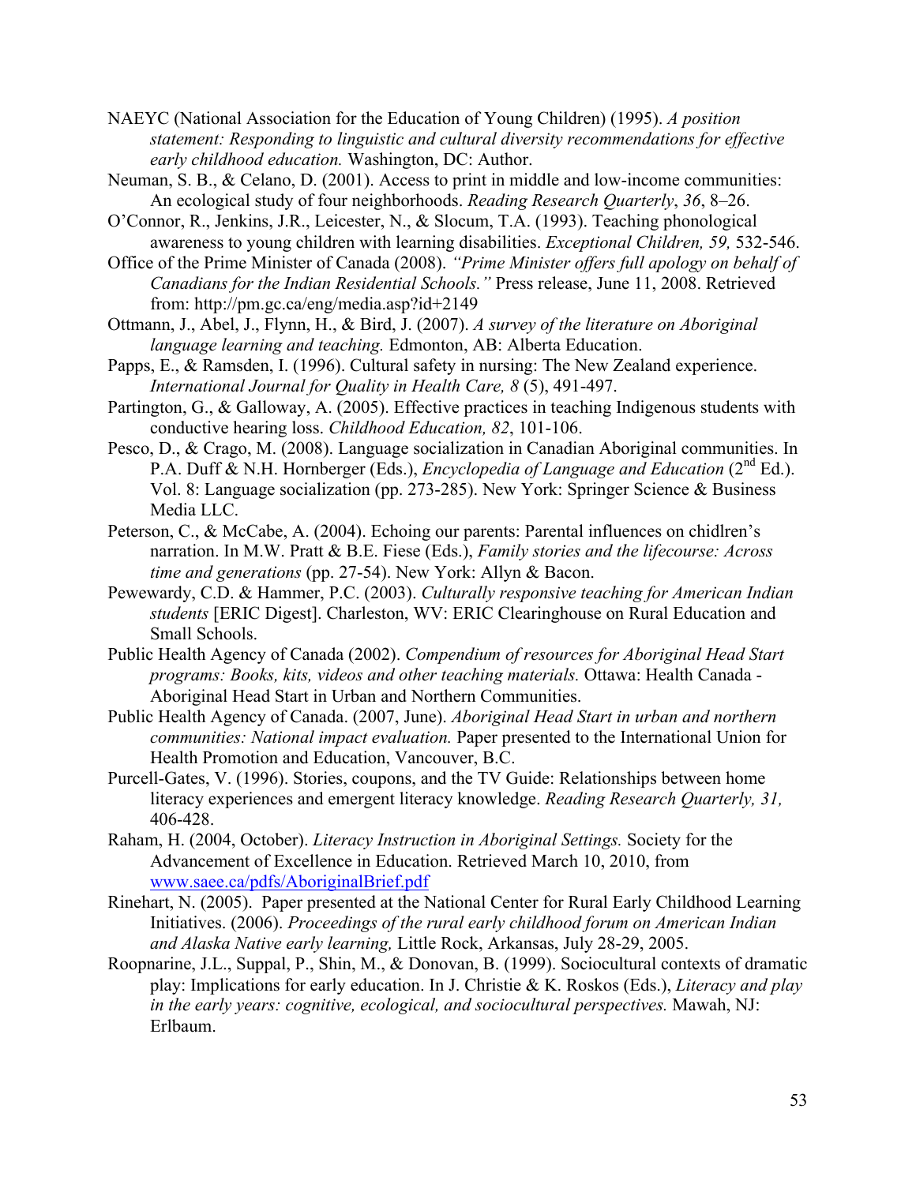NAEYC (National Association for the Education of Young Children) (1995). *A position statement: Responding to linguistic and cultural diversity recommendations for effective early childhood education.* Washington, DC: Author.

Neuman, S. B., & Celano, D. (2001). Access to print in middle and low-income communities: An ecological study of four neighborhoods. *Reading Research Quarterly*, *36*, 8–26.

O'Connor, R., Jenkins, J.R., Leicester, N., & Slocum, T.A. (1993). Teaching phonological awareness to young children with learning disabilities. *Exceptional Children, 59,* 532-546.

Office of the Prime Minister of Canada (2008). *"Prime Minister offers full apology on behalf of Canadians for the Indian Residential Schools."* Press release, June 11, 2008. Retrieved from: http://pm.gc.ca/eng/media.asp?id+2149

Ottmann, J., Abel, J., Flynn, H., & Bird, J. (2007). *A survey of the literature on Aboriginal language learning and teaching.* Edmonton, AB: Alberta Education.

Papps, E., & Ramsden, I. (1996). Cultural safety in nursing: The New Zealand experience. *International Journal for Quality in Health Care, 8* (5), 491-497.

Partington, G., & Galloway, A. (2005). Effective practices in teaching Indigenous students with conductive hearing loss. *Childhood Education, 82*, 101-106.

Pesco, D., & Crago, M. (2008). Language socialization in Canadian Aboriginal communities. In P.A. Duff & N.H. Hornberger (Eds.), *Encyclopedia of Language and Education* (2nd Ed.). Vol. 8: Language socialization (pp. 273-285). New York: Springer Science & Business Media LLC.

Peterson, C., & McCabe, A. (2004). Echoing our parents: Parental influences on chidlren's narration. In M.W. Pratt & B.E. Fiese (Eds.), *Family stories and the lifecourse: Across time and generations* (pp. 27-54). New York: Allyn & Bacon.

Pewewardy, C.D. & Hammer, P.C. (2003). *Culturally responsive teaching for American Indian students* [ERIC Digest]. Charleston, WV: ERIC Clearinghouse on Rural Education and Small Schools.

Public Health Agency of Canada (2002). *Compendium of resources for Aboriginal Head Start programs: Books, kits, videos and other teaching materials.* Ottawa: Health Canada - Aboriginal Head Start in Urban and Northern Communities.

Public Health Agency of Canada. (2007, June). *Aboriginal Head Start in urban and northern communities: National impact evaluation.* Paper presented to the International Union for Health Promotion and Education, Vancouver, B.C.

Purcell-Gates, V. (1996). Stories, coupons, and the TV Guide: Relationships between home literacy experiences and emergent literacy knowledge. *Reading Research Quarterly, 31,* 406-428.

Raham, H. (2004, October). *Literacy Instruction in Aboriginal Settings.* Society for the Advancement of Excellence in Education. Retrieved March 10, 2010, from www.saee.ca/pdfs/AboriginalBrief.pdf

Rinehart, N. (2005). Paper presented at the National Center for Rural Early Childhood Learning Initiatives. (2006). *Proceedings of the rural early childhood forum on American Indian and Alaska Native early learning,* Little Rock, Arkansas, July 28-29, 2005.

Roopnarine, J.L., Suppal, P., Shin, M., & Donovan, B. (1999). Sociocultural contexts of dramatic play: Implications for early education. In J. Christie & K. Roskos (Eds.), *Literacy and play in the early years: cognitive, ecological, and sociocultural perspectives.* Mawah, NJ: Erlbaum.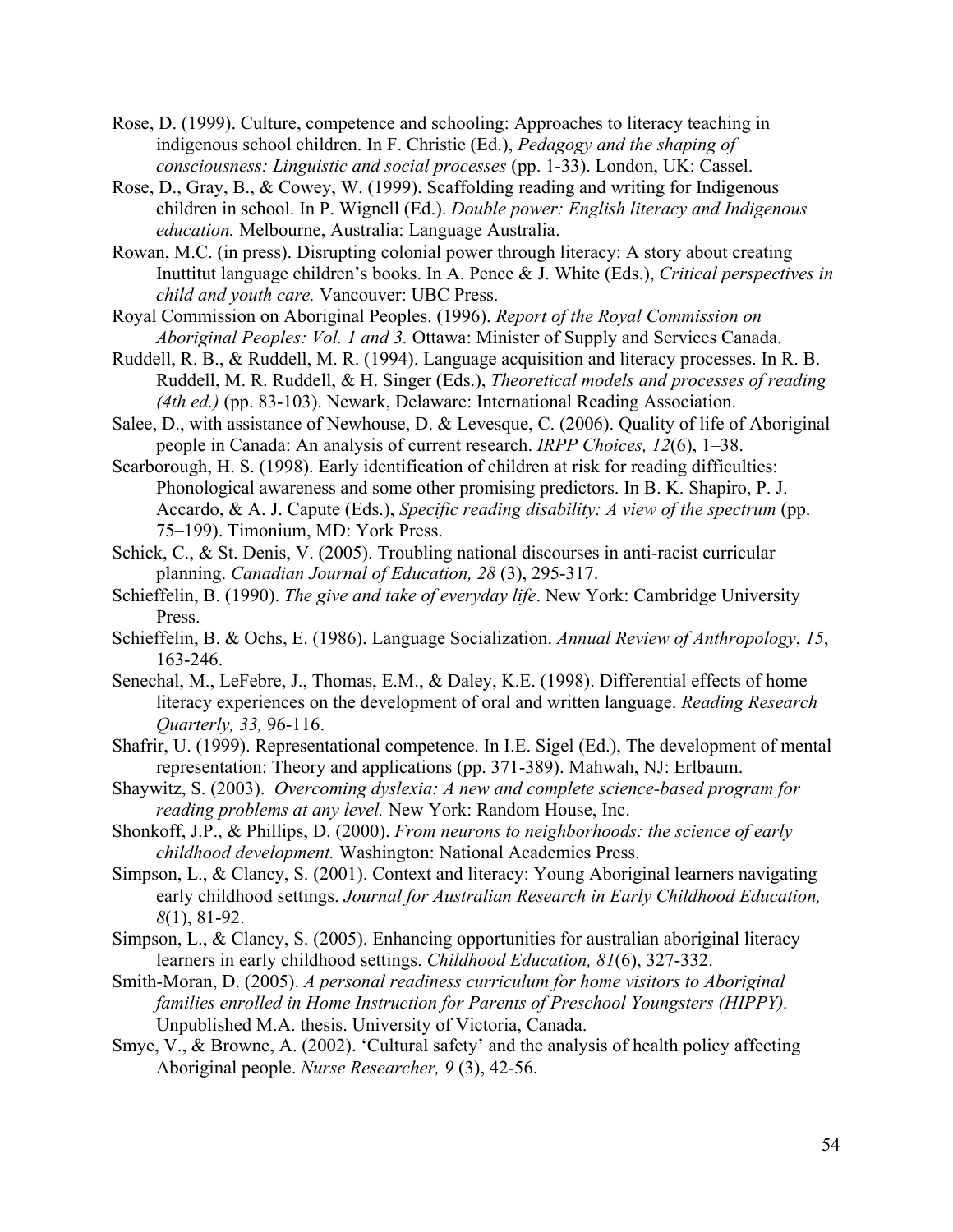Rose, D. (1999). Culture, competence and schooling: Approaches to literacy teaching in indigenous school children. In F. Christie (Ed.), *Pedagogy and the shaping of consciousness: Linguistic and social processes* (pp. 1-33). London, UK: Cassel.

Rose, D., Gray, B., & Cowey, W. (1999). Scaffolding reading and writing for Indigenous children in school. In P. Wignell (Ed.). *Double power: English literacy and Indigenous education.* Melbourne, Australia: Language Australia.

Rowan, M.C. (in press). Disrupting colonial power through literacy: A story about creating Inuttitut language children's books. In A. Pence & J. White (Eds.), *Critical perspectives in child and youth care.* Vancouver: UBC Press.

Royal Commission on Aboriginal Peoples. (1996). *Report of the Royal Commission on Aboriginal Peoples: Vol. 1 and 3.* Ottawa: Minister of Supply and Services Canada.

Ruddell, R. B., & Ruddell, M. R. (1994). Language acquisition and literacy processes. In R. B. Ruddell, M. R. Ruddell, & H. Singer (Eds.), *Theoretical models and processes of reading (4th ed.)* (pp. 83-103). Newark, Delaware: International Reading Association.

Salee, D., with assistance of Newhouse, D. & Levesque, C. (2006). Quality of life of Aboriginal people in Canada: An analysis of current research. *IRPP Choices, 12*(6), 1–38.

Scarborough, H. S. (1998). Early identification of children at risk for reading difficulties: Phonological awareness and some other promising predictors. In B. K. Shapiro, P. J. Accardo, & A. J. Capute (Eds.), *Specific reading disability: A view of the spectrum* (pp. 75–199). Timonium, MD: York Press.

Schick, C., & St. Denis, V. (2005). Troubling national discourses in anti-racist curricular planning. *Canadian Journal of Education, 28* (3), 295-317.

Schieffelin, B. (1990). *The give and take of everyday life*. New York: Cambridge University Press.

Schieffelin, B. & Ochs, E. (1986). Language Socialization. *Annual Review of Anthropology*, *15*, 163-246.

Senechal, M., LeFebre, J., Thomas, E.M., & Daley, K.E. (1998). Differential effects of home literacy experiences on the development of oral and written language. *Reading Research Quarterly, 33,* 96-116.

Shafrir, U. (1999). Representational competence. In I.E. Sigel (Ed.), The development of mental representation: Theory and applications (pp. 371-389). Mahwah, NJ: Erlbaum.

Shaywitz, S. (2003). *Overcoming dyslexia: A new and complete science-based program for reading problems at any level.* New York: Random House, Inc.

Shonkoff, J.P., & Phillips, D. (2000). *From neurons to neighborhoods: the science of early childhood development.* Washington: National Academies Press.

Simpson, L., & Clancy, S. (2001). Context and literacy: Young Aboriginal learners navigating early childhood settings. *Journal for Australian Research in Early Childhood Education, 8*(1), 81-92.

Simpson, L., & Clancy, S. (2005). Enhancing opportunities for australian aboriginal literacy learners in early childhood settings. *Childhood Education, 81*(6), 327-332.

Smith-Moran, D. (2005). *A personal readiness curriculum for home visitors to Aboriginal families enrolled in Home Instruction for Parents of Preschool Youngsters (HIPPY).* Unpublished M.A. thesis. University of Victoria, Canada.

Smye, V., & Browne, A. (2002). 'Cultural safety' and the analysis of health policy affecting Aboriginal people. *Nurse Researcher, 9* (3), 42-56.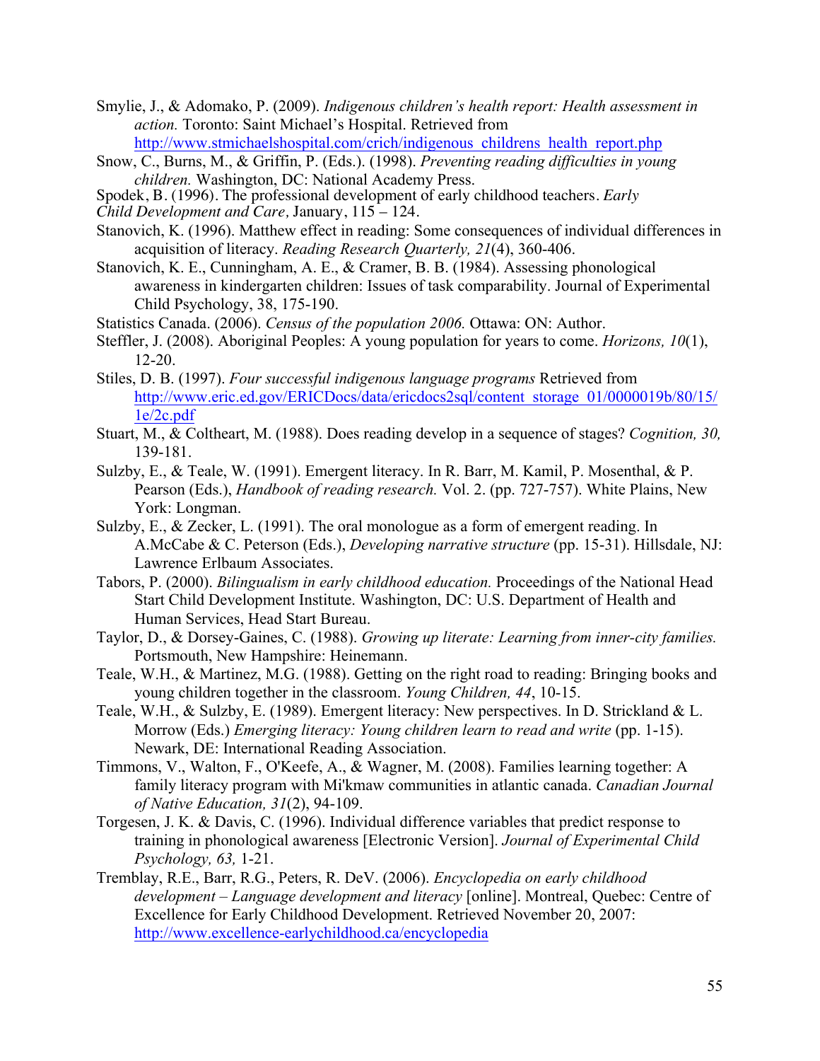Smylie, J., & Adomako, P. (2009). *Indigenous children's health report: Health assessment in action.* Toronto: Saint Michael's Hospital. Retrieved from http://www.stmichaelshospital.com/crich/indigenous_childrens_health_report.php

Snow, C., Burns, M., & Griffin, P. (Eds.). (1998). *Preventing reading difficulties in young children.* Washington, DC: National Academy Press.

Spodek, B. (1996). The professional development of early childhood teachers. *Early Child Development and Care,* January, 115 – 124.

Stanovich, K. (1996). Matthew effect in reading: Some consequences of individual differences in acquisition of literacy. *Reading Research Quarterly, 21*(4), 360-406.

Stanovich, K. E., Cunningham, A. E., & Cramer, B. B. (1984). Assessing phonological awareness in kindergarten children: Issues of task comparability. Journal of Experimental Child Psychology, 38, 175-190.

Statistics Canada. (2006). *Census of the population 2006.* Ottawa: ON: Author.

Steffler, J. (2008). Aboriginal Peoples: A young population for years to come. *Horizons, 10*(1), 12-20.

Stiles, D. B. (1997). *Four successful indigenous language programs* Retrieved from http://www.eric.ed.gov/ERICDocs/data/ericdocs2sql/content_storage_01/0000019b/80/15/1e/2c.pdf

Stuart, M., & Coltheart, M. (1988). Does reading develop in a sequence of stages? *Cognition, 30,* 139-181.

Sulzby, E., & Teale, W. (1991). Emergent literacy. In R. Barr, M. Kamil, P. Mosenthal, & P. Pearson (Eds.), *Handbook of reading research.* Vol. 2. (pp. 727-757). White Plains, New York: Longman.

Sulzby, E., & Zecker, L. (1991). The oral monologue as a form of emergent reading. In A.McCabe & C. Peterson (Eds.), *Developing narrative structure* (pp. 15-31). Hillsdale, NJ: Lawrence Erlbaum Associates.

Tabors, P. (2000). *Bilingualism in early childhood education.* Proceedings of the National Head Start Child Development Institute. Washington, DC: U.S. Department of Health and Human Services, Head Start Bureau.

Taylor, D., & Dorsey-Gaines, C. (1988). *Growing up literate: Learning from inner-city families.* Portsmouth, New Hampshire: Heinemann.

Teale, W.H., & Martinez, M.G. (1988). Getting on the right road to reading: Bringing books and young children together in the classroom. *Young Children, 44*, 10-15.

Teale, W.H., & Sulzby, E. (1989). Emergent literacy: New perspectives. In D. Strickland & L. Morrow (Eds.) *Emerging literacy: Young children learn to read and write* (pp. 1-15). Newark, DE: International Reading Association.

Timmons, V., Walton, F., O'Keefe, A., & Wagner, M. (2008). Families learning together: A family literacy program with Mi'kmaw communities in atlantic canada. *Canadian Journal of Native Education, 31*(2), 94-109.

Torgesen, J. K. & Davis, C. (1996). Individual difference variables that predict response to training in phonological awareness [Electronic Version]. *Journal of Experimental Child Psychology, 63,* 1-21.

Tremblay, R.E., Barr, R.G., Peters, R. DeV. (2006). *Encyclopedia on early childhood development – Language development and literacy* [online]. Montreal, Quebec: Centre of Excellence for Early Childhood Development. Retrieved November 20, 2007: http://www.excellence-earlychildhood.ca/encyclopedia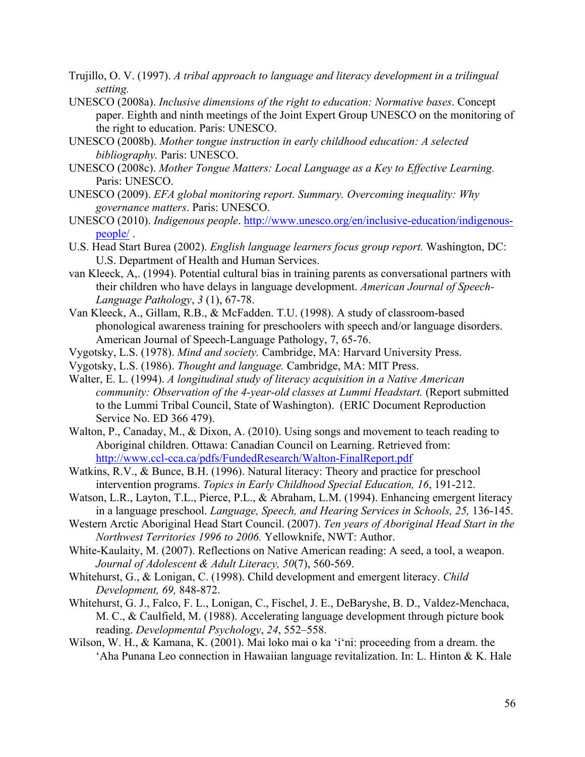Trujillo, O. V. (1997). *A tribal approach to language and literacy development in a trilingual setting.*

UNESCO (2008a). *Inclusive dimensions of the right to education: Normative bases*. Concept paper. Eighth and ninth meetings of the Joint Expert Group UNESCO on the monitoring of the right to education. Paris: UNESCO.

UNESCO (2008b). *Mother tongue instruction in early childhood education: A selected bibliography.* Paris: UNESCO.

UNESCO (2008c). *Mother Tongue Matters: Local Language as a Key to Effective Learning.* Paris: UNESCO.

UNESCO (2009). *EFA global monitoring report. Summary. Overcoming inequality: Why governance matters*. Paris: UNESCO.

UNESCO (2010). *Indigenous people*. http://www.unesco.org/en/inclusive-education/indigenous-people/ .

U.S. Head Start Burea (2002). *English language learners focus group report.* Washington, DC: U.S. Department of Health and Human Services.

van Kleeck, A,. (1994). Potential cultural bias in training parents as conversational partners with their children who have delays in language development. *American Journal of Speech-Language Pathology*, *3* (1), 67-78.

Van Kleeck, A., Gillam, R.B., & McFadden. T.U. (1998). A study of classroom-based phonological awareness training for preschoolers with speech and/or language disorders. American Journal of Speech-Language Pathology, 7, 65-76.

Vygotsky, L.S. (1978). *Mind and society.* Cambridge, MA: Harvard University Press.

Vygotsky, L.S. (1986). *Thought and language.* Cambridge, MA: MIT Press.

Walter, E. L. (1994). *A longitudinal study of literacy acquisition in a Native American community: Observation of the 4-year-old classes at Lummi Headstart.* (Report submitted to the Lummi Tribal Council, State of Washington). (ERIC Document Reproduction Service No. ED 366 479).

Walton, P., Canaday, M., & Dixon, A. (2010). Using songs and movement to teach reading to Aboriginal children. Ottawa: Canadian Council on Learning. Retrieved from: http://www.ccl-cca.ca/pdfs/FundedResearch/Walton-FinalReport.pdf

Watkins, R.V., & Bunce, B.H. (1996). Natural literacy: Theory and practice for preschool intervention programs. *Topics in Early Childhood Special Education, 16*, 191-212.

Watson, L.R., Layton, T.L., Pierce, P.L., & Abraham, L.M. (1994). Enhancing emergent literacy in a language preschool. *Language, Speech, and Hearing Services in Schools, 25,* 136-145.

Western Arctic Aboriginal Head Start Council. (2007). *Ten years of Aboriginal Head Start in the Northwest Territories 1996 to 2006.* Yellowknife, NWT: Author.

White-Kaulaity, M. (2007). Reflections on Native American reading: A seed, a tool, a weapon. *Journal of Adolescent & Adult Literacy, 50*(7), 560-569.

Whitehurst, G., & Lonigan, C. (1998). Child development and emergent literacy. *Child Development, 69,* 848-872.

Whitehurst, G. J., Falco, F. L., Lonigan, C., Fischel, J. E., DeBaryshe, B. D., Valdez-Menchaca, M. C., & Caulfield, M. (1988). Accelerating language development through picture book reading. *Developmental Psychology*, *24*, 552–558.

Wilson, W. H., & Kamana, K. (2001). Mai loko mai o ka ʻiʻni: proceeding from a dream. the ʻAha Punana Leo connection in Hawaiian language revitalization. In: L. Hinton & K. Hale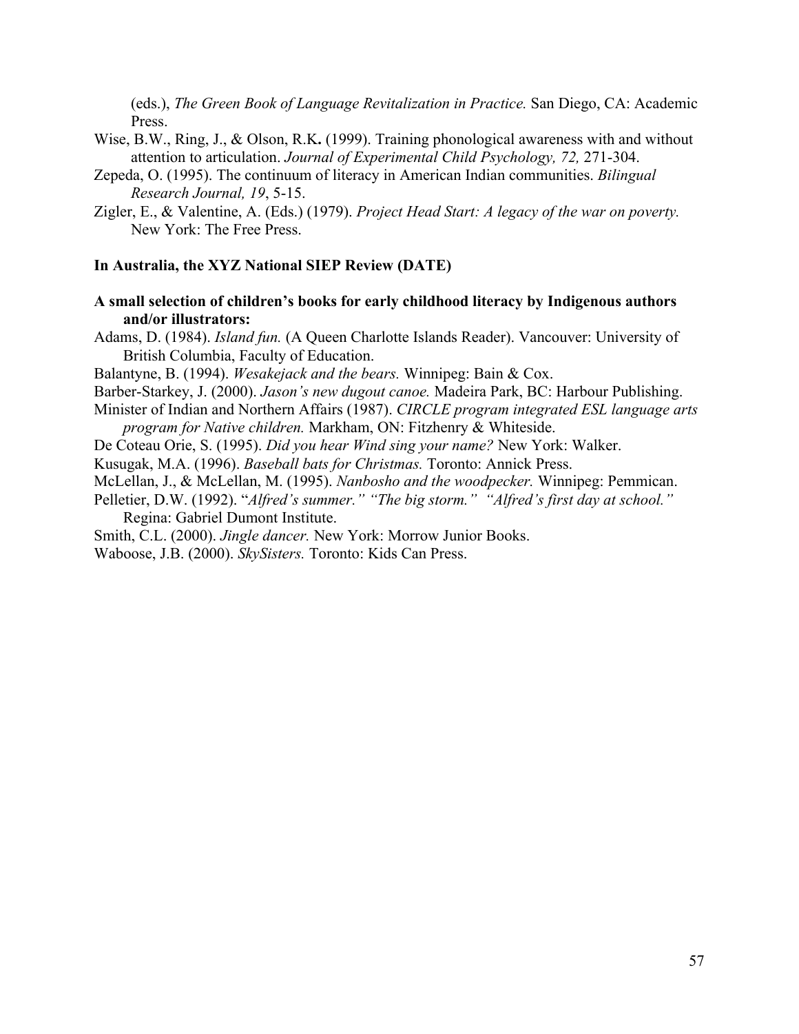(eds.), *The Green Book of Language Revitalization in Practice.* San Diego, CA: Academic Press.

Wise, B.W., Ring, J., & Olson, R.K**.** (1999). Training phonological awareness with and without attention to articulation. *Journal of Experimental Child Psychology, 72,* 271-304.

Zepeda, O. (1995). The continuum of literacy in American Indian communities. *Bilingual Research Journal, 19*, 5-15.

Zigler, E., & Valentine, A. (Eds.) (1979). *Project Head Start: A legacy of the war on poverty.* New York: The Free Press.

**In Australia, the XYZ National SIEP Review (DATE)**

**A small selection of children's books for early childhood literacy by Indigenous authors and/or illustrators:**

Adams, D. (1984). *Island fun.* (A Queen Charlotte Islands Reader). Vancouver: University of British Columbia, Faculty of Education.

Balantyne, B. (1994). *Wesakejack and the bears.* Winnipeg: Bain & Cox.

Barber-Starkey, J. (2000). *Jason's new dugout canoe.* Madeira Park, BC: Harbour Publishing.

Minister of Indian and Northern Affairs (1987). *CIRCLE program integrated ESL language arts program for Native children.* Markham, ON: Fitzhenry & Whiteside.

De Coteau Orie, S. (1995). *Did you hear Wind sing your name?* New York: Walker.

Kusugak, M.A. (1996). *Baseball bats for Christmas.* Toronto: Annick Press.

McLellan, J., & McLellan, M. (1995). *Nanbosho and the woodpecker.* Winnipeg: Pemmican.

Pelletier, D.W. (1992). "*Alfred's summer." "The big storm." "Alfred's first day at school."* Regina: Gabriel Dumont Institute.

Smith, C.L. (2000). *Jingle dancer.* New York: Morrow Junior Books.

Waboose, J.B. (2000). *SkySisters.* Toronto: Kids Can Press.